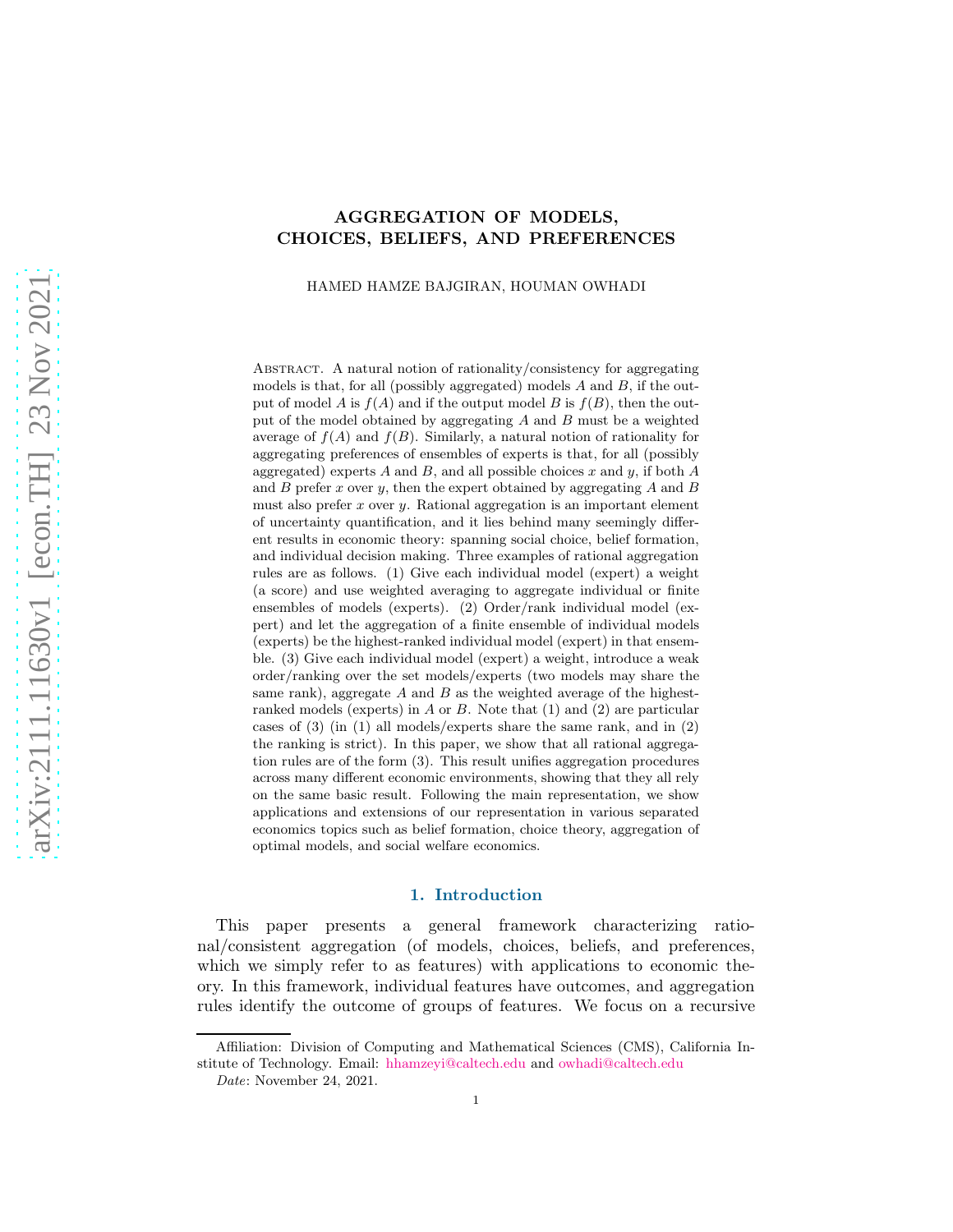# AGGREGATION OF MODELS, CHOICES, BELIEFS, AND PREFERENCES

HAMED HAMZE BAJGIRAN, HOUMAN OWHADI

Abstract. A natural notion of rationality/consistency for aggregating models is that, for all (possibly aggregated) models $A$ and $B$, if the output of model $A$ is $f(A)$ and if the output model $B$ is $f(B)$, then the output of the model obtained by aggregating $A$ and $B$ must be a weighted average of $f(A)$ and $f(B)$. Similarly, a natural notion of rationality for aggregating preferences of ensembles of experts is that, for all (possibly aggregated) experts $A$ and $B$, and all possible choices $x$ and $y$, if both $A$ and $B$ prefer $x$ over $y$, then the expert obtained by aggregating $A$ and $B$ must also prefer $x$ over $y$. Rational aggregation is an important element of uncertainty quantification, and it lies behind many seemingly different results in economic theory: spanning social choice, belief formation, and individual decision making. Three examples of rational aggregation rules are as follows. (1) Give each individual model (expert) a weight (a score) and use weighted averaging to aggregate individual or finite ensembles of models (experts). (2) Order/rank individual model (expert) and let the aggregation of a finite ensemble of individual models (experts) be the highest-ranked individual model (expert) in that ensemble. (3) Give each individual model (expert) a weight, introduce a weak order/ranking over the set models/experts (two models may share the same rank), aggregate $A$ and $B$ as the weighted average of the highest-ranked models (experts) in $A$ or $B$. Note that (1) and (2) are particular cases of (3) (in (1) all models/experts share the same rank, and in (2) the ranking is strict). In this paper, we show that all rational aggregation rules are of the form (3). This result unifies aggregation procedures across many different economic environments, showing that they all rely on the same basic result. Following the main representation, we show applications and extensions of our representation in various separated economics topics such as belief formation, choice theory, aggregation of optimal models, and social welfare economics.

## 1. Introduction

This paper presents a general framework characterizing rational/consistent aggregation (of models, choices, beliefs, and preferences, which we simply refer to as features) with applications to economic theory. In this framework, individual features have outcomes, and aggregation rules identify the outcome of groups of features. We focus on a recursive

---

Affiliation: Division of Computing and Mathematical Sciences (CMS), California Institute of Technology. Email: hhamzeyi@caltech.edu and owhadi@caltech.edu

*Date*: November 24, 2021.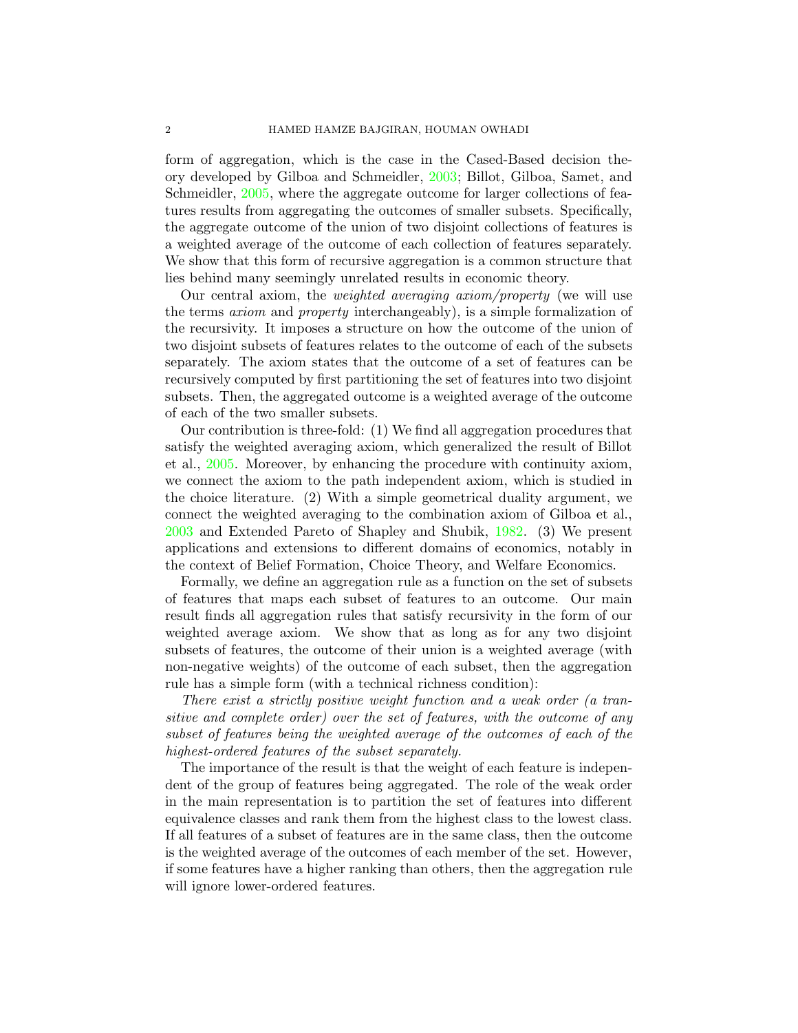form of aggregation, which is the case in the Cased-Based decision theory developed by Gilboa and Schmeidler, 2003; Billot, Gilboa, Samet, and Schmeidler, 2005, where the aggregate outcome for larger collections of features results from aggregating the outcomes of smaller subsets. Specifically, the aggregate outcome of the union of two disjoint collections of features is a weighted average of the outcome of each collection of features separately. We show that this form of recursive aggregation is a common structure that lies behind many seemingly unrelated results in economic theory.

Our central axiom, the *weighted averaging axiom/property* (we will use the terms *axiom* and *property* interchangeably), is a simple formalization of the recursivity. It imposes a structure on how the outcome of the union of two disjoint subsets of features relates to the outcome of each of the subsets separately. The axiom states that the outcome of a set of features can be recursively computed by first partitioning the set of features into two disjoint subsets. Then, the aggregated outcome is a weighted average of the outcome of each of the two smaller subsets.

Our contribution is three-fold: (1) We find all aggregation procedures that satisfy the weighted averaging axiom, which generalized the result of Billot et al., 2005. Moreover, by enhancing the procedure with continuity axiom, we connect the axiom to the path independent axiom, which is studied in the choice literature. (2) With a simple geometrical duality argument, we connect the weighted averaging to the combination axiom of Gilboa et al., 2003 and Extended Pareto of Shapley and Shubik, 1982. (3) We present applications and extensions to different domains of economics, notably in the context of Belief Formation, Choice Theory, and Welfare Economics.

Formally, we define an aggregation rule as a function on the set of subsets of features that maps each subset of features to an outcome. Our main result finds all aggregation rules that satisfy recursivity in the form of our weighted average axiom. We show that as long as for any two disjoint subsets of features, the outcome of their union is a weighted average (with non-negative weights) of the outcome of each subset, then the aggregation rule has a simple form (with a technical richness condition):

*There exist a strictly positive weight function and a weak order (a transitive and complete order) over the set of features, with the outcome of any subset of features being the weighted average of the outcomes of each of the highest-ordered features of the subset separately.*

The importance of the result is that the weight of each feature is independent of the group of features being aggregated. The role of the weak order in the main representation is to partition the set of features into different equivalence classes and rank them from the highest class to the lowest class. If all features of a subset of features are in the same class, then the outcome is the weighted average of the outcomes of each member of the set. However, if some features have a higher ranking than others, then the aggregation rule will ignore lower-ordered features.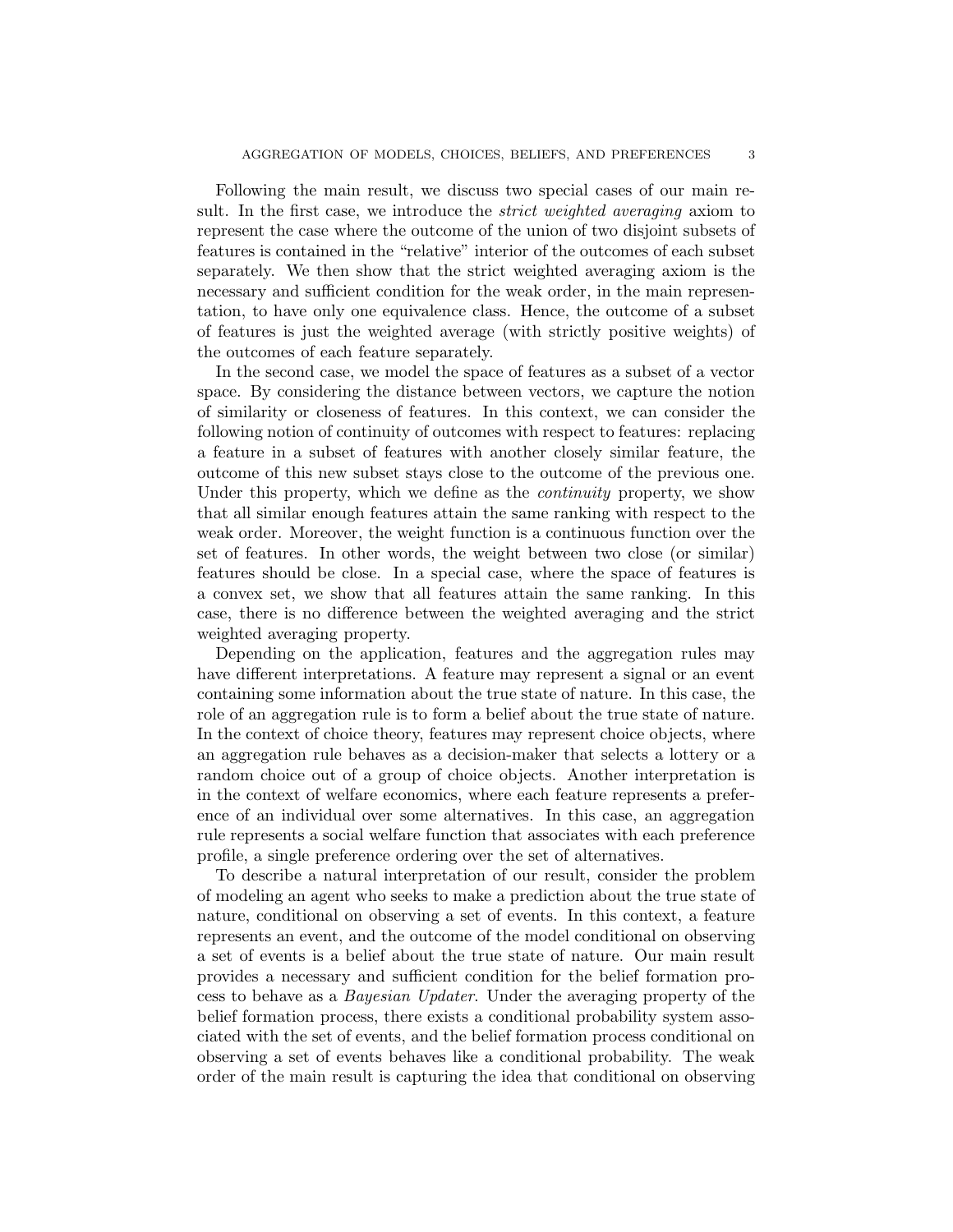Following the main result, we discuss two special cases of our main result. In the first case, we introduce the *strict weighted averaging* axiom to represent the case where the outcome of the union of two disjoint subsets of features is contained in the "relative" interior of the outcomes of each subset separately. We then show that the strict weighted averaging axiom is the necessary and sufficient condition for the weak order, in the main representation, to have only one equivalence class. Hence, the outcome of a subset of features is just the weighted average (with strictly positive weights) of the outcomes of each feature separately.

In the second case, we model the space of features as a subset of a vector space. By considering the distance between vectors, we capture the notion of similarity or closeness of features. In this context, we can consider the following notion of continuity of outcomes with respect to features: replacing a feature in a subset of features with another closely similar feature, the outcome of this new subset stays close to the outcome of the previous one. Under this property, which we define as the *continuity* property, we show that all similar enough features attain the same ranking with respect to the weak order. Moreover, the weight function is a continuous function over the set of features. In other words, the weight between two close (or similar) features should be close. In a special case, where the space of features is a convex set, we show that all features attain the same ranking. In this case, there is no difference between the weighted averaging and the strict weighted averaging property.

Depending on the application, features and the aggregation rules may have different interpretations. A feature may represent a signal or an event containing some information about the true state of nature. In this case, the role of an aggregation rule is to form a belief about the true state of nature. In the context of choice theory, features may represent choice objects, where an aggregation rule behaves as a decision-maker that selects a lottery or a random choice out of a group of choice objects. Another interpretation is in the context of welfare economics, where each feature represents a preference of an individual over some alternatives. In this case, an aggregation rule represents a social welfare function that associates with each preference profile, a single preference ordering over the set of alternatives.

To describe a natural interpretation of our result, consider the problem of modeling an agent who seeks to make a prediction about the true state of nature, conditional on observing a set of events. In this context, a feature represents an event, and the outcome of the model conditional on observing a set of events is a belief about the true state of nature. Our main result provides a necessary and sufficient condition for the belief formation process to behave as a *Bayesian Updater*. Under the averaging property of the belief formation process, there exists a conditional probability system associated with the set of events, and the belief formation process conditional on observing a set of events behaves like a conditional probability. The weak order of the main result is capturing the idea that conditional on observing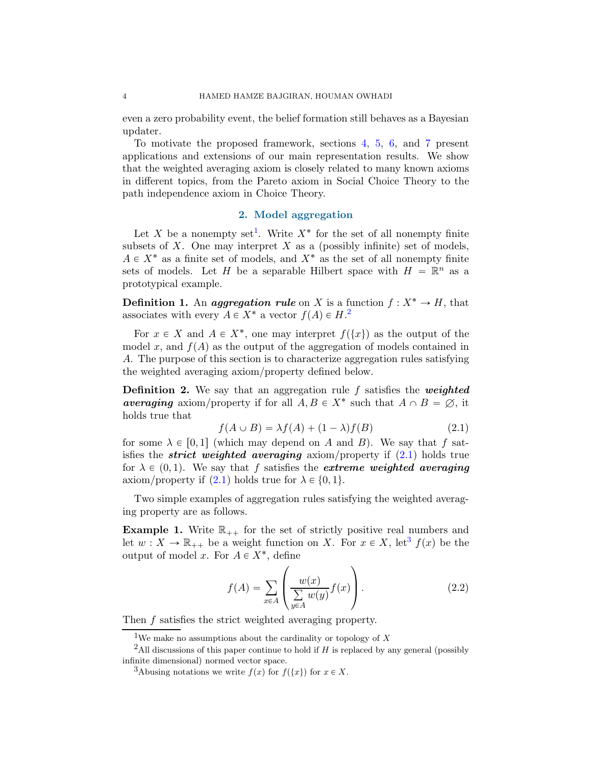even a zero probability event, the belief formation still behaves as a Bayesian updater.

To motivate the proposed framework, sections 4, 5, 6, and 7 present applications and extensions of our main representation results. We show that the weighted averaging axiom is closely related to many known axioms in different topics, from the Pareto axiom in Social Choice Theory to the path independence axiom in Choice Theory.

## 2. Model aggregation

Let $X$ be a nonempty set[1]. Write $X^*$ for the set of all nonempty finite subsets of $X$. One may interpret $X$ as a (possibly infinite) set of models, $A \in X^*$ as a finite set of models, and $X^*$ as the set of all nonempty finite sets of models. Let $H$ be a separable Hilbert space with $H = \mathbb{R}^n$ as a prototypical example.

**Definition 1.** An ***aggregation rule*** on $X$ is a function $f : X^* \to H$, that associates with every $A \in X^*$ a vector $f(A) \in H$.[2]

For $x \in X$ and $A \in X^*$, one may interpret $f(\{x\})$ as the output of the model $x$, and $f(A)$ as the output of the aggregation of models contained in $A$. The purpose of this section is to characterize aggregation rules satisfying the weighted averaging axiom/property defined below.

**Definition 2.** We say that an aggregation rule $f$ satisfies the ***weighted averaging*** axiom/property if for all $A, B \in X^*$ such that $A \cap B = \emptyset$, it holds true that

$$f(A \cup B) = \lambda f(A) + (1 - \lambda) f(B) \tag{2.1}$$

for some $\lambda \in [0, 1]$ (which may depend on $A$ and $B$). We say that $f$ satisfies the ***strict weighted averaging*** axiom/property if (2.1) holds true for $\lambda \in (0, 1)$. We say that $f$ satisfies the ***extreme weighted averaging*** axiom/property if (2.1) holds true for $\lambda \in \{0, 1\}$.

Two simple examples of aggregation rules satisfying the weighted averaging property are as follows.

**Example 1.** Write $\mathbb{R}_{++}$ for the set of strictly positive real numbers and let $w : X \to \mathbb{R}_{++}$ be a weight function on $X$. For $x \in X$, let[3] $f(x)$ be the output of model $x$. For $A \in X^*$, define

$$f(A) = \sum_{x \in A} \left( \frac{w(x)}{\sum_{y \in A} w(y)} f(x) \right). \tag{2.2}$$

Then $f$ satisfies the strict weighted averaging property.

---

[1] We make no assumptions about the cardinality or topology of $X$

[2] All discussions of this paper continue to hold if $H$ is replaced by any general (possibly infinite dimensional) normed vector space.

[3] Abusing notations we write $f(x)$ for $f(\{x\})$ for $x \in X$.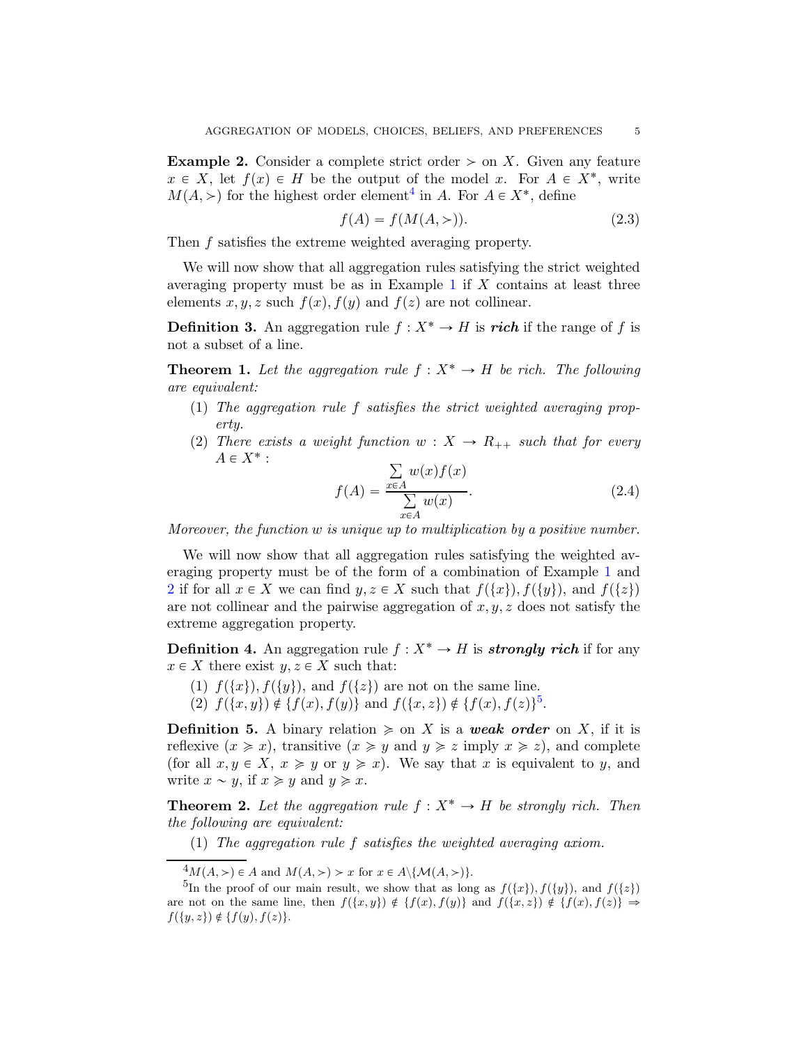**Example 2.** Consider a complete strict order $\succ$ on $X$. Given any feature $x \in X$, let $f(x) \in H$ be the output of the model $x$. For $A \in X^*$, write $M(A, \succ)$ for the highest order element[4] in $A$. For $A \in X^*$, define

$$f(A) = f(M(A, \succ)). \tag{2.3}$$

Then $f$ satisfies the extreme weighted averaging property.

We will now show that all aggregation rules satisfying the strict weighted averaging property must be as in Example 1 if $X$ contains at least three elements $x, y, z$ such $f(x), f(y)$ and $f(z)$ are not collinear.

**Definition 3.** An aggregation rule $f : X^* \to H$ is ***rich*** if the range of $f$ is not a subset of a line.

**Theorem 1.** *Let the aggregation rule $f : X^* \to H$ be rich. The following are equivalent:*

1. *The aggregation rule $f$ satisfies the strict weighted averaging property.*
2. *There exists a weight function $w : X \to R_{++}$ such that for every $A \in X^*$ :*

$$f(A) = \frac{\sum_{x \in A} w(x) f(x)}{\sum_{x \in A} w(x)}. \tag{2.4}$$

*Moreover, the function $w$ is unique up to multiplication by a positive number.*

We will now show that all aggregation rules satisfying the weighted averaging property must be of the form of a combination of Example 1 and 2 if for all $x \in X$ we can find $y, z \in X$ such that $f(\{x\}), f(\{y\})$, and $f(\{z\})$ are not collinear and the pairwise aggregation of $x, y, z$ does not satisfy the extreme aggregation property.

**Definition 4.** An aggregation rule $f : X^* \to H$ is ***strongly rich*** if for any $x \in X$ there exist $y, z \in X$ such that:

1. $f(\{x\}), f(\{y\})$, and $f(\{z\})$ are not on the same line.
2. $f(\{x, y\}) \notin \{f(x), f(y)\}$ and $f(\{x, z\}) \notin \{f(x), f(z)\}$[5].

**Definition 5.** A binary relation $\succcurlyeq$ on $X$ is a ***weak order*** on $X$, if it is reflexive ($x \succcurlyeq x$), transitive ($x \succcurlyeq y$ and $y \succcurlyeq z$ imply $x \succcurlyeq z$), and complete (for all $x, y \in X$, $x \succcurlyeq y$ or $y \succcurlyeq x$). We say that $x$ is equivalent to $y$, and write $x \sim y$, if $x \succcurlyeq y$ and $y \succcurlyeq x$.

**Theorem 2.** *Let the aggregation rule $f : X^* \to H$ be strongly rich. Then the following are equivalent:*

1. *The aggregation rule $f$ satisfies the weighted averaging axiom.*

---

[4] $M(A, \succ) \in A$ and $M(A, \succ) \succ x$ for $x \in A \backslash \{\mathcal{M}(A, \succ)\}$.

[5] In the proof of our main result, we show that as long as $f(\{x\}), f(\{y\})$, and $f(\{z\})$ are not on the same line, then $f(\{x, y\}) \notin \{f(x), f(y)\}$ and $f(\{x, z\}) \notin \{f(x), f(z)\} \Rightarrow f(\{y, z\}) \notin \{f(y), f(z)\}$.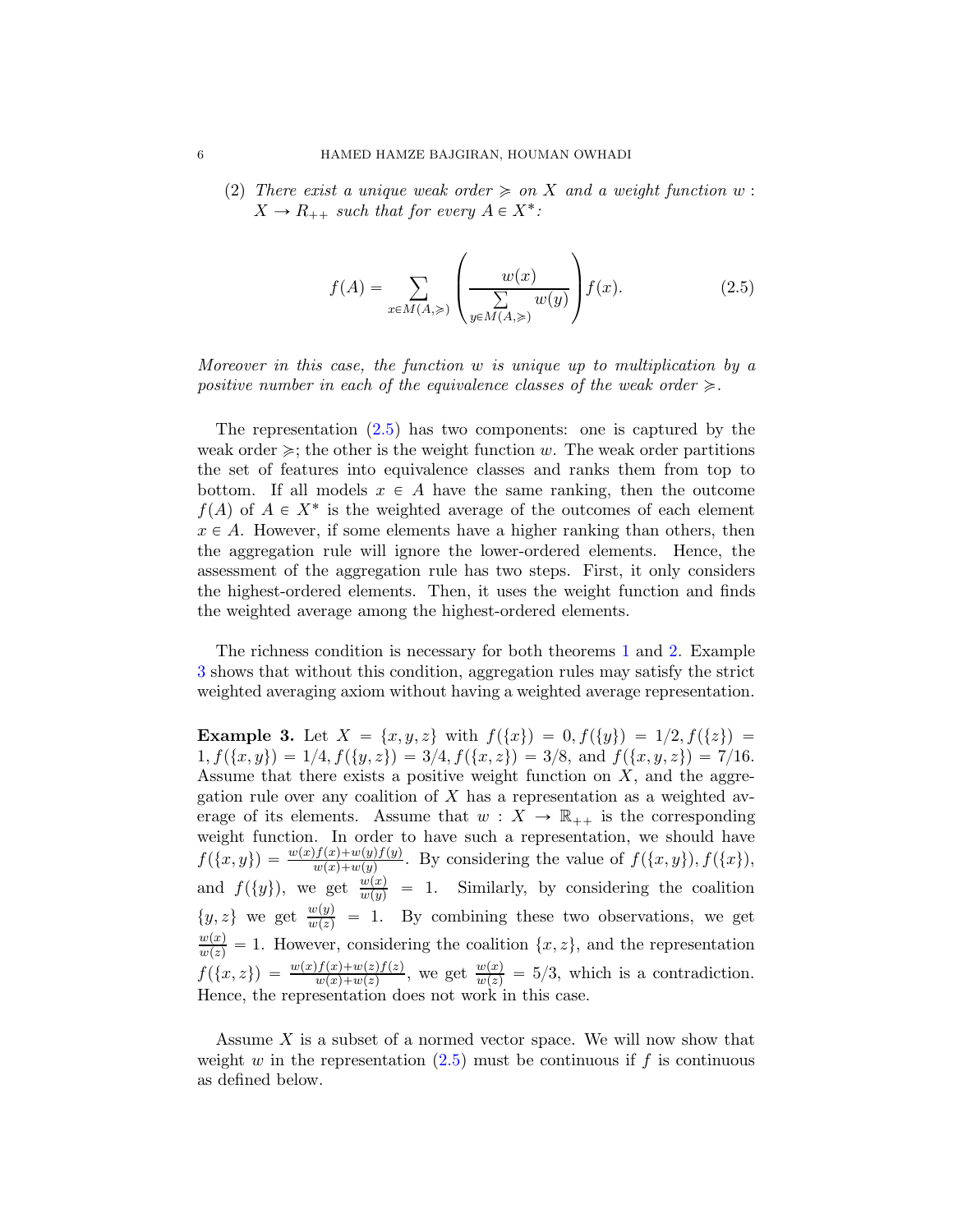(2) *There exist a unique weak order $\succcurlyeq$ on $X$ and a weight function $w : X \to R_{++}$ such that for every $A \in X^*$:*

$$f(A) = \sum_{x \in M(A,\succcurlyeq)} \left( \frac{w(x)}{\sum\limits_{y \in M(A,\succcurlyeq)} w(y)} \right) f(x). \tag{2.5}$$

*Moreover in this case, the function $w$ is unique up to multiplication by a positive number in each of the equivalence classes of the weak order $\succcurlyeq$.*

The representation (2.5) has two components: one is captured by the weak order $\succcurlyeq$; the other is the weight function $w$. The weak order partitions the set of features into equivalence classes and ranks them from top to bottom. If all models $x \in A$ have the same ranking, then the outcome $f(A)$ of $A \in X^*$ is the weighted average of the outcomes of each element $x \in A$. However, if some elements have a higher ranking than others, then the aggregation rule will ignore the lower-ordered elements. Hence, the assessment of the aggregation rule has two steps. First, it only considers the highest-ordered elements. Then, it uses the weight function and finds the weighted average among the highest-ordered elements.

The richness condition is necessary for both theorems 1 and 2. Example 3 shows that without this condition, aggregation rules may satisfy the strict weighted averaging axiom without having a weighted average representation.

**Example 3.** Let $X = \{x, y, z\}$ with $f(\{x\}) = 0, f(\{y\}) = 1/2, f(\{z\}) = 1, f(\{x, y\}) = 1/4, f(\{y, z\}) = 3/4, f(\{x, z\}) = 3/8$, and $f(\{x, y, z\}) = 7/16$. Assume that there exists a positive weight function on $X$, and the aggregation rule over any coalition of $X$ has a representation as a weighted average of its elements. Assume that $w : X \to \mathbb{R}_{++}$ is the corresponding weight function. In order to have such a representation, we should have $f(\{x, y\}) = \frac{w(x)f(x)+w(y)f(y)}{w(x)+w(y)}$. By considering the value of $f(\{x, y\}), f(\{x\})$, and $f(\{y\})$, we get $\frac{w(x)}{w(y)} = 1$. Similarly, by considering the coalition $\{y, z\}$ we get $\frac{w(y)}{w(z)} = 1$. By combining these two observations, we get $\frac{w(x)}{w(z)} = 1$. However, considering the coalition $\{x, z\}$, and the representation $f(\{x, z\}) = \frac{w(x)f(x)+w(z)f(z)}{w(x)+w(z)}$, we get $\frac{w(x)}{w(z)} = 5/3$, which is a contradiction. Hence, the representation does not work in this case.

Assume $X$ is a subset of a normed vector space. We will now show that weight $w$ in the representation (2.5) must be continuous if $f$ is continuous as defined below.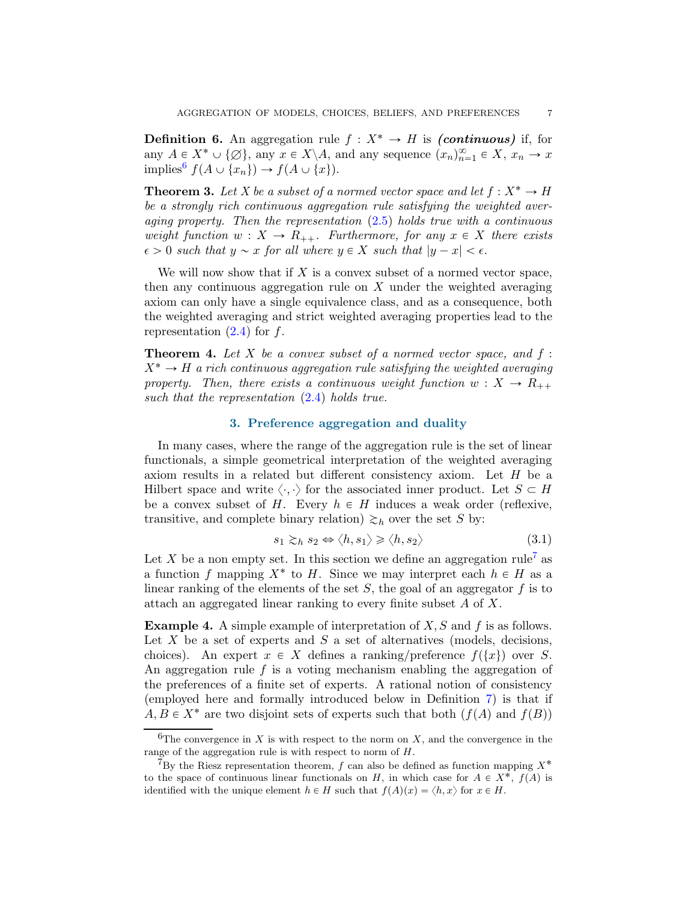**Definition 6.** An aggregation rule $f : X^* \to H$ is ***(continuous)*** if, for any $A \in X^* \cup \{\varnothing\}$, any $x \in X \backslash A$, and any sequence $(x_n)_{n=1}^{\infty} \in X$, $x_n \to x$ implies[6] $f(A \cup \{x_n\}) \to f(A \cup \{x\})$.

**Theorem 3.** *Let $X$ be a subset of a normed vector space and let $f : X^* \to H$ be a strongly rich continuous aggregation rule satisfying the weighted averaging property. Then the representation (2.5) holds true with a continuous weight function $w : X \to R_{++}$. Furthermore, for any $x \in X$ there exists $\epsilon > 0$ such that $y \sim x$ for all where $y \in X$ such that $|y - x| < \epsilon$.*

We will now show that if $X$ is a convex subset of a normed vector space, then any continuous aggregation rule on $X$ under the weighted averaging axiom can only have a single equivalence class, and as a consequence, both the weighted averaging and strict weighted averaging properties lead to the representation (2.4) for $f$.

**Theorem 4.** *Let $X$ be a convex subset of a normed vector space, and $f : X^* \to H$ a rich continuous aggregation rule satisfying the weighted averaging property. Then, there exists a continuous weight function $w : X \to R_{++}$ such that the representation (2.4) holds true.*

## 3. Preference aggregation and duality

In many cases, where the range of the aggregation rule is the set of linear functionals, a simple geometrical interpretation of the weighted averaging axiom results in a related but different consistency axiom. Let $H$ be a Hilbert space and write $\langle \cdot, \cdot \rangle$ for the associated inner product. Let $S \subset H$ be a convex subset of $H$. Every $h \in H$ induces a weak order (reflexive, transitive, and complete binary relation) $\gtrsim_h$ over the set $S$ by:

$$s_1 \gtrsim_h s_2 \Leftrightarrow \langle h, s_1 \rangle \geqslant \langle h, s_2 \rangle \tag{3.1}$$

Let $X$ be a non empty set. In this section we define an aggregation rule[7] as a function $f$ mapping $X^*$ to $H$. Since we may interpret each $h \in H$ as a linear ranking of the elements of the set $S$, the goal of an aggregator $f$ is to attach an aggregated linear ranking to every finite subset $A$ of $X$.

**Example 4.** A simple example of interpretation of $X, S$ and $f$ is as follows. Let $X$ be a set of experts and $S$ a set of alternatives (models, decisions, choices). An expert $x \in X$ defines a ranking/preference $f(\{x\})$ over $S$. An aggregation rule $f$ is a voting mechanism enabling the aggregation of the preferences of a finite set of experts. A rational notion of consistency (employed here and formally introduced below in Definition 7) is that if $A, B \in X^*$ are two disjoint sets of experts such that both ($f(A)$ and $f(B)$)

---

[6] The convergence in $X$ is with respect to the norm on $X$, and the convergence in the range of the aggregation rule is with respect to norm of $H$.

[7] By the Riesz representation theorem, $f$ can also be defined as function mapping $X^*$ to the space of continuous linear functionals on $H$, in which case for $A \in X^*$, $f(A)$ is identified with the unique element $h \in H$ such that $f(A)(x) = \langle h, x \rangle$ for $x \in H$.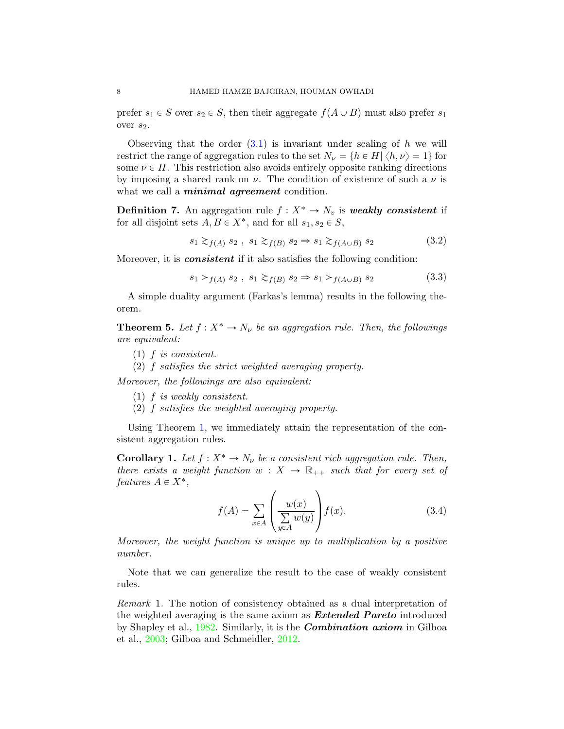prefer $s_1 \in S$ over $s_2 \in S$, then their aggregate $f(A \cup B)$ must also prefer $s_1$ over $s_2$.

Observing that the order (3.1) is invariant under scaling of $h$ we will restrict the range of aggregation rules to the set $N_\nu = \{h \in H | \langle h, \nu \rangle = 1\}$ for some $\nu \in H$. This restriction also avoids entirely opposite ranking directions by imposing a shared rank on $\nu$. The condition of existence of such a $\nu$ is what we call a ***minimal agreement*** condition.

**Definition 7.** An aggregation rule $f : X^* \to N_v$ is ***weakly consistent*** if for all disjoint sets $A, B \in X^*$, and for all $s_1, s_2 \in S$,

$$s_1 \gtrsim_{f(A)} s_2 \ , \ s_1 \gtrsim_{f(B)} s_2 \Rightarrow s_1 \gtrsim_{f(A \cup B)} s_2 \tag{3.2}$$

Moreover, it is ***consistent*** if it also satisfies the following condition:

$$s_1 \succ_{f(A)} s_2 \ , \ s_1 \gtrsim_{f(B)} s_2 \Rightarrow s_1 \succ_{f(A \cup B)} s_2 \tag{3.3}$$

A simple duality argument (Farkas's lemma) results in the following theorem.

**Theorem 5.** *Let $f : X^* \to N_\nu$ be an aggregation rule. Then, the followings are equivalent:*

1. *$f$ is consistent.*
2. *$f$ satisfies the strict weighted averaging property.*

*Moreover, the followings are also equivalent:*

1. *$f$ is weakly consistent.*
2. *$f$ satisfies the weighted averaging property.*

Using Theorem 1, we immediately attain the representation of the consistent aggregation rules.

**Corollary 1.** *Let $f : X^* \to N_\nu$ be a consistent rich aggregation rule. Then, there exists a weight function $w : X \to \mathbb{R}_{++}$ such that for every set of features $A \in X^*$,*

$$f(A) = \sum_{x \in A} \left( \frac{w(x)}{\sum\limits_{y \in A} w(y)} \right) f(x). \tag{3.4}$$

*Moreover, the weight function is unique up to multiplication by a positive number.*

Note that we can generalize the result to the case of weakly consistent rules.

*Remark* 1. The notion of consistency obtained as a dual interpretation of the weighted averaging is the same axiom as ***Extended Pareto*** introduced by Shapley et al., 1982. Similarly, it is the ***Combination axiom*** in Gilboa et al., 2003; Gilboa and Schmeidler, 2012.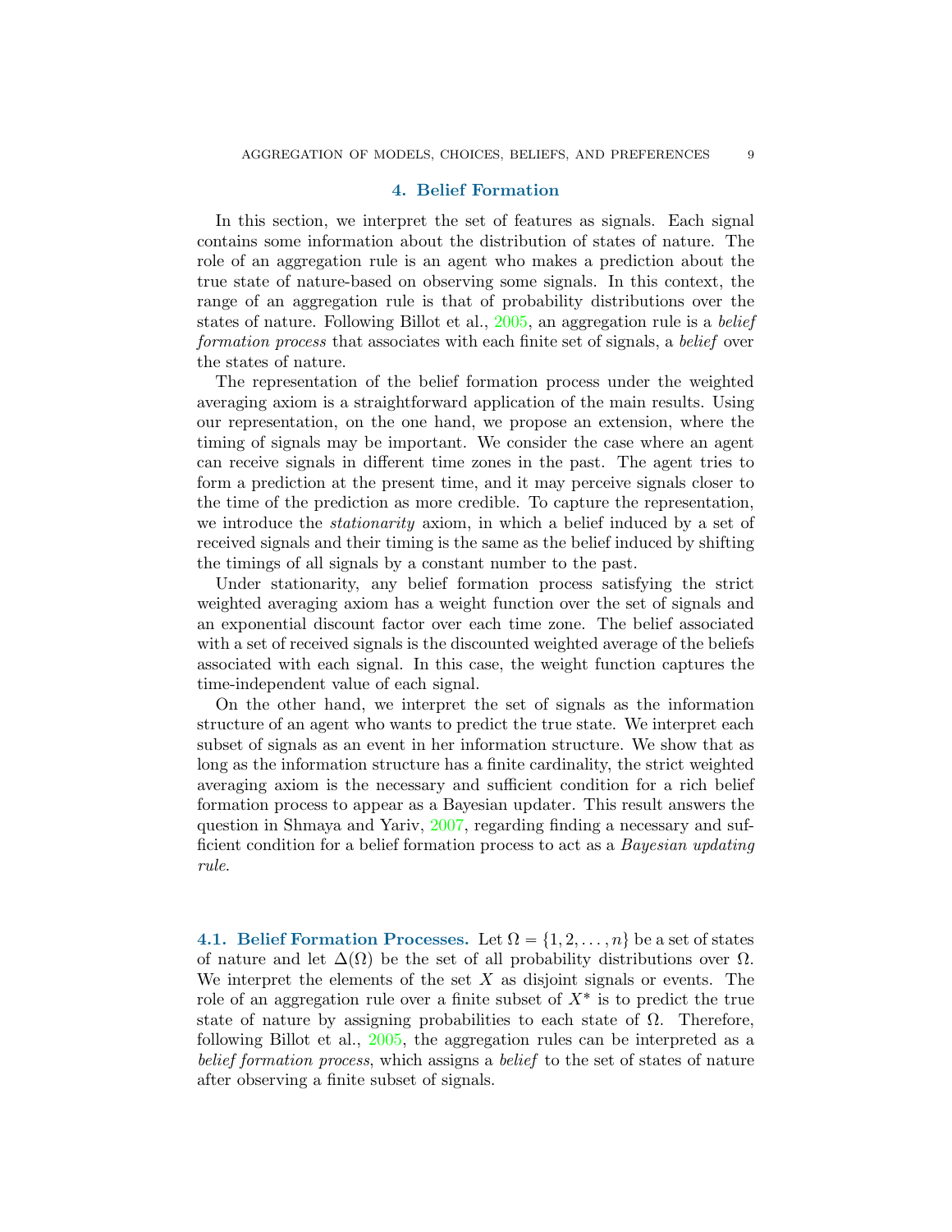## 4. Belief Formation

In this section, we interpret the set of features as signals. Each signal contains some information about the distribution of states of nature. The role of an aggregation rule is an agent who makes a prediction about the true state of nature-based on observing some signals. In this context, the range of an aggregation rule is that of probability distributions over the states of nature. Following Billot et al., 2005, an aggregation rule is a *belief formation process* that associates with each finite set of signals, a *belief* over the states of nature.

The representation of the belief formation process under the weighted averaging axiom is a straightforward application of the main results. Using our representation, on the one hand, we propose an extension, where the timing of signals may be important. We consider the case where an agent can receive signals in different time zones in the past. The agent tries to form a prediction at the present time, and it may perceive signals closer to the time of the prediction as more credible. To capture the representation, we introduce the *stationarity* axiom, in which a belief induced by a set of received signals and their timing is the same as the belief induced by shifting the timings of all signals by a constant number to the past.

Under stationarity, any belief formation process satisfying the strict weighted averaging axiom has a weight function over the set of signals and an exponential discount factor over each time zone. The belief associated with a set of received signals is the discounted weighted average of the beliefs associated with each signal. In this case, the weight function captures the time-independent value of each signal.

On the other hand, we interpret the set of signals as the information structure of an agent who wants to predict the true state. We interpret each subset of signals as an event in her information structure. We show that as long as the information structure has a finite cardinality, the strict weighted averaging axiom is the necessary and sufficient condition for a rich belief formation process to appear as a Bayesian updater. This result answers the question in Shmaya and Yariv, 2007, regarding finding a necessary and sufficient condition for a belief formation process to act as a *Bayesian updating rule*.

### 4.1. Belief Formation Processes.

Let $\Omega = \{1, 2, \ldots, n\}$ be a set of states of nature and let $\Delta(\Omega)$ be the set of all probability distributions over $\Omega$. We interpret the elements of the set $X$ as disjoint signals or events. The role of an aggregation rule over a finite subset of $X^*$ is to predict the true state of nature by assigning probabilities to each state of $\Omega$. Therefore, following Billot et al., 2005, the aggregation rules can be interpreted as a *belief formation process*, which assigns a *belief* to the set of states of nature after observing a finite subset of signals.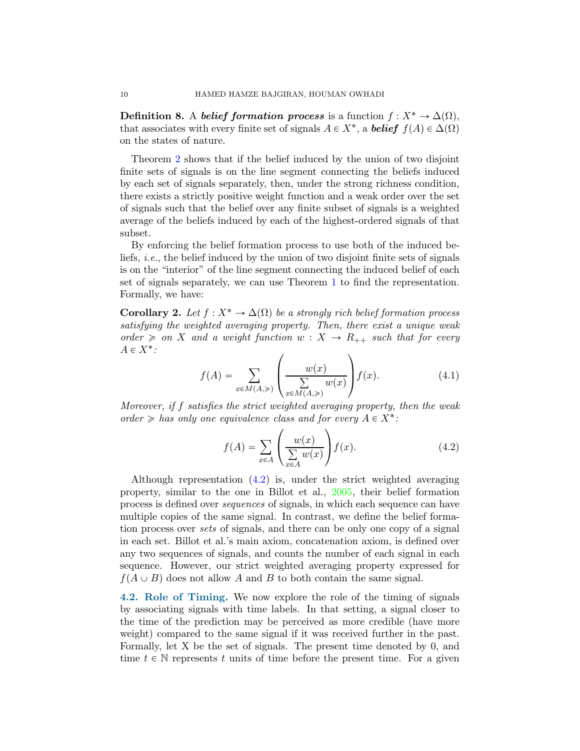**Definition 8.** A ***belief formation process*** is a function $f : X^* \to \Delta(\Omega)$, that associates with every finite set of signals $A \in X^*$, a ***belief*** $f(A) \in \Delta(\Omega)$ on the states of nature.

Theorem 2 shows that if the belief induced by the union of two disjoint finite sets of signals is on the line segment connecting the beliefs induced by each set of signals separately, then, under the strong richness condition, there exists a strictly positive weight function and a weak order over the set of signals such that the belief over any finite subset of signals is a weighted average of the beliefs induced by each of the highest-ordered signals of that subset.

By enforcing the belief formation process to use both of the induced beliefs, *i.e.*, the belief induced by the union of two disjoint finite sets of signals is on the "interior" of the line segment connecting the induced belief of each set of signals separately, we can use Theorem 1 to find the representation. Formally, we have:

**Corollary 2.** *Let $f : X^* \to \Delta(\Omega)$ be a strongly rich belief formation process satisfying the weighted averaging property. Then, there exist a unique weak order $\succcurlyeq$ on $X$ and a weight function $w : X \to R_{++}$ such that for every $A \in X^*$:*

$$f(A) = \sum_{x \in M(A,\succcurlyeq)} \left( \frac{w(x)}{\sum\limits_{x \in M(A,\succcurlyeq)} w(x)} \right) f(x). \tag{4.1}$$

*Moreover, if $f$ satisfies the strict weighted averaging property, then the weak order $\succcurlyeq$ has only one equivalence class and for every $A \in X^*$:*

$$f(A) = \sum_{x \in A} \left( \frac{w(x)}{\sum\limits_{x \in A} w(x)} \right) f(x). \tag{4.2}$$

Although representation (4.2) is, under the strict weighted averaging property, similar to the one in Billot et al., 2005, their belief formation process is defined over *sequences* of signals, in which each sequence can have multiple copies of the same signal. In contrast, we define the belief formation process over *sets* of signals, and there can be only one copy of a signal in each set. Billot et al.'s main axiom, concatenation axiom, is defined over any two sequences of signals, and counts the number of each signal in each sequence. However, our strict weighted averaging property expressed for $f(A \cup B)$ does not allow $A$ and $B$ to both contain the same signal.

### 4.2. Role of Timing.

We now explore the role of the timing of signals by associating signals with time labels. In that setting, a signal closer to the time of the prediction may be perceived as more credible (have more weight) compared to the same signal if it was received further in the past. Formally, let X be the set of signals. The present time denoted by 0, and time $t \in \mathbb{N}$ represents $t$ units of time before the present time. For a given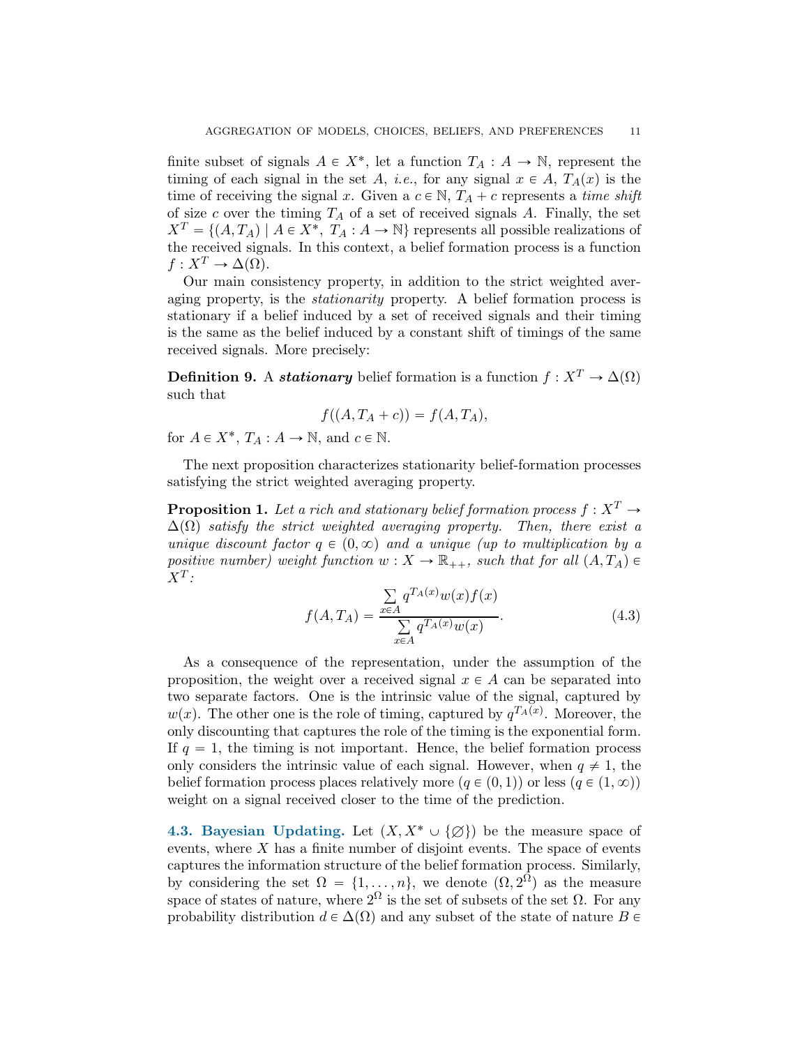finite subset of signals $A \in X^*$, let a function $T_A : A \to \mathbb{N}$, represent the timing of each signal in the set $A$, *i.e.*, for any signal $x \in A$, $T_A(x)$ is the time of receiving the signal $x$. Given a $c \in \mathbb{N}$, $T_A + c$ represents a *time shift* of size $c$ over the timing $T_A$ of a set of received signals $A$. Finally, the set $X^T = \{(A, T_A) \mid A \in X^*,\ T_A : A \to \mathbb{N}\}$ represents all possible realizations of the received signals. In this context, a belief formation process is a function $f : X^T \to \Delta(\Omega)$.

Our main consistency property, in addition to the strict weighted averaging property, is the *stationarity* property. A belief formation process is stationary if a belief induced by a set of received signals and their timing is the same as the belief induced by a constant shift of timings of the same received signals. More precisely:

**Definition 9.** A ***stationary*** belief formation is a function $f : X^T \to \Delta(\Omega)$ such that

$$f((A, T_A + c)) = f(A, T_A),$$

for $A \in X^*$, $T_A : A \to \mathbb{N}$, and $c \in \mathbb{N}$.

The next proposition characterizes stationarity belief-formation processes satisfying the strict weighted averaging property.

**Proposition 1.** *Let a rich and stationary belief formation process $f : X^T \to \Delta(\Omega)$ satisfy the strict weighted averaging property. Then, there exist a unique discount factor $q \in (0, \infty)$ and a unique (up to multiplication by a positive number) weight function $w : X \to \mathbb{R}_{++}$, such that for all $(A, T_A) \in X^T$:*

$$f(A, T_A) = \frac{\sum_{x \in A} q^{T_A(x)} w(x) f(x)}{\sum_{x \in A} q^{T_A(x)} w(x)}. \tag{4.3}$$

As a consequence of the representation, under the assumption of the proposition, the weight over a received signal $x \in A$ can be separated into two separate factors. One is the intrinsic value of the signal, captured by $w(x)$. The other one is the role of timing, captured by $q^{T_A(x)}$. Moreover, the only discounting that captures the role of the timing is the exponential form. If $q = 1$, the timing is not important. Hence, the belief formation process only considers the intrinsic value of each signal. However, when $q \neq 1$, the belief formation process places relatively more ($q \in (0, 1)$) or less ($q \in (1, \infty)$) weight on a signal received closer to the time of the prediction.

**4.3. Bayesian Updating.** Let $(X, X^* \cup \{\varnothing\})$ be the measure space of events, where $X$ has a finite number of disjoint events. The space of events captures the information structure of the belief formation process. Similarly, by considering the set $\Omega = \{1, \dots, n\}$, we denote $(\Omega, 2^\Omega)$ as the measure space of states of nature, where $2^\Omega$ is the set of subsets of the set $\Omega$. For any probability distribution $d \in \Delta(\Omega)$ and any subset of the state of nature $B \in$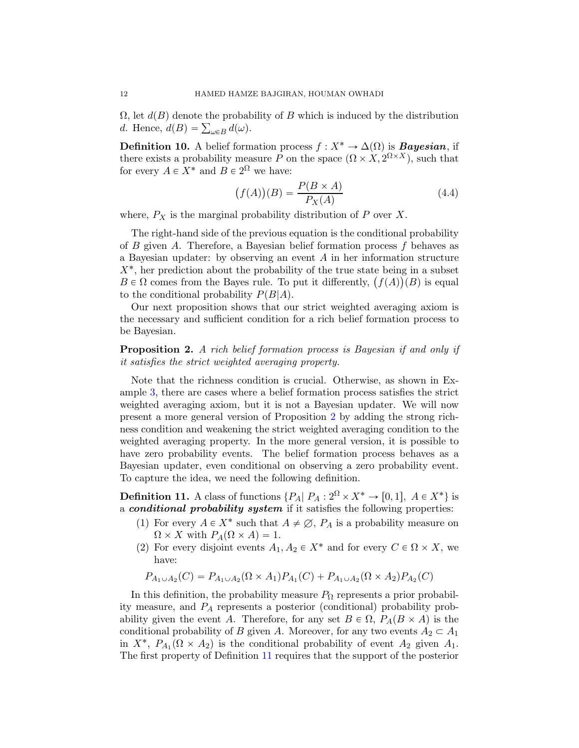$\Omega$, let $d(B)$ denote the probability of $B$ which is induced by the distribution $d$. Hence, $d(B) = \sum_{\omega \in B} d(\omega)$.

**Definition 10.** A belief formation process $f : X^* \to \Delta(\Omega)$ is ***Bayesian***, if there exists a probability measure $P$ on the space $(\Omega \times X, 2^{\Omega \times X})$, such that for every $A \in X^*$ and $B \in 2^\Omega$ we have:

$$\big(f(A)\big)(B) = \frac{P(B \times A)}{P_X(A)} \tag{4.4}$$

where, $P_X$ is the marginal probability distribution of $P$ over $X$.

The right-hand side of the previous equation is the conditional probability of $B$ given $A$. Therefore, a Bayesian belief formation process $f$ behaves as a Bayesian updater: by observing an event $A$ in her information structure $X^*$, her prediction about the probability of the true state being in a subset $B \in \Omega$ comes from the Bayes rule. To put it differently, $\big(f(A)\big)(B)$ is equal to the conditional probability $P(B|A)$.

Our next proposition shows that our strict weighted averaging axiom is the necessary and sufficient condition for a rich belief formation process to be Bayesian.

**Proposition 2.** *A rich belief formation process is Bayesian if and only if it satisfies the strict weighted averaging property.*

Note that the richness condition is crucial. Otherwise, as shown in Example 3, there are cases where a belief formation process satisfies the strict weighted averaging axiom, but it is not a Bayesian updater. We will now present a more general version of Proposition 2 by adding the strong richness condition and weakening the strict weighted averaging condition to the weighted averaging property. In the more general version, it is possible to have zero probability events. The belief formation process behaves as a Bayesian updater, even conditional on observing a zero probability event. To capture the idea, we need the following definition.

**Definition 11.** A class of functions $\{P_A | \; P_A : 2^\Omega \times X^* \to [0, 1], \; A \in X^*\}$ is a ***conditional probability system*** if it satisfies the following properties:

1. For every $A \in X^*$ such that $A \neq \varnothing$, $P_A$ is a probability measure on $\Omega \times X$ with $P_A(\Omega \times A) = 1$.
2. For every disjoint events $A_1, A_2 \in X^*$ and for every $C \in \Omega \times X$, we have:

$$P_{A_1 \cup A_2}(C) = P_{A_1 \cup A_2}(\Omega \times A_1) P_{A_1}(C) + P_{A_1 \cup A_2}(\Omega \times A_2) P_{A_2}(C)$$

In this definition, the probability measure $P_\Omega$ represents a prior probability measure, and $P_A$ represents a posterior (conditional) probability probability given the event $A$. Therefore, for any set $B \in \Omega$, $P_A(B \times A)$ is the conditional probability of $B$ given $A$. Moreover, for any two events $A_2 \subset A_1$ in $X^*$, $P_{A_1}(\Omega \times A_2)$ is the conditional probability of event $A_2$ given $A_1$. The first property of Definition 11 requires that the support of the posterior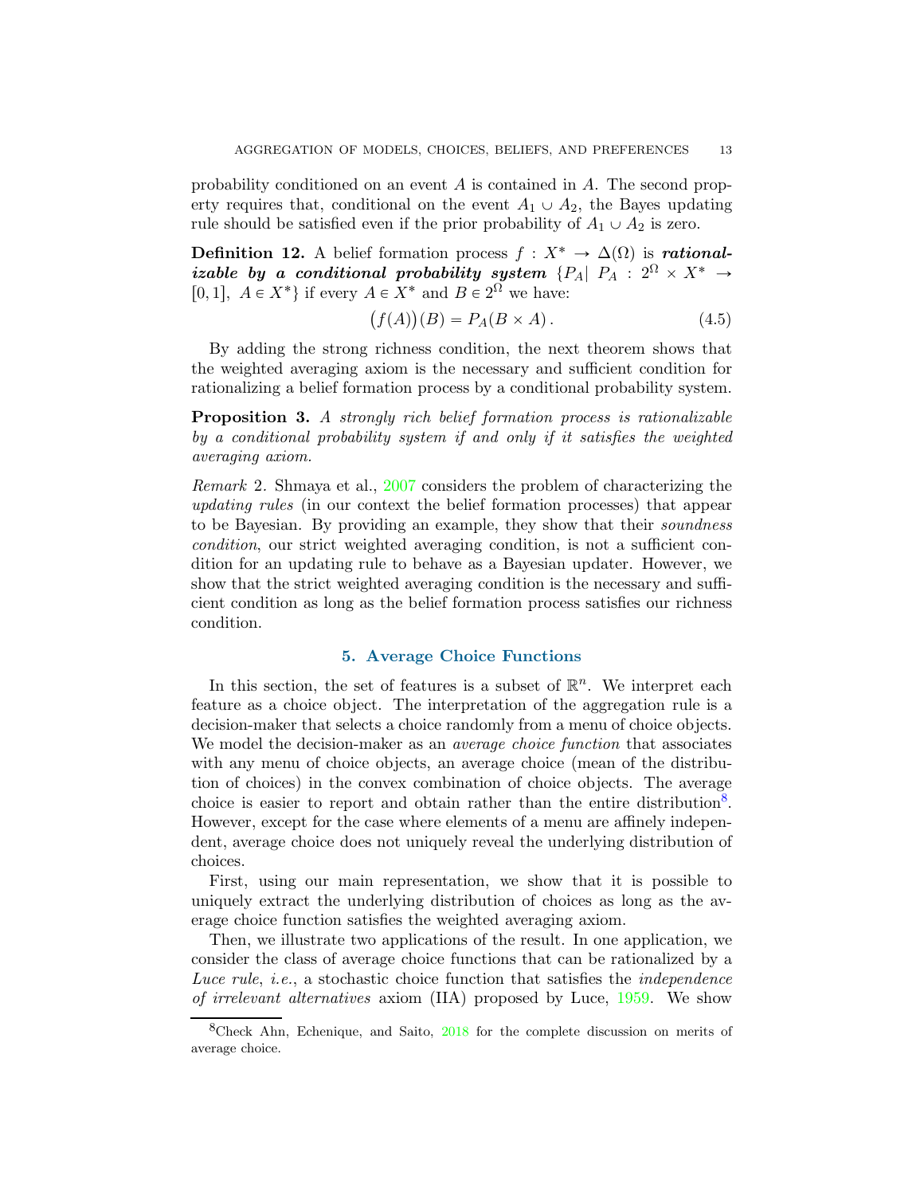probability conditioned on an event $A$ is contained in $A$. The second property requires that, conditional on the event $A_1 \cup A_2$, the Bayes updating rule should be satisfied even if the prior probability of $A_1 \cup A_2$ is zero.

**Definition 12.** A belief formation process $f : X^* \to \Delta(\Omega)$ is ***rationalizable by a conditional probability system*** $\{P_A |\ P_A : 2^\Omega \times X^* \to [0,1],\ A \in X^*\}$ if every $A \in X^*$ and $B \in 2^\Omega$ we have:

$$\big(f(A)\big)(B) = P_A(B \times A)\,. \tag{4.5}$$

By adding the strong richness condition, the next theorem shows that the weighted averaging axiom is the necessary and sufficient condition for rationalizing a belief formation process by a conditional probability system.

**Proposition 3.** *A strongly rich belief formation process is rationalizable by a conditional probability system if and only if it satisfies the weighted averaging axiom.*

*Remark* 2. Shmaya et al., 2007 considers the problem of characterizing the *updating rules* (in our context the belief formation processes) that appear to be Bayesian. By providing an example, they show that their *soundness condition*, our strict weighted averaging condition, is not a sufficient condition for an updating rule to behave as a Bayesian updater. However, we show that the strict weighted averaging condition is the necessary and sufficient condition as long as the belief formation process satisfies our richness condition.

## 5. Average Choice Functions

In this section, the set of features is a subset of $\mathbb{R}^n$. We interpret each feature as a choice object. The interpretation of the aggregation rule is a decision-maker that selects a choice randomly from a menu of choice objects. We model the decision-maker as an *average choice function* that associates with any menu of choice objects, an average choice (mean of the distribution of choices) in the convex combination of choice objects. The average choice is easier to report and obtain rather than the entire distribution[8]. However, except for the case where elements of a menu are affinely independent, average choice does not uniquely reveal the underlying distribution of choices.

First, using our main representation, we show that it is possible to uniquely extract the underlying distribution of choices as long as the average choice function satisfies the weighted averaging axiom.

Then, we illustrate two applications of the result. In one application, we consider the class of average choice functions that can be rationalized by a *Luce rule*, *i.e.*, a stochastic choice function that satisfies the *independence of irrelevant alternatives* axiom (IIA) proposed by Luce, 1959. We show

[8]Check Ahn, Echenique, and Saito, 2018 for the complete discussion on merits of average choice.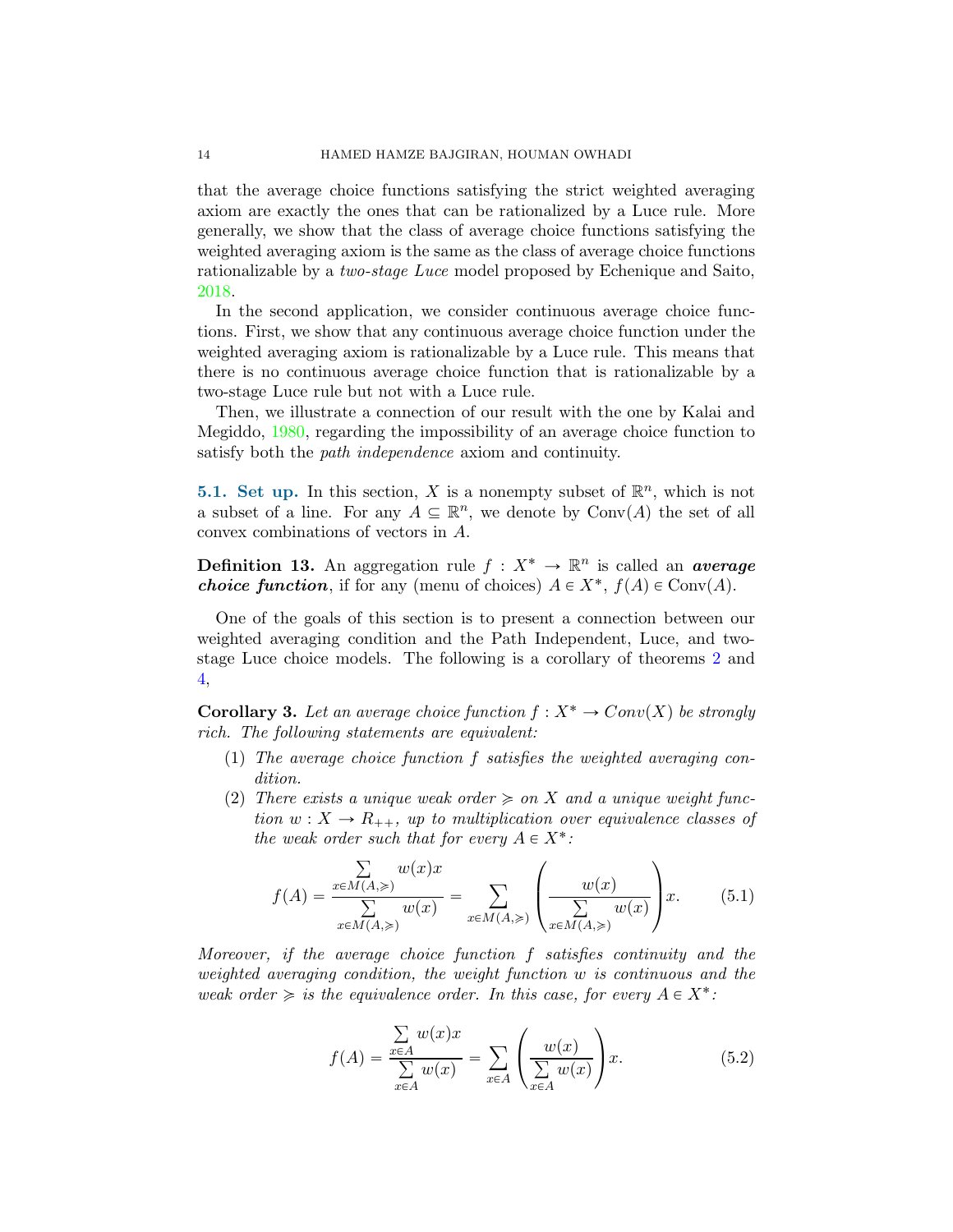that the average choice functions satisfying the strict weighted averaging axiom are exactly the ones that can be rationalized by a Luce rule. More generally, we show that the class of average choice functions satisfying the weighted averaging axiom is the same as the class of average choice functions rationalizable by a *two-stage Luce* model proposed by Echenique and Saito, 2018.

In the second application, we consider continuous average choice functions. First, we show that any continuous average choice function under the weighted averaging axiom is rationalizable by a Luce rule. This means that there is no continuous average choice function that is rationalizable by a two-stage Luce rule but not with a Luce rule.

Then, we illustrate a connection of our result with the one by Kalai and Megiddo, 1980, regarding the impossibility of an average choice function to satisfy both the *path independence* axiom and continuity.

**5.1. Set up.** In this section, $X$ is a nonempty subset of $\mathbb{R}^n$, which is not a subset of a line. For any $A \subseteq \mathbb{R}^n$, we denote by $\mathrm{Conv}(A)$ the set of all convex combinations of vectors in $A$.

**Definition 13.** An aggregation rule $f : X^* \to \mathbb{R}^n$ is called an ***average choice function***, if for any (menu of choices) $A \in X^*$, $f(A) \in \mathrm{Conv}(A)$.

One of the goals of this section is to present a connection between our weighted averaging condition and the Path Independent, Luce, and two-stage Luce choice models. The following is a corollary of theorems 2 and 4,

**Corollary 3.** *Let an average choice function $f : X^* \to Conv(X)$ be strongly rich. The following statements are equivalent:*

1. *The average choice function $f$ satisfies the weighted averaging condition.*
2. *There exists a unique weak order $\succcurlyeq$ on $X$ and a unique weight function $w : X \to R_{++}$, up to multiplication over equivalence classes of the weak order such that for every $A \in X^*$:*

$$f(A) = \frac{\sum\limits_{x \in M(A,\succcurlyeq)} w(x)x}{\sum\limits_{x \in M(A,\succcurlyeq)} w(x)} = \sum_{x \in M(A,\succcurlyeq)} \left( \frac{w(x)}{\sum\limits_{x \in M(A,\succcurlyeq)} w(x)} \right) x. \tag{5.1}$$

*Moreover, if the average choice function $f$ satisfies continuity and the weighted averaging condition, the weight function $w$ is continuous and the weak order $\succcurlyeq$ is the equivalence order. In this case, for every $A \in X^*$:*

$$f(A) = \frac{\sum\limits_{x \in A} w(x)x}{\sum\limits_{x \in A} w(x)} = \sum_{x \in A} \left( \frac{w(x)}{\sum\limits_{x \in A} w(x)} \right) x. \tag{5.2}$$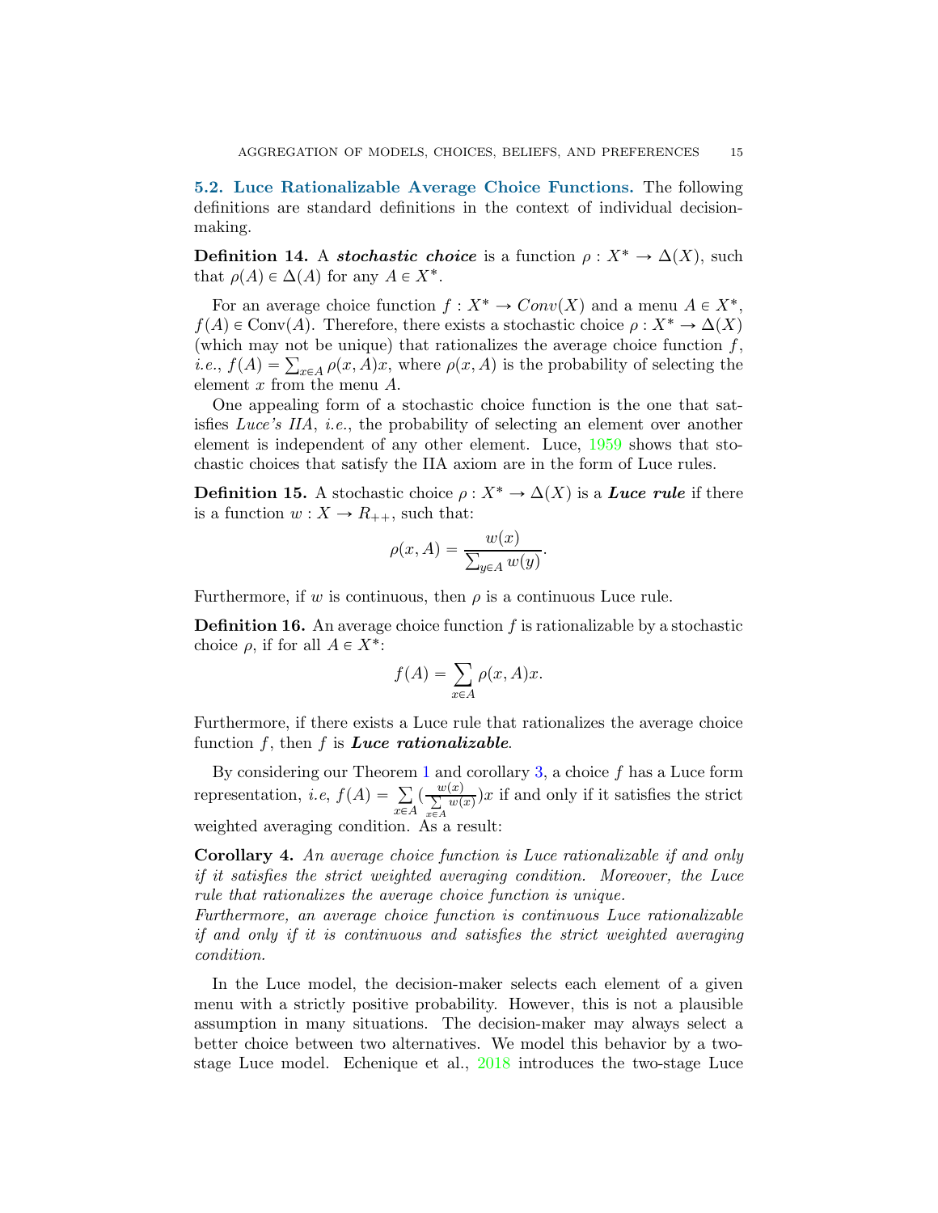**5.2. Luce Rationalizable Average Choice Functions.** The following definitions are standard definitions in the context of individual decision-making.

**Definition 14.** A ***stochastic choice*** is a function $\rho : X^* \to \Delta(X)$, such that $\rho(A) \in \Delta(A)$ for any $A \in X^*$.

For an average choice function $f : X^* \to Conv(X)$ and a menu $A \in X^*$, $f(A) \in \text{Conv}(A)$. Therefore, there exists a stochastic choice $\rho : X^* \to \Delta(X)$ (which may not be unique) that rationalizes the average choice function $f$, *i.e.*, $f(A) = \sum_{x \in A} \rho(x, A)x$, where $\rho(x, A)$ is the probability of selecting the element $x$ from the menu $A$.

One appealing form of a stochastic choice function is the one that satisfies *Luce's IIA*, *i.e.*, the probability of selecting an element over another element is independent of any other element. Luce, 1959 shows that stochastic choices that satisfy the IIA axiom are in the form of Luce rules.

**Definition 15.** A stochastic choice $\rho : X^* \to \Delta(X)$ is a ***Luce rule*** if there is a function $w : X \to R_{++}$, such that:

$$\rho(x, A) = \frac{w(x)}{\sum_{y \in A} w(y)}.$$

Furthermore, if $w$ is continuous, then $\rho$ is a continuous Luce rule.

**Definition 16.** An average choice function $f$ is rationalizable by a stochastic choice $\rho$, if for all $A \in X^*$:

$$f(A) = \sum_{x \in A} \rho(x, A)x.$$

Furthermore, if there exists a Luce rule that rationalizes the average choice function $f$, then $f$ is ***Luce rationalizable***.

By considering our Theorem 1 and corollary 3, a choice $f$ has a Luce form representation, *i.e*, $f(A) = \sum\limits_{x \in A} (\frac{w(x)}{\sum_{x \in A} w(x)})x$ if and only if it satisfies the strict weighted averaging condition. As a result:

**Corollary 4.** *An average choice function is Luce rationalizable if and only if it satisfies the strict weighted averaging condition. Moreover, the Luce rule that rationalizes the average choice function is unique.*
*Furthermore, an average choice function is continuous Luce rationalizable if and only if it is continuous and satisfies the strict weighted averaging condition.*

In the Luce model, the decision-maker selects each element of a given menu with a strictly positive probability. However, this is not a plausible assumption in many situations. The decision-maker may always select a better choice between two alternatives. We model this behavior by a two-stage Luce model. Echenique et al., 2018 introduces the two-stage Luce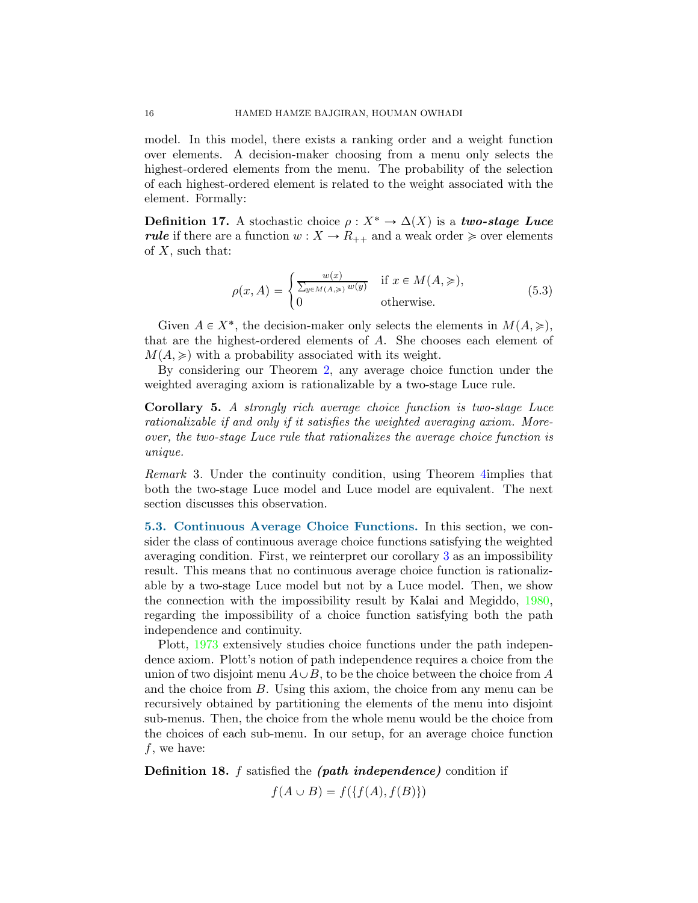model. In this model, there exists a ranking order and a weight function over elements. A decision-maker choosing from a menu only selects the highest-ordered elements from the menu. The probability of the selection of each highest-ordered element is related to the weight associated with the element. Formally:

**Definition 17.** A stochastic choice $\rho : X^* \to \Delta(X)$ is a ***two-stage Luce rule*** if there are a function $w : X \to R_{++}$ and a weak order $\succcurlyeq$ over elements of $X$, such that:

$$\rho(x, A) = \begin{cases} \frac{w(x)}{\sum_{y \in M(A, \succcurlyeq)} w(y)} & \text{if } x \in M(A, \succcurlyeq), \\ 0 & \text{otherwise.} \end{cases} \tag{5.3}$$

Given $A \in X^*$, the decision-maker only selects the elements in $M(A, \succcurlyeq)$, that are the highest-ordered elements of $A$. She chooses each element of $M(A, \succcurlyeq)$ with a probability associated with its weight.

By considering our Theorem 2, any average choice function under the weighted averaging axiom is rationalizable by a two-stage Luce rule.

**Corollary 5.** *A strongly rich average choice function is two-stage Luce rationalizable if and only if it satisfies the weighted averaging axiom. Moreover, the two-stage Luce rule that rationalizes the average choice function is unique.*

*Remark* 3. Under the continuity condition, using Theorem 4implies that both the two-stage Luce model and Luce model are equivalent. The next section discusses this observation.

### 5.3. Continuous Average Choice Functions.

In this section, we consider the class of continuous average choice functions satisfying the weighted averaging condition. First, we reinterpret our corollary 3 as an impossibility result. This means that no continuous average choice function is rationalizable by a two-stage Luce model but not by a Luce model. Then, we show the connection with the impossibility result by Kalai and Megiddo, 1980, regarding the impossibility of a choice function satisfying both the path independence and continuity.

Plott, 1973 extensively studies choice functions under the path independence axiom. Plott's notion of path independence requires a choice from the union of two disjoint menu $A \cup B$, to be the choice between the choice from $A$ and the choice from $B$. Using this axiom, the choice from any menu can be recursively obtained by partitioning the elements of the menu into disjoint sub-menus. Then, the choice from the whole menu would be the choice from the choices of each sub-menu. In our setup, for an average choice function $f$, we have:

**Definition 18.** $f$ satisfied the ***(path independence)*** condition if

$$f(A \cup B) = f(\{f(A), f(B)\})$$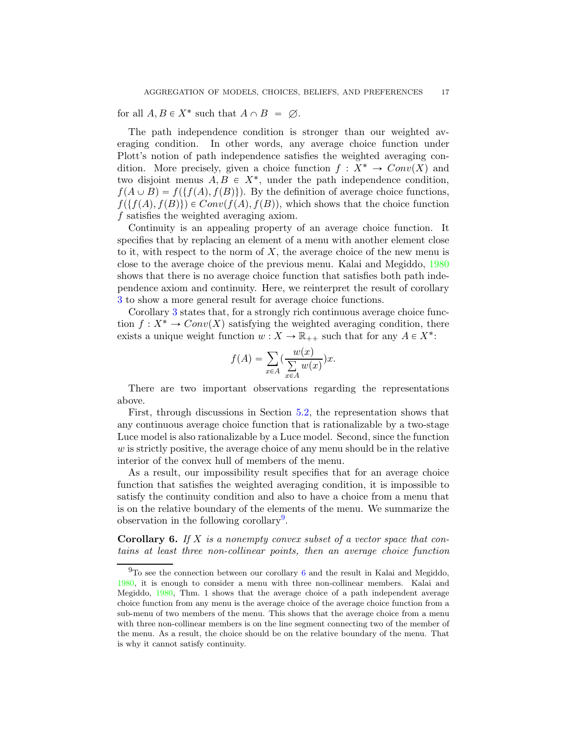for all $A, B \in X^*$ such that $A \cap B = \varnothing$.

The path independence condition is stronger than our weighted averaging condition. In other words, any average choice function under Plott's notion of path independence satisfies the weighted averaging condition. More precisely, given a choice function $f : X^* \to Conv(X)$ and two disjoint menus $A, B \in X^*$, under the path independence condition, $f(A \cup B) = f(\{f(A), f(B)\})$. By the definition of average choice functions, $f(\{f(A), f(B)\}) \in Conv(f(A), f(B))$, which shows that the choice function $f$ satisfies the weighted averaging axiom.

Continuity is an appealing property of an average choice function. It specifies that by replacing an element of a menu with another element close to it, with respect to the norm of $X$, the average choice of the new menu is close to the average choice of the previous menu. Kalai and Megiddo, 1980 shows that there is no average choice function that satisfies both path independence axiom and continuity. Here, we reinterpret the result of corollary 3 to show a more general result for average choice functions.

Corollary 3 states that, for a strongly rich continuous average choice function $f : X^* \to Conv(X)$ satisfying the weighted averaging condition, there exists a unique weight function $w : X \to \mathbb{R}_{++}$ such that for any $A \in X^*$:

$$f(A) = \sum_{x \in A} \left(\frac{w(x)}{\sum\limits_{x \in A} w(x)}\right) x.$$

There are two important observations regarding the representations above.

First, through discussions in Section 5.2, the representation shows that any continuous average choice function that is rationalizable by a two-stage Luce model is also rationalizable by a Luce model. Second, since the function $w$ is strictly positive, the average choice of any menu should be in the relative interior of the convex hull of members of the menu.

As a result, our impossibility result specifies that for an average choice function that satisfies the weighted averaging condition, it is impossible to satisfy the continuity condition and also to have a choice from a menu that is on the relative boundary of the elements of the menu. We summarize the observation in the following corollary[9].

**Corollary 6.** *If $X$ is a nonempty convex subset of a vector space that contains at least three non-collinear points, then an average choice function*

[9] To see the connection between our corollary 6 and the result in Kalai and Megiddo, 1980, it is enough to consider a menu with three non-collinear members. Kalai and Megiddo, 1980, Thm. 1 shows that the average choice of a path independent average choice function from any menu is the average choice of the average choice function from a sub-menu of two members of the menu. This shows that the average choice from a menu with three non-collinear members is on the line segment connecting two of the member of the menu. As a result, the choice should be on the relative boundary of the menu. That is why it cannot satisfy continuity.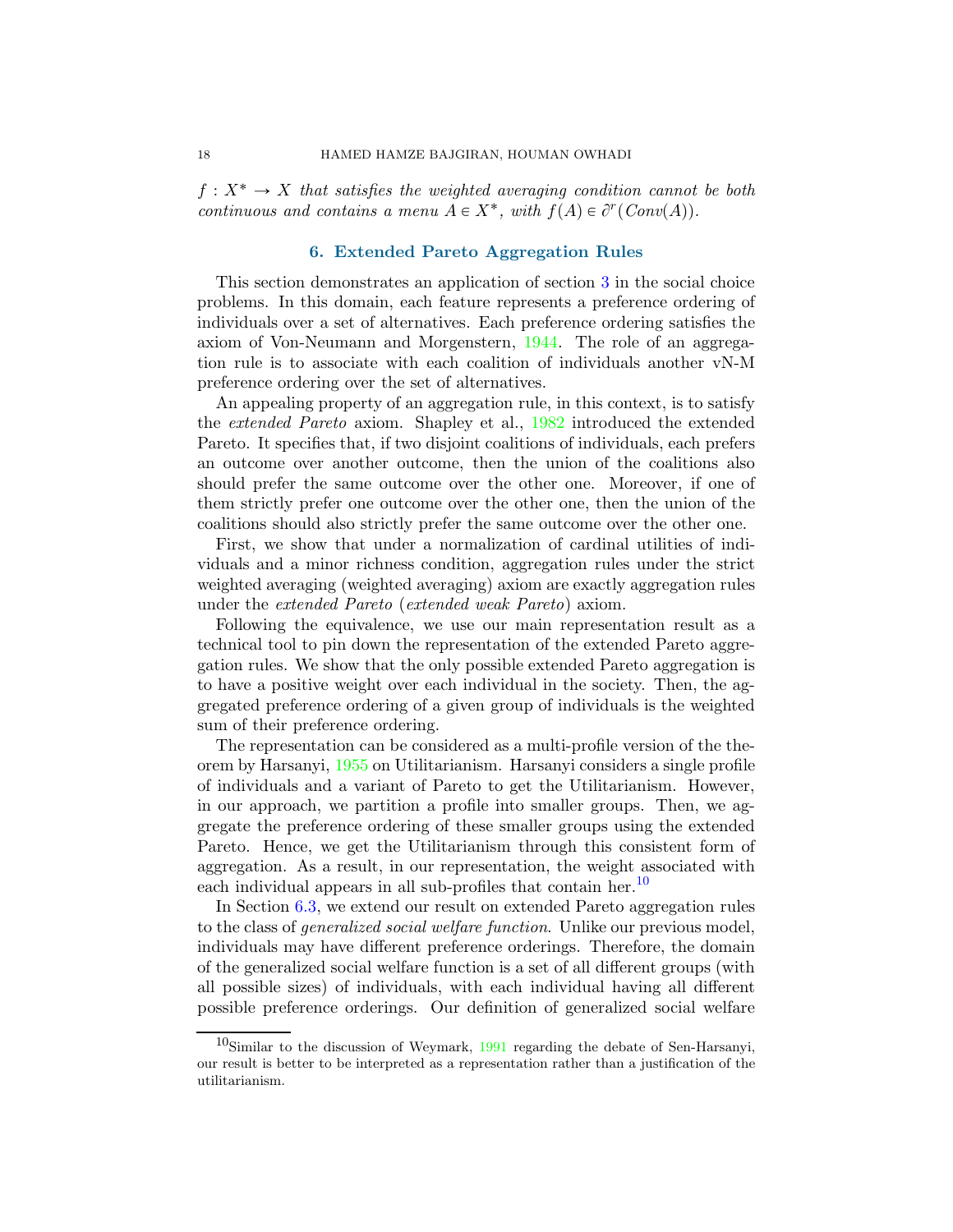$f : X^* \to X$ *that satisfies the weighted averaging condition cannot be both continuous and contains a menu* $A \in X^*$*, with* $f(A) \in \partial^r(Conv(A))$.

## 6. Extended Pareto Aggregation Rules

This section demonstrates an application of section 3 in the social choice problems. In this domain, each feature represents a preference ordering of individuals over a set of alternatives. Each preference ordering satisfies the axiom of Von-Neumann and Morgenstern, 1944. The role of an aggregation rule is to associate with each coalition of individuals another vN-M preference ordering over the set of alternatives.

An appealing property of an aggregation rule, in this context, is to satisfy the *extended Pareto* axiom. Shapley et al., 1982 introduced the extended Pareto. It specifies that, if two disjoint coalitions of individuals, each prefers an outcome over another outcome, then the union of the coalitions also should prefer the same outcome over the other one. Moreover, if one of them strictly prefer one outcome over the other one, then the union of the coalitions should also strictly prefer the same outcome over the other one.

First, we show that under a normalization of cardinal utilities of individuals and a minor richness condition, aggregation rules under the strict weighted averaging (weighted averaging) axiom are exactly aggregation rules under the *extended Pareto* (*extended weak Pareto*) axiom.

Following the equivalence, we use our main representation result as a technical tool to pin down the representation of the extended Pareto aggregation rules. We show that the only possible extended Pareto aggregation is to have a positive weight over each individual in the society. Then, the aggregated preference ordering of a given group of individuals is the weighted sum of their preference ordering.

The representation can be considered as a multi-profile version of the theorem by Harsanyi, 1955 on Utilitarianism. Harsanyi considers a single profile of individuals and a variant of Pareto to get the Utilitarianism. However, in our approach, we partition a profile into smaller groups. Then, we aggregate the preference ordering of these smaller groups using the extended Pareto. Hence, we get the Utilitarianism through this consistent form of aggregation. As a result, in our representation, the weight associated with each individual appears in all sub-profiles that contain her.[10]

In Section 6.3, we extend our result on extended Pareto aggregation rules to the class of *generalized social welfare function*. Unlike our previous model, individuals may have different preference orderings. Therefore, the domain of the generalized social welfare function is a set of all different groups (with all possible sizes) of individuals, with each individual having all different possible preference orderings. Our definition of generalized social welfare

[10]Similar to the discussion of Weymark, 1991 regarding the debate of Sen-Harsanyi, our result is better to be interpreted as a representation rather than a justification of the utilitarianism.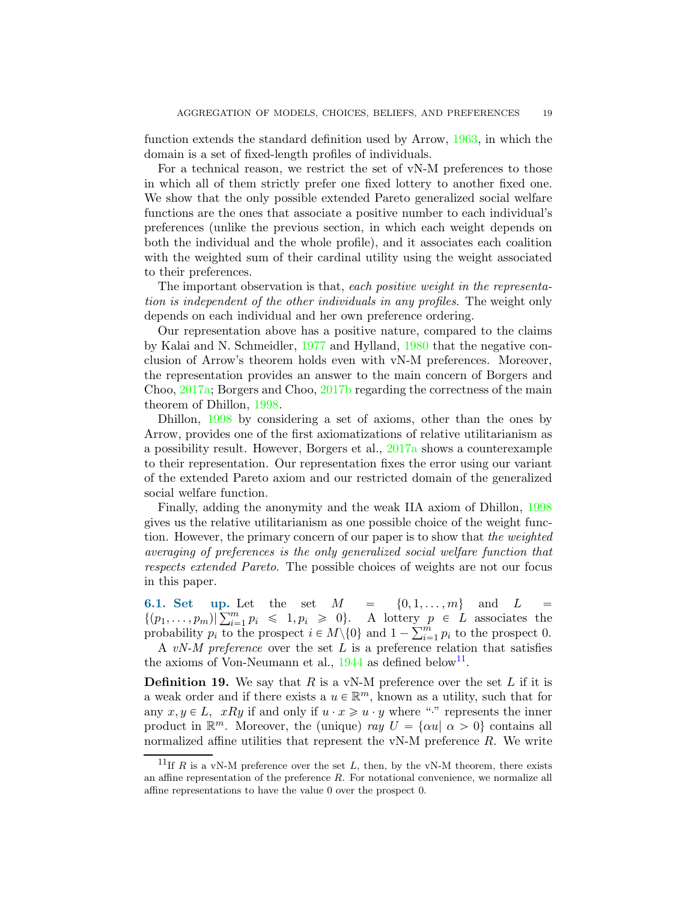function extends the standard definition used by Arrow, 1963, in which the domain is a set of fixed-length profiles of individuals.

For a technical reason, we restrict the set of vN-M preferences to those in which all of them strictly prefer one fixed lottery to another fixed one. We show that the only possible extended Pareto generalized social welfare functions are the ones that associate a positive number to each individual's preferences (unlike the previous section, in which each weight depends on both the individual and the whole profile), and it associates each coalition with the weighted sum of their cardinal utility using the weight associated to their preferences.

The important observation is that, *each positive weight in the representation is independent of the other individuals in any profiles*. The weight only depends on each individual and her own preference ordering.

Our representation above has a positive nature, compared to the claims by Kalai and N. Schmeidler, 1977 and Hylland, 1980 that the negative conclusion of Arrow's theorem holds even with vN-M preferences. Moreover, the representation provides an answer to the main concern of Borgers and Choo, 2017a; Borgers and Choo, 2017b regarding the correctness of the main theorem of Dhillon, 1998.

Dhillon, 1998 by considering a set of axioms, other than the ones by Arrow, provides one of the first axiomatizations of relative utilitarianism as a possibility result. However, Borgers et al., 2017a shows a counterexample to their representation. Our representation fixes the error using our variant of the extended Pareto axiom and our restricted domain of the generalized social welfare function.

Finally, adding the anonymity and the weak IIA axiom of Dhillon, 1998 gives us the relative utilitarianism as one possible choice of the weight function. However, the primary concern of our paper is to show that *the weighted averaging of preferences is the only generalized social welfare function that respects extended Pareto*. The possible choices of weights are not our focus in this paper.

**6.1. Set up.** Let the set $M = \{0, 1, \ldots, m\}$ and $L = \{(p_1, \ldots, p_m) | \sum_{i=1}^{m} p_i \leqslant 1, p_i \geqslant 0\}$. A lottery $p \in L$ associates the probability $p_i$ to the prospect $i \in M\backslash\{0\}$ and $1 - \sum_{i=1}^{m} p_i$ to the prospect 0.

A *vN-M preference* over the set $L$ is a preference relation that satisfies the axioms of Von-Neumann et al., 1944 as defined below[11].

**Definition 19.** We say that $R$ is a vN-M preference over the set $L$ if it is a weak order and if there exists a $u \in \mathbb{R}^m$, known as a utility, such that for any $x, y \in L$, $xRy$ if and only if $u \cdot x \geqslant u \cdot y$ where "$\cdot$" represents the inner product in $\mathbb{R}^m$. Moreover, the (unique) *ray* $U = \{\alpha u | \ \alpha > 0\}$ contains all normalized affine utilities that represent the vN-M preference $R$. We write

[11] If $R$ is a vN-M preference over the set $L$, then, by the vN-M theorem, there exists an affine representation of the preference $R$. For notational convenience, we normalize all affine representations to have the value 0 over the prospect 0.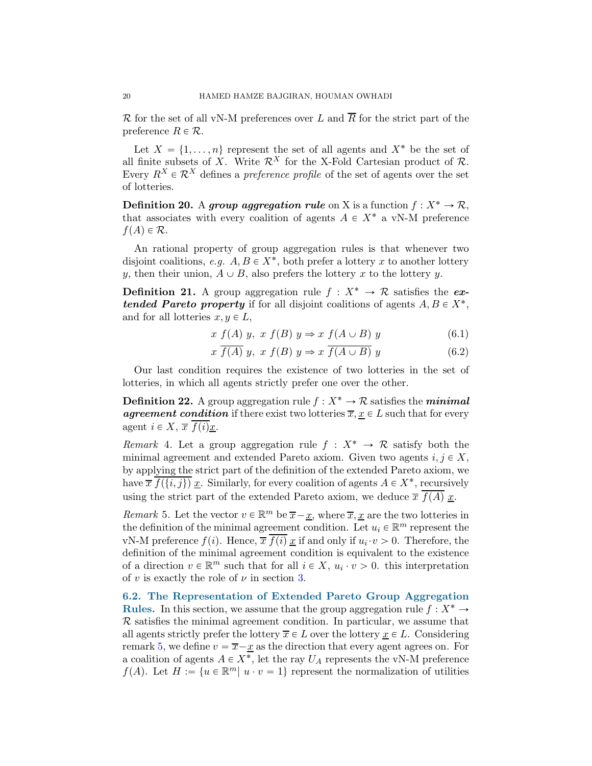$\mathcal{R}$ for the set of all vN-M preferences over $L$ and $\overline{R}$ for the strict part of the preference $R \in \mathcal{R}$.

Let $X = \{1, \dots, n\}$ represent the set of all agents and $X^*$ be the set of all finite subsets of $X$. Write $\mathcal{R}^X$ for the X-Fold Cartesian product of $\mathcal{R}$. Every $R^X \in \mathcal{R}^X$ defines a *preference profile* of the set of agents over the set of lotteries.

**Definition 20.** A ***group aggregation rule*** on X is a function $f : X^* \to \mathcal{R}$, that associates with every coalition of agents $A \in X^*$ a vN-M preference $f(A) \in \mathcal{R}$.

An rational property of group aggregation rules is that whenever two disjoint coalitions, *e.g.* $A, B \in X^*$, both prefer a lottery $x$ to another lottery $y$, then their union, $A \cup B$, also prefers the lottery $x$ to the lottery $y$.

**Definition 21.** A group aggregation rule $f : X^* \to \mathcal{R}$ satisfies the ***extended Pareto property*** if for all disjoint coalitions of agents $A, B \in X^*$, and for all lotteries $x, y \in L$,

$$x \ f(A) \ y, \ x \ f(B) \ y \Rightarrow x \ f(A \cup B) \ y \tag{6.1}$$

$$x \ \overline{f(A)} \ y, \ x \ f(B) \ y \Rightarrow x \ \overline{f(A \cup B)} \ y \tag{6.2}$$

Our last condition requires the existence of two lotteries in the set of lotteries, in which all agents strictly prefer one over the other.

**Definition 22.** A group aggregation rule $f : X^* \to \mathcal{R}$ satisfies the ***minimal agreement condition*** if there exist two lotteries $\overline{x}, \underline{x} \in L$ such that for every agent $i \in X$, $\overline{x} \ \overline{f(i)} \underline{x}$.

*Remark* 4. Let a group aggregation rule $f : X^* \to \mathcal{R}$ satisfy both the minimal agreement and extended Pareto axiom. Given two agents $i, j \in X$, by applying the strict part of the definition of the extended Pareto axiom, we have $\overline{x} \ \overline{f(\{i,j\})} \ \underline{x}$. Similarly, for every coalition of agents $A \in X^*$, recursively using the strict part of the extended Pareto axiom, we deduce $\overline{x} \ \overline{f(A)} \ \underline{x}$.

*Remark* 5. Let the vector $v \in \mathbb{R}^m$ be $\overline{x} - \underline{x}$, where $\overline{x}, \underline{x}$ are the two lotteries in the definition of the minimal agreement condition. Let $u_i \in \mathbb{R}^m$ represent the vN-M preference $f(i)$. Hence, $\overline{x} \ \overline{f(i)} \ \underline{x}$ if and only if $u_i \cdot v > 0$. Therefore, the definition of the minimal agreement condition is equivalent to the existence of a direction $v \in \mathbb{R}^m$ such that for all $i \in X$, $u_i \cdot v > 0$. this interpretation of $v$ is exactly the role of $\nu$ in section 3.

**6.2. The Representation of Extended Pareto Group Aggregation Rules.** In this section, we assume that the group aggregation rule $f : X^* \to \mathcal{R}$ satisfies the minimal agreement condition. In particular, we assume that all agents strictly prefer the lottery $\overline{x} \in L$ over the lottery $\underline{x} \in L$. Considering remark 5, we define $v = \overline{x} - \underline{x}$ as the direction that every agent agrees on. For a coalition of agents $A \in X^*$, let the ray $U_A$ represents the vN-M preference $f(A)$. Let $H := \{u \in \mathbb{R}^m | \ u \cdot v = 1\}$ represent the normalization of utilities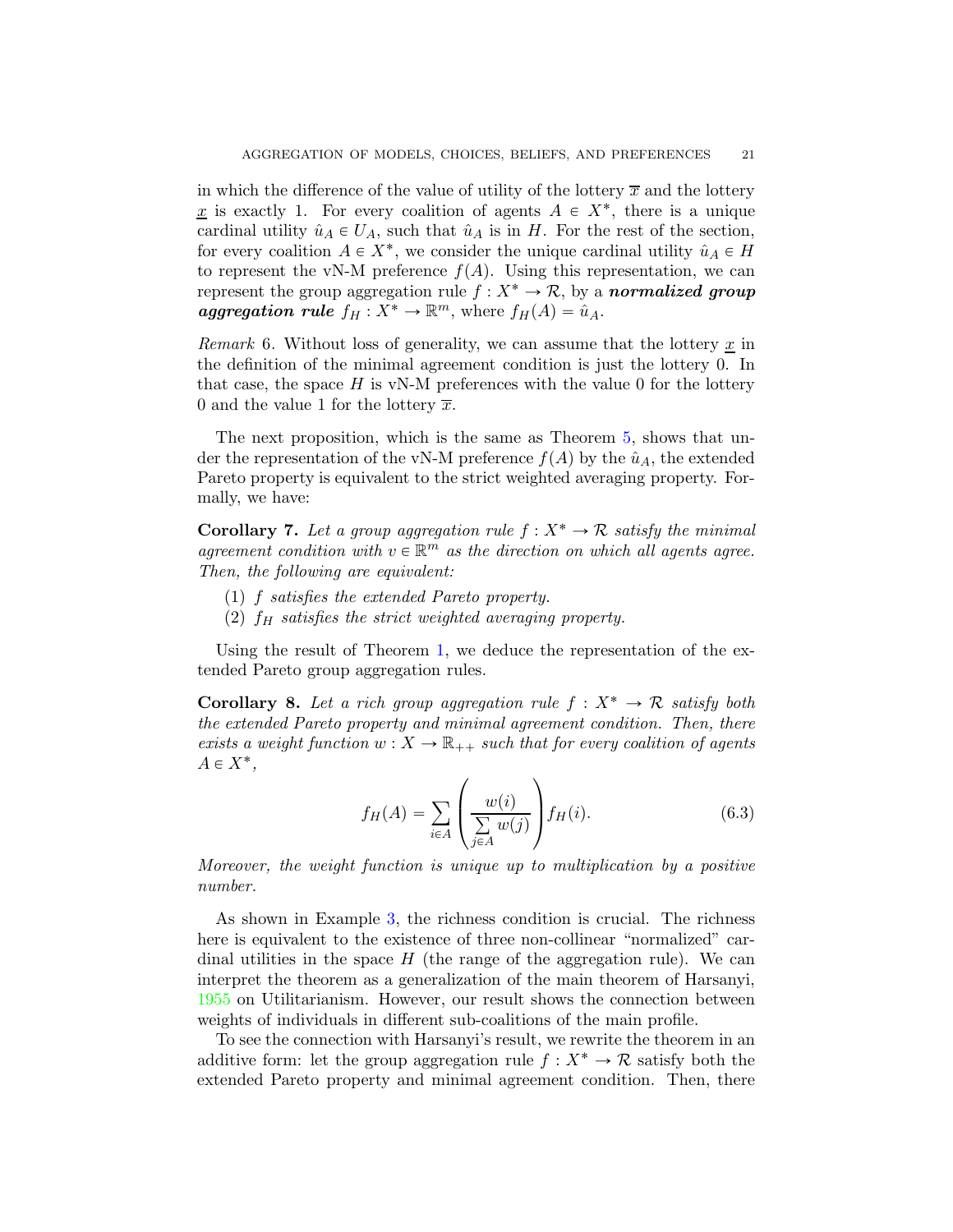in which the difference of the value of utility of the lottery $\overline{x}$ and the lottery $\underline{x}$ is exactly 1. For every coalition of agents $A \in X^*$, there is a unique cardinal utility $\hat{u}_A \in U_A$, such that $\hat{u}_A$ is in $H$. For the rest of the section, for every coalition $A \in X^*$, we consider the unique cardinal utility $\hat{u}_A \in H$ to represent the vN-M preference $f(A)$. Using this representation, we can represent the group aggregation rule $f : X^* \to \mathcal{R}$, by a ***normalized group aggregation rule*** $f_H : X^* \to \mathbb{R}^m$, where $f_H(A) = \hat{u}_A$.

*Remark* 6. Without loss of generality, we can assume that the lottery $\underline{x}$ in the definition of the minimal agreement condition is just the lottery 0. In that case, the space $H$ is vN-M preferences with the value 0 for the lottery 0 and the value 1 for the lottery $\overline{x}$.

The next proposition, which is the same as Theorem 5, shows that under the representation of the vN-M preference $f(A)$ by the $\hat{u}_A$, the extended Pareto property is equivalent to the strict weighted averaging property. Formally, we have:

**Corollary 7.** *Let a group aggregation rule $f : X^* \to \mathcal{R}$ satisfy the minimal agreement condition with $v \in \mathbb{R}^m$ as the direction on which all agents agree. Then, the following are equivalent:*

1. *$f$ satisfies the extended Pareto property.*
2. *$f_H$ satisfies the strict weighted averaging property.*

Using the result of Theorem 1, we deduce the representation of the extended Pareto group aggregation rules.

**Corollary 8.** *Let a rich group aggregation rule $f : X^* \to \mathcal{R}$ satisfy both the extended Pareto property and minimal agreement condition. Then, there exists a weight function $w : X \to \mathbb{R}_{++}$ such that for every coalition of agents $A \in X^*$,*

$$f_H(A) = \sum_{i \in A} \left( \frac{w(i)}{\sum\limits_{j \in A} w(j)} \right) f_H(i). \tag{6.3}$$

*Moreover, the weight function is unique up to multiplication by a positive number.*

As shown in Example 3, the richness condition is crucial. The richness here is equivalent to the existence of three non-collinear "normalized" cardinal utilities in the space $H$ (the range of the aggregation rule). We can interpret the theorem as a generalization of the main theorem of Harsanyi, 1955 on Utilitarianism. However, our result shows the connection between weights of individuals in different sub-coalitions of the main profile.

To see the connection with Harsanyi's result, we rewrite the theorem in an additive form: let the group aggregation rule $f : X^* \to \mathcal{R}$ satisfy both the extended Pareto property and minimal agreement condition. Then, there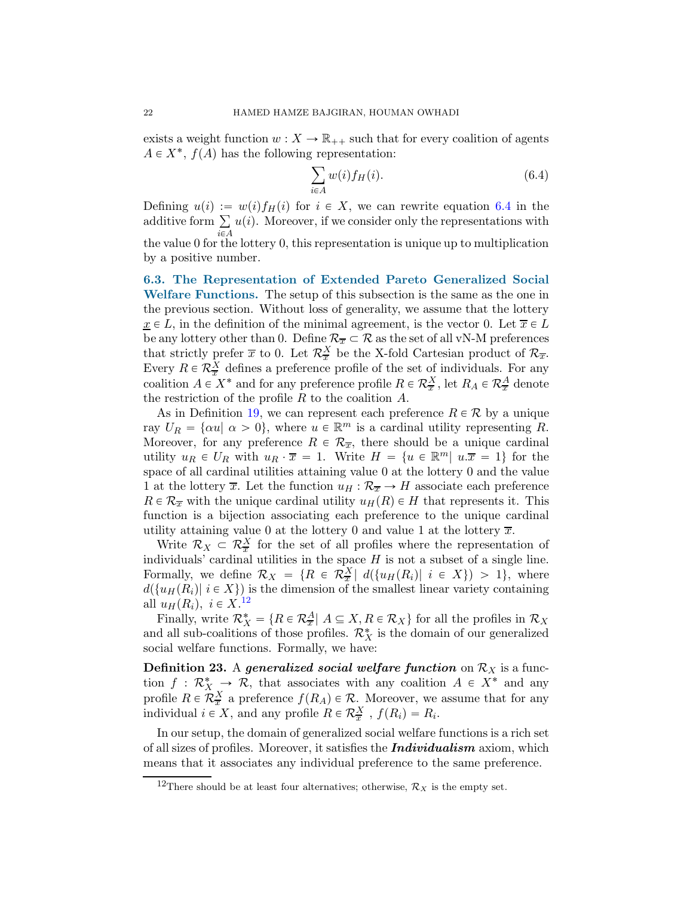exists a weight function $w : X \to \mathbb{R}_{++}$ such that for every coalition of agents $A \in X^*$, $f(A)$ has the following representation:

$$\sum_{i \in A} w(i) f_H(i). \tag{6.4}$$

Defining $u(i) := w(i) f_H(i)$ for $i \in X$, we can rewrite equation 6.4 in the additive form $\sum_{i \in A} u(i)$. Moreover, if we consider only the representations with the value 0 for the lottery 0, this representation is unique up to multiplication by a positive number.

### 6.3. The Representation of Extended Pareto Generalized Social Welfare Functions.

The setup of this subsection is the same as the one in the previous section. Without loss of generality, we assume that the lottery $\underline{x} \in L$, in the definition of the minimal agreement, is the vector 0. Let $\overline{x} \in L$ be any lottery other than 0. Define $\mathcal{R}_{\overline{x}} \subset \mathcal{R}$ as the set of all vN-M preferences that strictly prefer $\overline{x}$ to 0. Let $\mathcal{R}_{\overline{x}}^X$ be the X-fold Cartesian product of $\mathcal{R}_{\overline{x}}$. Every $R \in \mathcal{R}_{\overline{x}}^X$ defines a preference profile of the set of individuals. For any coalition $A \in X^*$ and for any preference profile $R \in \mathcal{R}_{\overline{x}}^X$, let $R_A \in \mathcal{R}_{\overline{x}}^A$ denote the restriction of the profile $R$ to the coalition $A$.

As in Definition 19, we can represent each preference $R \in \mathcal{R}$ by a unique ray $U_R = \{\alpha u | \ \alpha > 0\}$, where $u \in \mathbb{R}^m$ is a cardinal utility representing $R$. Moreover, for any preference $R \in \mathcal{R}_{\overline{x}}$, there should be a unique cardinal utility $u_R \in U_R$ with $u_R \cdot \overline{x} = 1$. Write $H = \{u \in \mathbb{R}^m | \ u.\overline{x} = 1\}$ for the space of all cardinal utilities attaining value 0 at the lottery 0 and the value 1 at the lottery $\overline{x}$. Let the function $u_H : \mathcal{R}_{\overline{x}} \to H$ associate each preference $R \in \mathcal{R}_{\overline{x}}$ with the unique cardinal utility $u_H(R) \in H$ that represents it. This function is a bijection associating each preference to the unique cardinal utility attaining value 0 at the lottery 0 and value 1 at the lottery $\overline{x}$.

Write $\mathcal{R}_X \subset \mathcal{R}_{\overline{x}}^X$ for the set of all profiles where the representation of individuals' cardinal utilities in the space $H$ is not a subset of a single line. Formally, we define $\mathcal{R}_X = \{R \in \mathcal{R}_{\overline{x}}^X | \ d(\{u_H(R_i) | \ i \in X\}) > 1\}$, where $d(\{u_H(R_i) | \ i \in X\})$ is the dimension of the smallest linear variety containing all $u_H(R_i), \ i \in X$.[12]

Finally, write $\mathcal{R}_X^* = \{R \in \mathcal{R}_{\overline{x}}^A | \ A \subseteq X, R \in \mathcal{R}_X\}$ for all the profiles in $\mathcal{R}_X$ and all sub-coalitions of those profiles. $\mathcal{R}_X^*$ is the domain of our generalized social welfare functions. Formally, we have:

**Definition 23.** A ***generalized social welfare function*** on $\mathcal{R}_X$ is a function $f : \mathcal{R}_X^* \to \mathcal{R}$, that associates with any coalition $A \in X^*$ and any profile $R \in \mathcal{R}_{\overline{x}}^X$ a preference $f(R_A) \in \mathcal{R}$. Moreover, we assume that for any individual $i \in X$, and any profile $R \in \mathcal{R}_{\overline{x}}^X$ , $f(R_i) = R_i$.

In our setup, the domain of generalized social welfare functions is a rich set of all sizes of profiles. Moreover, it satisfies the ***Individualism*** axiom, which means that it associates any individual preference to the same preference.

[12] There should be at least four alternatives; otherwise, $\mathcal{R}_X$ is the empty set.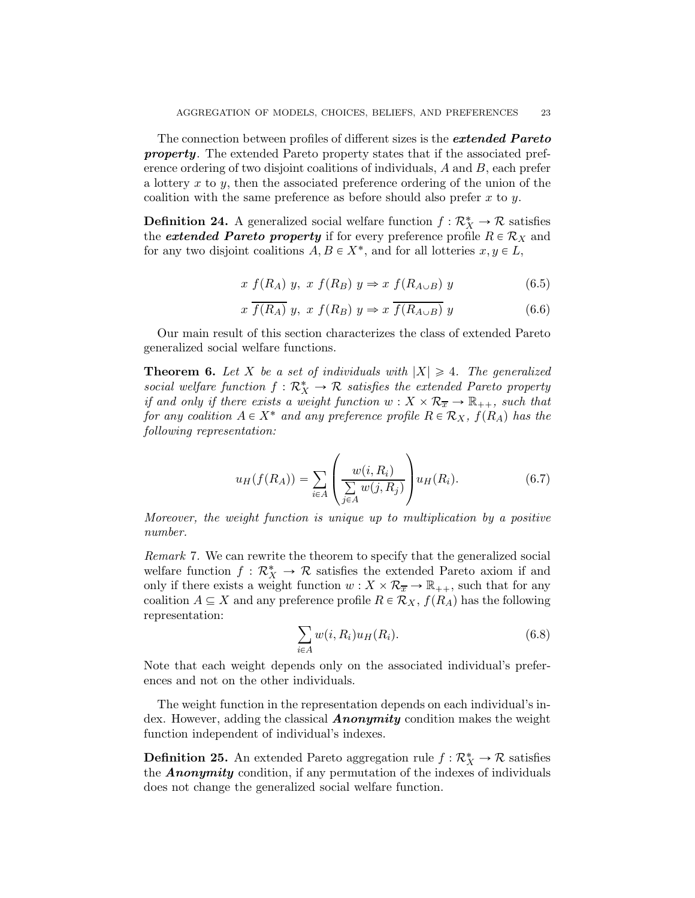The connection between profiles of different sizes is the ***extended Pareto property***. The extended Pareto property states that if the associated preference ordering of two disjoint coalitions of individuals, $A$ and $B$, each prefer a lottery $x$ to $y$, then the associated preference ordering of the union of the coalition with the same preference as before should also prefer $x$ to $y$.

**Definition 24.** A generalized social welfare function $f : \mathcal{R}_X^* \to \mathcal{R}$ satisfies the ***extended Pareto property*** if for every preference profile $R \in \mathcal{R}_X$ and for any two disjoint coalitions $A, B \in X^*$, and for all lotteries $x, y \in L$,

$$x \ f(R_A) \ y, \ x \ f(R_B) \ y \Rightarrow x \ f(R_{A \cup B}) \ y \tag{6.5}$$

$$x \ \overline{f(R_A)} \ y, \ x \ f(R_B) \ y \Rightarrow x \ \overline{f(R_{A \cup B})} \ y \tag{6.6}$$

Our main result of this section characterizes the class of extended Pareto generalized social welfare functions.

**Theorem 6.** *Let $X$ be a set of individuals with $|X| \geqslant 4$. The generalized social welfare function $f : \mathcal{R}_X^* \to \mathcal{R}$ satisfies the extended Pareto property if and only if there exists a weight function $w : X \times \mathcal{R}_{\overline{x}} \to \mathbb{R}_{++}$, such that for any coalition $A \in X^*$ and any preference profile $R \in \mathcal{R}_X$, $f(R_A)$ has the following representation:*

$$u_H(f(R_A)) = \sum_{i \in A} \left( \frac{w(i, R_i)}{\sum\limits_{j \in A} w(j, R_j)} \right) u_H(R_i). \tag{6.7}$$

*Moreover, the weight function is unique up to multiplication by a positive number.*

*Remark* 7. We can rewrite the theorem to specify that the generalized social welfare function $f : \mathcal{R}_X^* \to \mathcal{R}$ satisfies the extended Pareto axiom if and only if there exists a weight function $w : X \times \mathcal{R}_{\overline{x}} \to \mathbb{R}_{++}$, such that for any coalition $A \subseteq X$ and any preference profile $R \in \mathcal{R}_X$, $f(R_A)$ has the following representation:

$$\sum_{i \in A} w(i, R_i) u_H(R_i). \tag{6.8}$$

Note that each weight depends only on the associated individual's preferences and not on the other individuals.

The weight function in the representation depends on each individual's index. However, adding the classical ***Anonymity*** condition makes the weight function independent of individual's indexes.

**Definition 25.** An extended Pareto aggregation rule $f : \mathcal{R}_X^* \to \mathcal{R}$ satisfies the ***Anonymity*** condition, if any permutation of the indexes of individuals does not change the generalized social welfare function.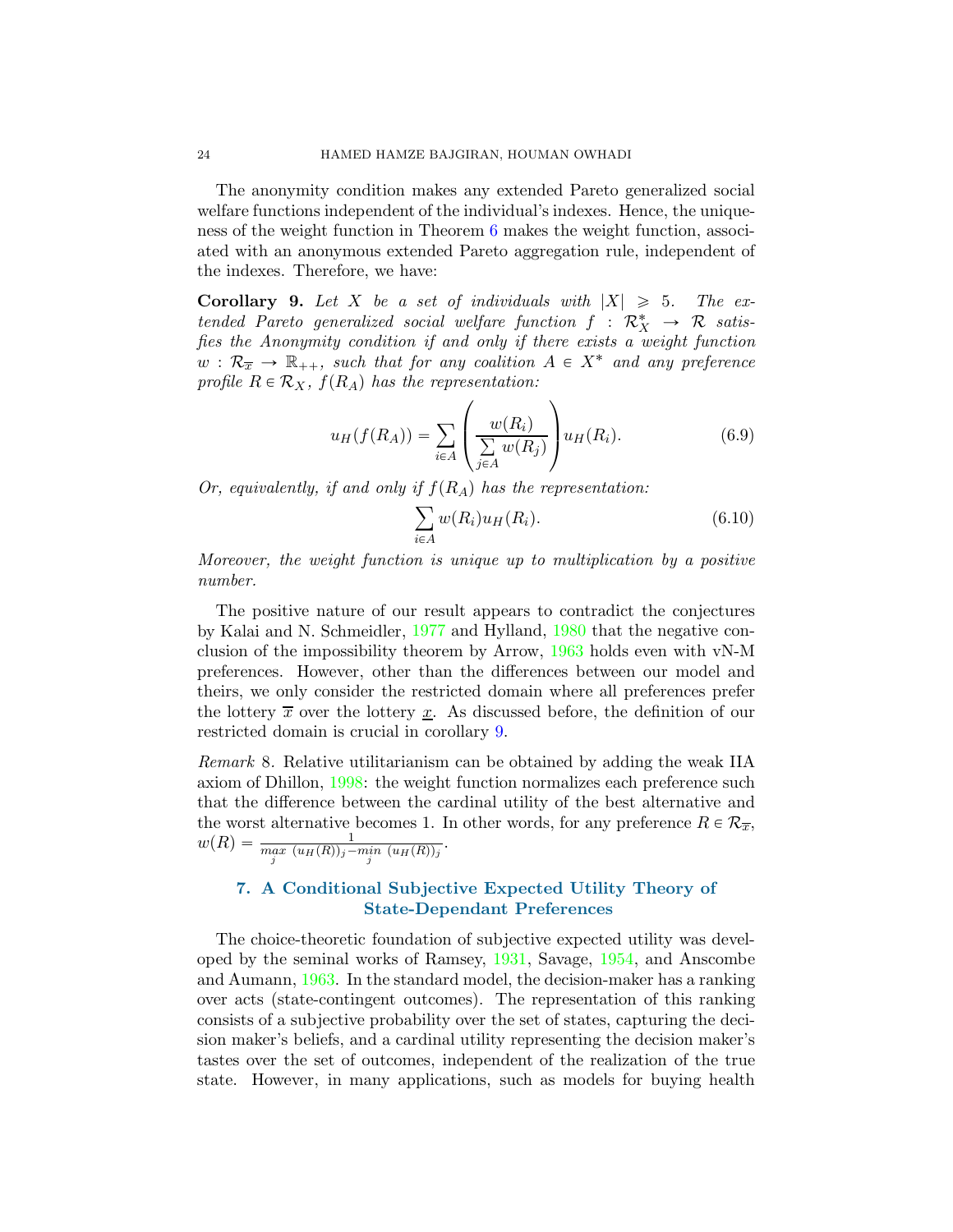The anonymity condition makes any extended Pareto generalized social welfare functions independent of the individual's indexes. Hence, the uniqueness of the weight function in Theorem 6 makes the weight function, associated with an anonymous extended Pareto aggregation rule, independent of the indexes. Therefore, we have:

**Corollary 9.** *Let $X$ be a set of individuals with $|X| \geqslant 5$. The extended Pareto generalized social welfare function $f : \mathcal{R}_X^* \to \mathcal{R}$ satisfies the Anonymity condition if and only if there exists a weight function $w : \mathcal{R}_{\overline{x}} \to \mathbb{R}_{++}$, such that for any coalition $A \in X^*$ and any preference profile $R \in \mathcal{R}_X$, $f(R_A)$ has the representation:*

$$u_H(f(R_A)) = \sum_{i \in A} \left( \frac{w(R_i)}{\sum\limits_{j \in A} w(R_j)} \right) u_H(R_i). \tag{6.9}$$

*Or, equivalently, if and only if $f(R_A)$ has the representation:*

$$\sum_{i \in A} w(R_i) u_H(R_i). \tag{6.10}$$

*Moreover, the weight function is unique up to multiplication by a positive number.*

The positive nature of our result appears to contradict the conjectures by Kalai and N. Schmeidler, 1977 and Hylland, 1980 that the negative conclusion of the impossibility theorem by Arrow, 1963 holds even with vN-M preferences. However, other than the differences between our model and theirs, we only consider the restricted domain where all preferences prefer the lottery $\overline{x}$ over the lottery $\underline{x}$. As discussed before, the definition of our restricted domain is crucial in corollary 9.

*Remark* 8. Relative utilitarianism can be obtained by adding the weak IIA axiom of Dhillon, 1998: the weight function normalizes each preference such that the difference between the cardinal utility of the best alternative and the worst alternative becomes 1. In other words, for any preference $R \in \mathcal{R}_{\overline{x}}$, $w(R) = \frac{1}{\max\limits_j (u_H(R))_j - \min\limits_j (u_H(R))_j}$.

## 7. A Conditional Subjective Expected Utility Theory of State-Dependant Preferences

The choice-theoretic foundation of subjective expected utility was developed by the seminal works of Ramsey, 1931, Savage, 1954, and Anscombe and Aumann, 1963. In the standard model, the decision-maker has a ranking over acts (state-contingent outcomes). The representation of this ranking consists of a subjective probability over the set of states, capturing the decision maker's beliefs, and a cardinal utility representing the decision maker's tastes over the set of outcomes, independent of the realization of the true state. However, in many applications, such as models for buying health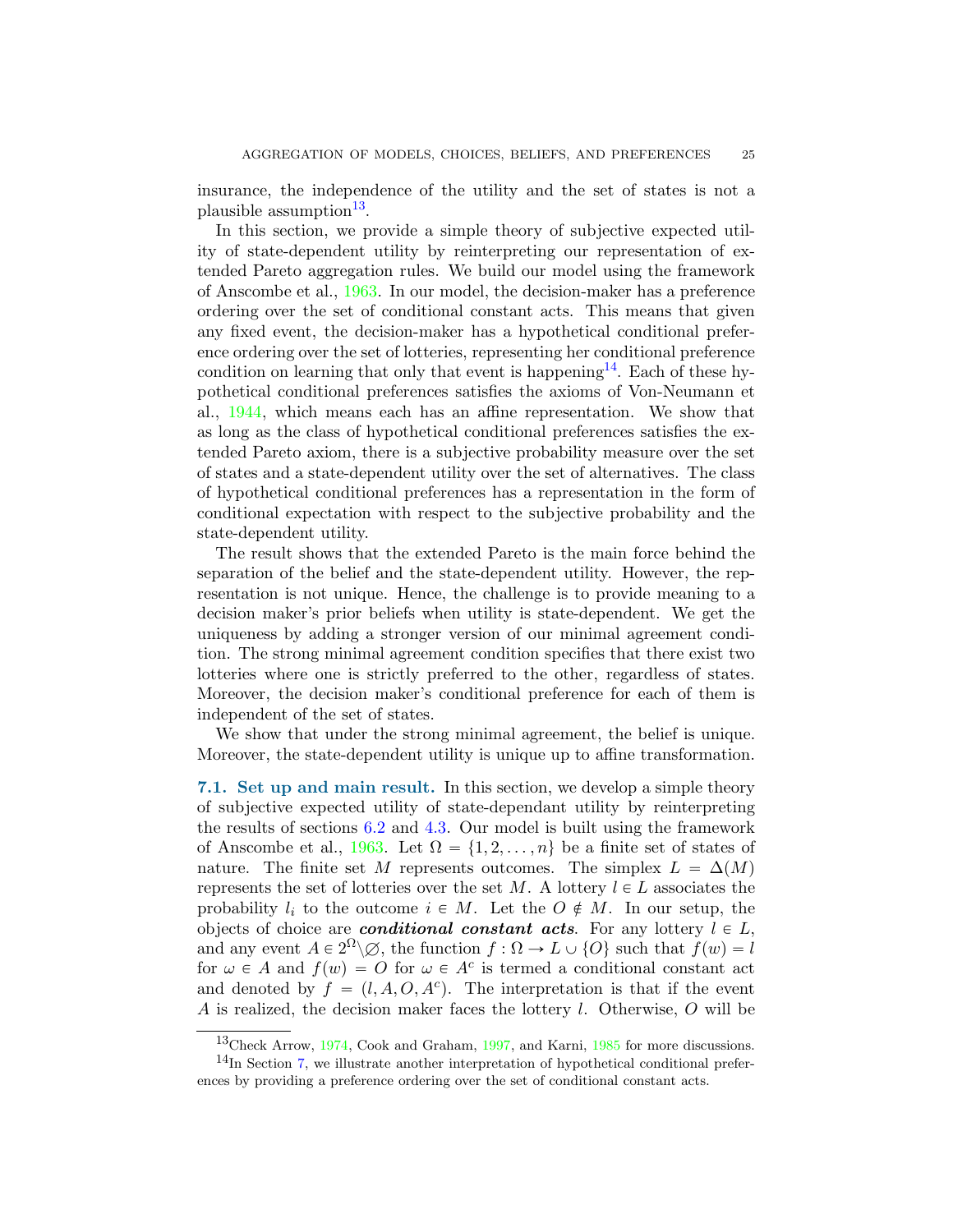insurance, the independence of the utility and the set of states is not a plausible assumption[13].

In this section, we provide a simple theory of subjective expected utility of state-dependent utility by reinterpreting our representation of extended Pareto aggregation rules. We build our model using the framework of Anscombe et al., 1963. In our model, the decision-maker has a preference ordering over the set of conditional constant acts. This means that given any fixed event, the decision-maker has a hypothetical conditional preference ordering over the set of lotteries, representing her conditional preference condition on learning that only that event is happening[14]. Each of these hypothetical conditional preferences satisfies the axioms of Von-Neumann et al., 1944, which means each has an affine representation. We show that as long as the class of hypothetical conditional preferences satisfies the extended Pareto axiom, there is a subjective probability measure over the set of states and a state-dependent utility over the set of alternatives. The class of hypothetical conditional preferences has a representation in the form of conditional expectation with respect to the subjective probability and the state-dependent utility.

The result shows that the extended Pareto is the main force behind the separation of the belief and the state-dependent utility. However, the representation is not unique. Hence, the challenge is to provide meaning to a decision maker's prior beliefs when utility is state-dependent. We get the uniqueness by adding a stronger version of our minimal agreement condition. The strong minimal agreement condition specifies that there exist two lotteries where one is strictly preferred to the other, regardless of states. Moreover, the decision maker's conditional preference for each of them is independent of the set of states.

We show that under the strong minimal agreement, the belief is unique. Moreover, the state-dependent utility is unique up to affine transformation.

**7.1. Set up and main result.** In this section, we develop a simple theory of subjective expected utility of state-dependant utility by reinterpreting the results of sections 6.2 and 4.3. Our model is built using the framework of Anscombe et al., 1963. Let $\Omega = \{1, 2, \dots, n\}$ be a finite set of states of nature. The finite set $M$ represents outcomes. The simplex $L = \Delta(M)$ represents the set of lotteries over the set $M$. A lottery $l \in L$ associates the probability $l_i$ to the outcome $i \in M$. Let the $O \notin M$. In our setup, the objects of choice are ***conditional constant acts***. For any lottery $l \in L$, and any event $A \in 2^{\Omega} \backslash \varnothing$, the function $f : \Omega \to L \cup \{O\}$ such that $f(w) = l$ for $\omega \in A$ and $f(w) = O$ for $\omega \in A^c$ is termed a conditional constant act and denoted by $f = (l, A, O, A^c)$. The interpretation is that if the event $A$ is realized, the decision maker faces the lottery $l$. Otherwise, $O$ will be

[13] Check Arrow, 1974, Cook and Graham, 1997, and Karni, 1985 for more discussions.

[14] In Section 7, we illustrate another interpretation of hypothetical conditional preferences by providing a preference ordering over the set of conditional constant acts.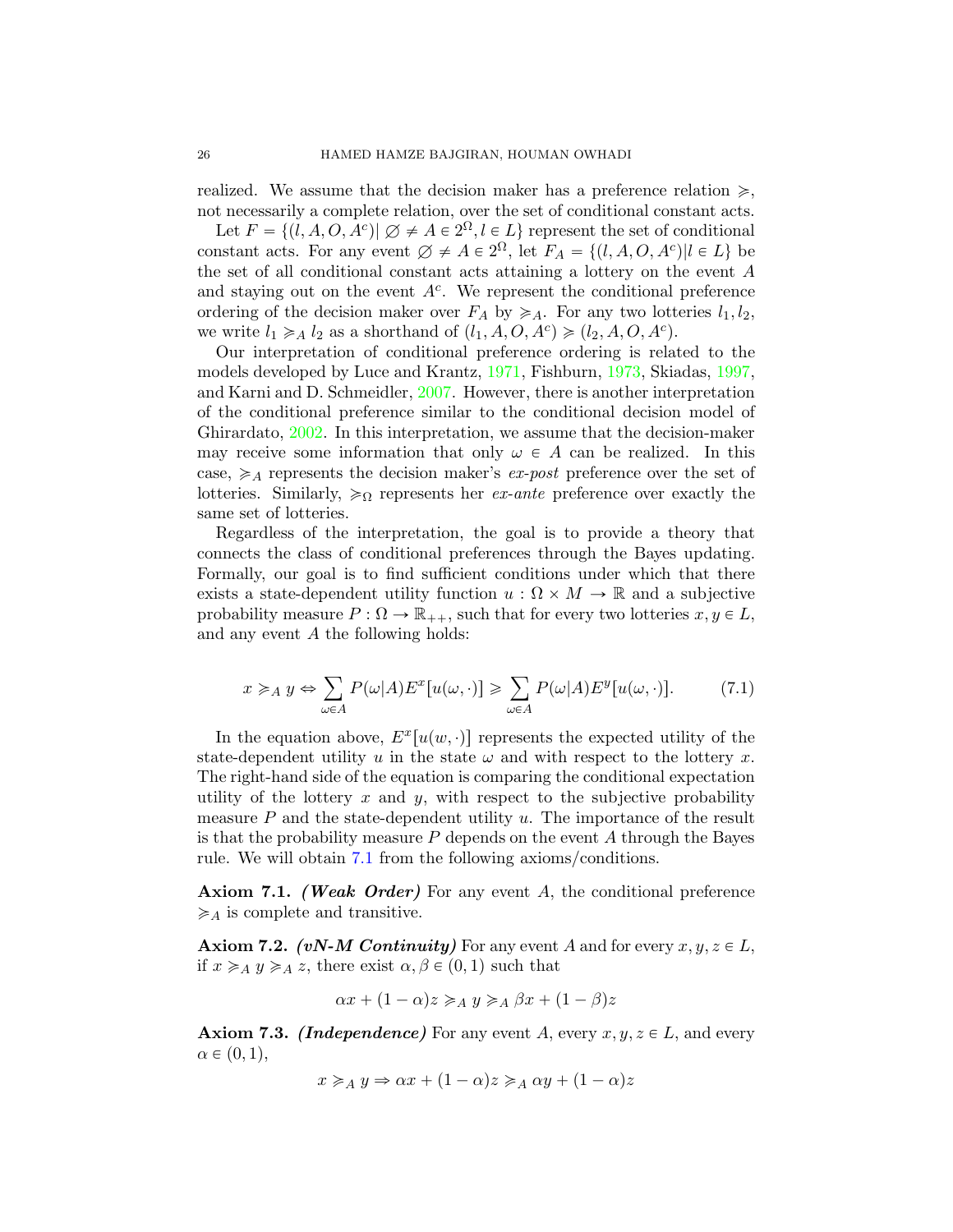realized. We assume that the decision maker has a preference relation $\succcurlyeq$, not necessarily a complete relation, over the set of conditional constant acts.

Let $F = \{(l, A, O, A^c) | \varnothing \neq A \in 2^\Omega, l \in L\}$ represent the set of conditional constant acts. For any event $\varnothing \neq A \in 2^\Omega$, let $F_A = \{(l, A, O, A^c) | l \in L\}$ be the set of all conditional constant acts attaining a lottery on the event $A$ and staying out on the event $A^c$. We represent the conditional preference ordering of the decision maker over $F_A$ by $\succcurlyeq_A$. For any two lotteries $l_1, l_2$, we write $l_1 \succcurlyeq_A l_2$ as a shorthand of $(l_1, A, O, A^c) \succcurlyeq (l_2, A, O, A^c)$.

Our interpretation of conditional preference ordering is related to the models developed by Luce and Krantz, 1971, Fishburn, 1973, Skiadas, 1997, and Karni and D. Schmeidler, 2007. However, there is another interpretation of the conditional preference similar to the conditional decision model of Ghirardato, 2002. In this interpretation, we assume that the decision-maker may receive some information that only $\omega \in A$ can be realized. In this case, $\succcurlyeq_A$ represents the decision maker's *ex-post* preference over the set of lotteries. Similarly, $\succcurlyeq_\Omega$ represents her *ex-ante* preference over exactly the same set of lotteries.

Regardless of the interpretation, the goal is to provide a theory that connects the class of conditional preferences through the Bayes updating. Formally, our goal is to find sufficient conditions under which that there exists a state-dependent utility function $u : \Omega \times M \to \mathbb{R}$ and a subjective probability measure $P : \Omega \to \mathbb{R}_{++}$, such that for every two lotteries $x, y \in L$, and any event $A$ the following holds:

$$x \succcurlyeq_A y \Leftrightarrow \sum_{\omega \in A} P(\omega|A) E^x[u(\omega, \cdot)] \geqslant \sum_{\omega \in A} P(\omega|A) E^y[u(\omega, \cdot)]. \tag{7.1}$$

In the equation above, $E^x[u(w, \cdot)]$ represents the expected utility of the state-dependent utility $u$ in the state $\omega$ and with respect to the lottery $x$. The right-hand side of the equation is comparing the conditional expectation utility of the lottery $x$ and $y$, with respect to the subjective probability measure $P$ and the state-dependent utility $u$. The importance of the result is that the probability measure $P$ depends on the event $A$ through the Bayes rule. We will obtain 7.1 from the following axioms/conditions.

**Axiom 7.1.** ***(Weak Order)*** For any event $A$, the conditional preference $\succcurlyeq_A$ is complete and transitive.

**Axiom 7.2.** ***(vN-M Continuity)*** For any event $A$ and for every $x, y, z \in L$, if $x \succcurlyeq_A y \succcurlyeq_A z$, there exist $\alpha, \beta \in (0, 1)$ such that

$$\alpha x + (1 - \alpha) z \succcurlyeq_A y \succcurlyeq_A \beta x + (1 - \beta) z$$

**Axiom 7.3.** ***(Independence)*** For any event $A$, every $x, y, z \in L$, and every $\alpha \in (0, 1)$,

$$x \succcurlyeq_A y \Rightarrow \alpha x + (1 - \alpha) z \succcurlyeq_A \alpha y + (1 - \alpha) z$$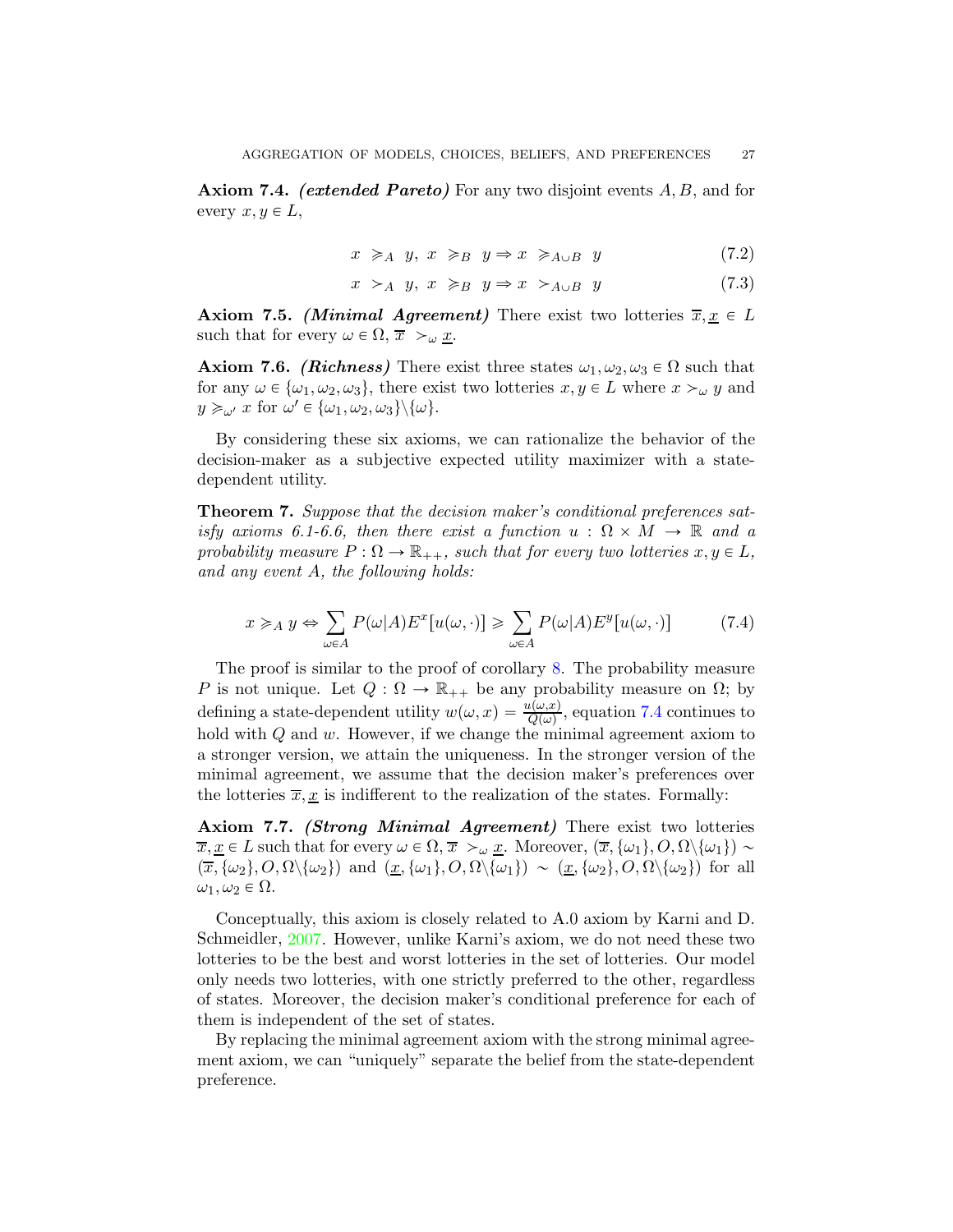**Axiom 7.4.** ***(extended Pareto)*** For any two disjoint events $A, B$, and for every $x, y \in L$,

$$x \succcurlyeq_A y,\ x \succcurlyeq_B y \Rightarrow x \succcurlyeq_{A \cup B} y \tag{7.2}$$

$$x \succ_A y,\ x \succcurlyeq_B y \Rightarrow x \succ_{A \cup B} y \tag{7.3}$$

**Axiom 7.5.** ***(Minimal Agreement)*** There exist two lotteries $\overline{x}, \underline{x} \in L$ such that for every $\omega \in \Omega$, $\overline{x} \succ_\omega \underline{x}$.

**Axiom 7.6.** ***(Richness)*** There exist three states $\omega_1, \omega_2, \omega_3 \in \Omega$ such that for any $\omega \in \{\omega_1, \omega_2, \omega_3\}$, there exist two lotteries $x, y \in L$ where $x \succ_\omega y$ and $y \succcurlyeq_{\omega'} x$ for $\omega' \in \{\omega_1, \omega_2, \omega_3\} \backslash \{\omega\}$.

By considering these six axioms, we can rationalize the behavior of the decision-maker as a subjective expected utility maximizer with a state-dependent utility.

**Theorem 7.** *Suppose that the decision maker's conditional preferences satisfy axioms 6.1-6.6, then there exist a function $u : \Omega \times M \to \mathbb{R}$ and a probability measure $P : \Omega \to \mathbb{R}_{++}$, such that for every two lotteries $x, y \in L$, and any event $A$, the following holds:*

$$x \succcurlyeq_A y \Leftrightarrow \sum_{\omega \in A} P(\omega|A) E^x[u(\omega, \cdot)] \geqslant \sum_{\omega \in A} P(\omega|A) E^y[u(\omega, \cdot)] \tag{7.4}$$

The proof is similar to the proof of corollary 8. The probability measure $P$ is not unique. Let $Q : \Omega \to \mathbb{R}_{++}$ be any probability measure on $\Omega$; by defining a state-dependent utility $w(\omega, x) = \frac{u(\omega, x)}{Q(\omega)}$, equation 7.4 continues to hold with $Q$ and $w$. However, if we change the minimal agreement axiom to a stronger version, we attain the uniqueness. In the stronger version of the minimal agreement, we assume that the decision maker's preferences over the lotteries $\overline{x}, \underline{x}$ is indifferent to the realization of the states. Formally:

**Axiom 7.7.** ***(Strong Minimal Agreement)*** There exist two lotteries $\overline{x}, \underline{x} \in L$ such that for every $\omega \in \Omega$, $\overline{x} \succ_\omega \underline{x}$. Moreover, $(\overline{x}, \{\omega_1\}, O, \Omega \backslash \{\omega_1\}) \sim (\overline{x}, \{\omega_2\}, O, \Omega \backslash \{\omega_2\})$ and $(\underline{x}, \{\omega_1\}, O, \Omega \backslash \{\omega_1\}) \sim (\underline{x}, \{\omega_2\}, O, \Omega \backslash \{\omega_2\})$ for all $\omega_1, \omega_2 \in \Omega$.

Conceptually, this axiom is closely related to A.0 axiom by Karni and D. Schmeidler, 2007. However, unlike Karni's axiom, we do not need these two lotteries to be the best and worst lotteries in the set of lotteries. Our model only needs two lotteries, with one strictly preferred to the other, regardless of states. Moreover, the decision maker's conditional preference for each of them is independent of the set of states.

By replacing the minimal agreement axiom with the strong minimal agreement axiom, we can "uniquely" separate the belief from the state-dependent preference.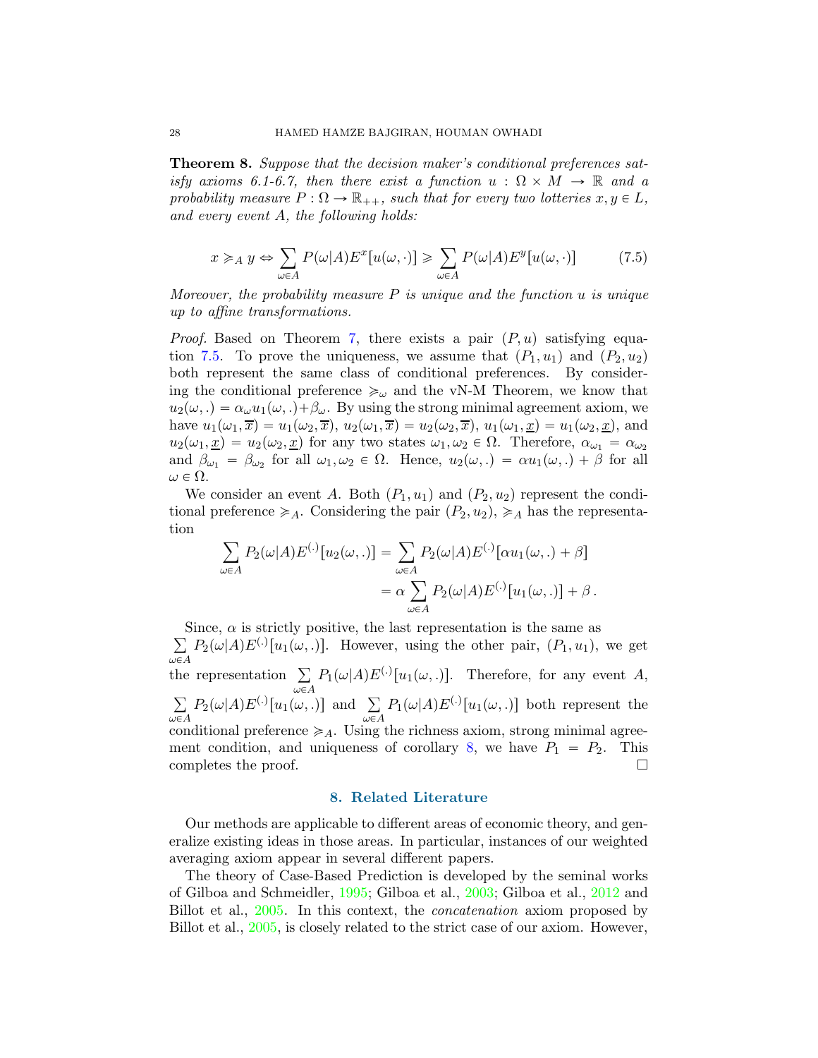**Theorem 8.** *Suppose that the decision maker's conditional preferences satisfy axioms 6.1-6.7, then there exist a function $u : \Omega \times M \to \mathbb{R}$ and a probability measure $P : \Omega \to \mathbb{R}_{++}$, such that for every two lotteries $x, y \in L$, and every event $A$, the following holds:*

$$x \succcurlyeq_A y \Leftrightarrow \sum_{\omega \in A} P(\omega|A) E^x[u(\omega, \cdot)] \geqslant \sum_{\omega \in A} P(\omega|A) E^y[u(\omega, \cdot)] \tag{7.5}$$

*Moreover, the probability measure $P$ is unique and the function $u$ is unique up to affine transformations.*

*Proof.* Based on Theorem 7, there exists a pair $(P, u)$ satisfying equation 7.5. To prove the uniqueness, we assume that $(P_1, u_1)$ and $(P_2, u_2)$ both represent the same class of conditional preferences. By considering the conditional preference $\succcurlyeq_\omega$ and the vN-M Theorem, we know that $u_2(\omega, .) = \alpha_\omega u_1(\omega, .) + \beta_\omega$. By using the strong minimal agreement axiom, we have $u_1(\omega_1, \overline{x}) = u_1(\omega_2, \overline{x})$, $u_2(\omega_1, \overline{x}) = u_2(\omega_2, \overline{x})$, $u_1(\omega_1, \underline{x}) = u_1(\omega_2, \underline{x})$, and $u_2(\omega_1, \underline{x}) = u_2(\omega_2, \underline{x})$ for any two states $\omega_1, \omega_2 \in \Omega$. Therefore, $\alpha_{\omega_1} = \alpha_{\omega_2}$ and $\beta_{\omega_1} = \beta_{\omega_2}$ for all $\omega_1, \omega_2 \in \Omega$. Hence, $u_2(\omega, .) = \alpha u_1(\omega, .) + \beta$ for all $\omega \in \Omega$.

We consider an event $A$. Both $(P_1, u_1)$ and $(P_2, u_2)$ represent the conditional preference $\succcurlyeq_A$. Considering the pair $(P_2, u_2)$, $\succcurlyeq_A$ has the representation

$$\begin{aligned}\sum_{\omega \in A} P_2(\omega|A) E^{(.)}[u_2(\omega, .)] &= \sum_{\omega \in A} P_2(\omega|A) E^{(.)}[\alpha u_1(\omega, .) + \beta] \\ &= \alpha \sum_{\omega \in A} P_2(\omega|A) E^{(.)}[u_1(\omega, .)] + \beta\,.\end{aligned}$$

Since, $\alpha$ is strictly positive, the last representation is the same as $\sum_{\omega \in A} P_2(\omega|A) E^{(.)}[u_1(\omega, .)]$. However, using the other pair, $(P_1, u_1)$, we get the representation $\sum_{\omega \in A} P_1(\omega|A) E^{(.)}[u_1(\omega, .)]$. Therefore, for any event $A$, $\sum_{\omega \in A} P_2(\omega|A) E^{(.)}[u_1(\omega, .)]$ and $\sum_{\omega \in A} P_1(\omega|A) E^{(.)}[u_1(\omega, .)]$ both represent the conditional preference $\succcurlyeq_A$. Using the richness axiom, strong minimal agreement condition, and uniqueness of corollary 8, we have $P_1 = P_2$. This completes the proof. $\square$

## 8. Related Literature

Our methods are applicable to different areas of economic theory, and generalize existing ideas in those areas. In particular, instances of our weighted averaging axiom appear in several different papers.

The theory of Case-Based Prediction is developed by the seminal works of Gilboa and Schmeidler, 1995; Gilboa et al., 2003; Gilboa et al., 2012 and Billot et al., 2005. In this context, the *concatenation* axiom proposed by Billot et al., 2005, is closely related to the strict case of our axiom. However,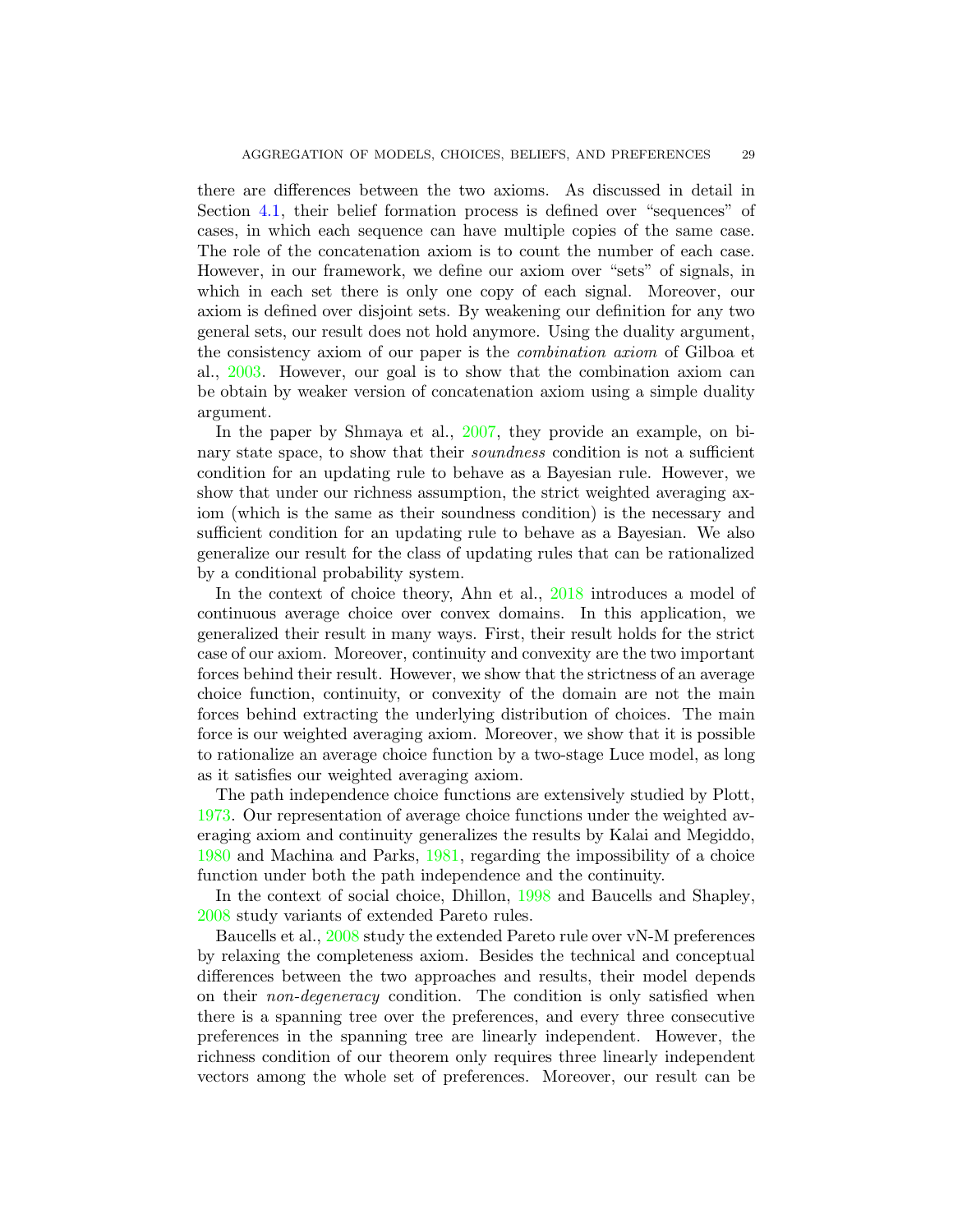there are differences between the two axioms. As discussed in detail in Section 4.1, their belief formation process is defined over "sequences" of cases, in which each sequence can have multiple copies of the same case. The role of the concatenation axiom is to count the number of each case. However, in our framework, we define our axiom over "sets" of signals, in which in each set there is only one copy of each signal. Moreover, our axiom is defined over disjoint sets. By weakening our definition for any two general sets, our result does not hold anymore. Using the duality argument, the consistency axiom of our paper is the *combination axiom* of Gilboa et al., 2003. However, our goal is to show that the combination axiom can be obtain by weaker version of concatenation axiom using a simple duality argument.

In the paper by Shmaya et al., 2007, they provide an example, on binary state space, to show that their *soundness* condition is not a sufficient condition for an updating rule to behave as a Bayesian rule. However, we show that under our richness assumption, the strict weighted averaging axiom (which is the same as their soundness condition) is the necessary and sufficient condition for an updating rule to behave as a Bayesian. We also generalize our result for the class of updating rules that can be rationalized by a conditional probability system.

In the context of choice theory, Ahn et al., 2018 introduces a model of continuous average choice over convex domains. In this application, we generalized their result in many ways. First, their result holds for the strict case of our axiom. Moreover, continuity and convexity are the two important forces behind their result. However, we show that the strictness of an average choice function, continuity, or convexity of the domain are not the main forces behind extracting the underlying distribution of choices. The main force is our weighted averaging axiom. Moreover, we show that it is possible to rationalize an average choice function by a two-stage Luce model, as long as it satisfies our weighted averaging axiom.

The path independence choice functions are extensively studied by Plott, 1973. Our representation of average choice functions under the weighted averaging axiom and continuity generalizes the results by Kalai and Megiddo, 1980 and Machina and Parks, 1981, regarding the impossibility of a choice function under both the path independence and the continuity.

In the context of social choice, Dhillon, 1998 and Baucells and Shapley, 2008 study variants of extended Pareto rules.

Baucells et al., 2008 study the extended Pareto rule over vN-M preferences by relaxing the completeness axiom. Besides the technical and conceptual differences between the two approaches and results, their model depends on their *non-degeneracy* condition. The condition is only satisfied when there is a spanning tree over the preferences, and every three consecutive preferences in the spanning tree are linearly independent. However, the richness condition of our theorem only requires three linearly independent vectors among the whole set of preferences. Moreover, our result can be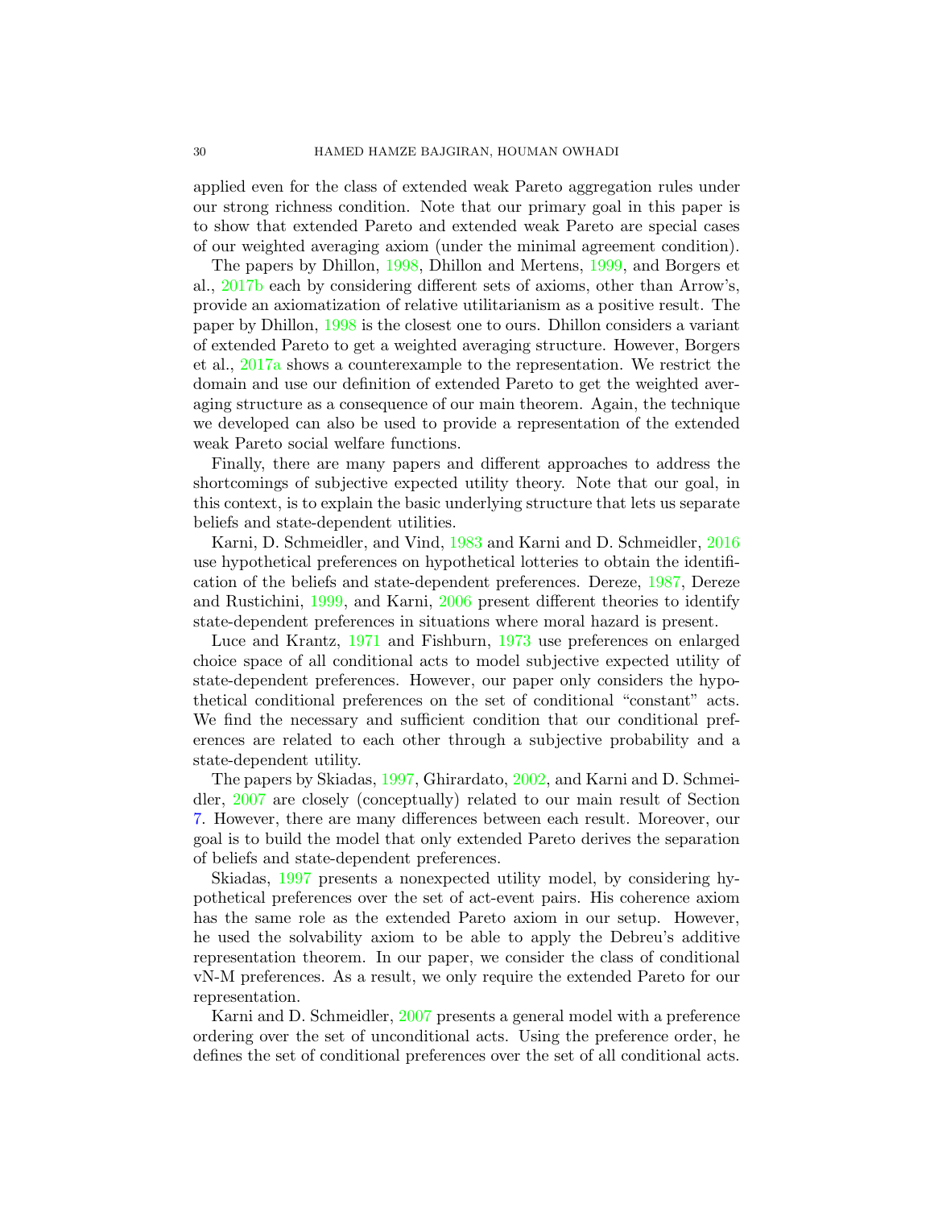applied even for the class of extended weak Pareto aggregation rules under our strong richness condition. Note that our primary goal in this paper is to show that extended Pareto and extended weak Pareto are special cases of our weighted averaging axiom (under the minimal agreement condition).

The papers by Dhillon, 1998, Dhillon and Mertens, 1999, and Borgers et al., 2017b each by considering different sets of axioms, other than Arrow's, provide an axiomatization of relative utilitarianism as a positive result. The paper by Dhillon, 1998 is the closest one to ours. Dhillon considers a variant of extended Pareto to get a weighted averaging structure. However, Borgers et al., 2017a shows a counterexample to the representation. We restrict the domain and use our definition of extended Pareto to get the weighted averaging structure as a consequence of our main theorem. Again, the technique we developed can also be used to provide a representation of the extended weak Pareto social welfare functions.

Finally, there are many papers and different approaches to address the shortcomings of subjective expected utility theory. Note that our goal, in this context, is to explain the basic underlying structure that lets us separate beliefs and state-dependent utilities.

Karni, D. Schmeidler, and Vind, 1983 and Karni and D. Schmeidler, 2016 use hypothetical preferences on hypothetical lotteries to obtain the identification of the beliefs and state-dependent preferences. Dereze, 1987, Dereze and Rustichini, 1999, and Karni, 2006 present different theories to identify state-dependent preferences in situations where moral hazard is present.

Luce and Krantz, 1971 and Fishburn, 1973 use preferences on enlarged choice space of all conditional acts to model subjective expected utility of state-dependent preferences. However, our paper only considers the hypothetical conditional preferences on the set of conditional "constant" acts. We find the necessary and sufficient condition that our conditional preferences are related to each other through a subjective probability and a state-dependent utility.

The papers by Skiadas, 1997, Ghirardato, 2002, and Karni and D. Schmeidler, 2007 are closely (conceptually) related to our main result of Section 7. However, there are many differences between each result. Moreover, our goal is to build the model that only extended Pareto derives the separation of beliefs and state-dependent preferences.

Skiadas, 1997 presents a nonexpected utility model, by considering hypothetical preferences over the set of act-event pairs. His coherence axiom has the same role as the extended Pareto axiom in our setup. However, he used the solvability axiom to be able to apply the Debreu's additive representation theorem. In our paper, we consider the class of conditional vN-M preferences. As a result, we only require the extended Pareto for our representation.

Karni and D. Schmeidler, 2007 presents a general model with a preference ordering over the set of unconditional acts. Using the preference order, he defines the set of conditional preferences over the set of all conditional acts.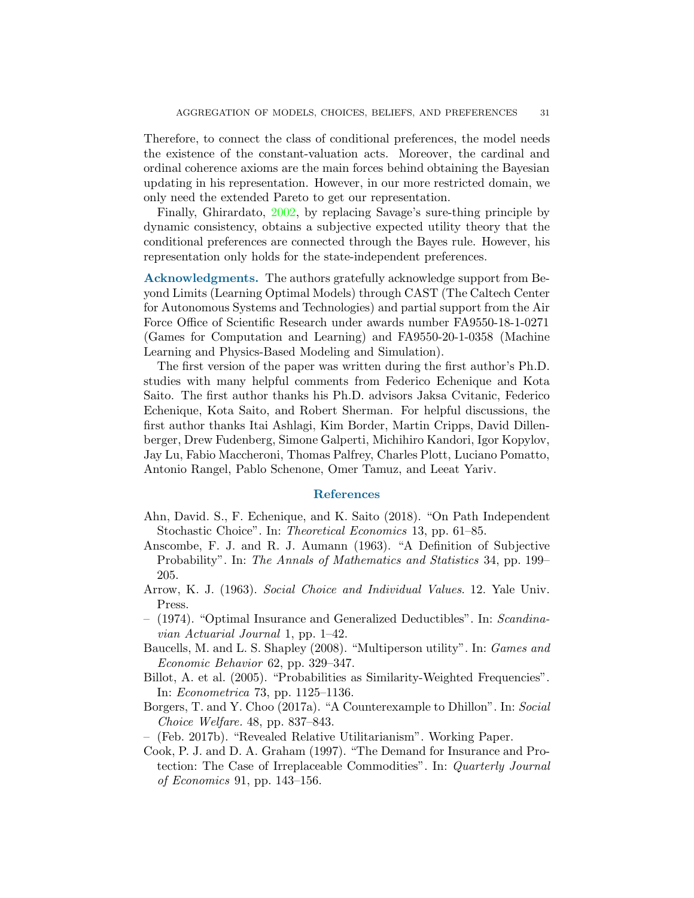Therefore, to connect the class of conditional preferences, the model needs the existence of the constant-valuation acts. Moreover, the cardinal and ordinal coherence axioms are the main forces behind obtaining the Bayesian updating in his representation. However, in our more restricted domain, we only need the extended Pareto to get our representation.

Finally, Ghirardato, 2002, by replacing Savage's sure-thing principle by dynamic consistency, obtains a subjective expected utility theory that the conditional preferences are connected through the Bayes rule. However, his representation only holds for the state-independent preferences.

**Acknowledgments.** The authors gratefully acknowledge support from Beyond Limits (Learning Optimal Models) through CAST (The Caltech Center for Autonomous Systems and Technologies) and partial support from the Air Force Office of Scientific Research under awards number FA9550-18-1-0271 (Games for Computation and Learning) and FA9550-20-1-0358 (Machine Learning and Physics-Based Modeling and Simulation).

The first version of the paper was written during the first author's Ph.D. studies with many helpful comments from Federico Echenique and Kota Saito. The first author thanks his Ph.D. advisors Jaksa Cvitanic, Federico Echenique, Kota Saito, and Robert Sherman. For helpful discussions, the first author thanks Itai Ashlagi, Kim Border, Martin Cripps, David Dillenberger, Drew Fudenberg, Simone Galperti, Michihiro Kandori, Igor Kopylov, Jay Lu, Fabio Maccheroni, Thomas Palfrey, Charles Plott, Luciano Pomatto, Antonio Rangel, Pablo Schenone, Omer Tamuz, and Leeat Yariv.

## References

Ahn, David. S., F. Echenique, and K. Saito (2018). "On Path Independent Stochastic Choice". In: *Theoretical Economics* 13, pp. 61–85.

Anscombe, F. J. and R. J. Aumann (1963). "A Definition of Subjective Probability". In: *The Annals of Mathematics and Statistics* 34, pp. 199–205.

Arrow, K. J. (1963). *Social Choice and Individual Values*. 12. Yale Univ. Press.

– (1974). "Optimal Insurance and Generalized Deductibles". In: *Scandinavian Actuarial Journal* 1, pp. 1–42.

Baucells, M. and L. S. Shapley (2008). "Multiperson utility". In: *Games and Economic Behavior* 62, pp. 329–347.

Billot, A. et al. (2005). "Probabilities as Similarity-Weighted Frequencies". In: *Econometrica* 73, pp. 1125–1136.

Borgers, T. and Y. Choo (2017a). "A Counterexample to Dhillon". In: *Social Choice Welfare.* 48, pp. 837–843.

– (Feb. 2017b). "Revealed Relative Utilitarianism". Working Paper.

Cook, P. J. and D. A. Graham (1997). "The Demand for Insurance and Protection: The Case of Irreplaceable Commodities". In: *Quarterly Journal of Economics* 91, pp. 143–156.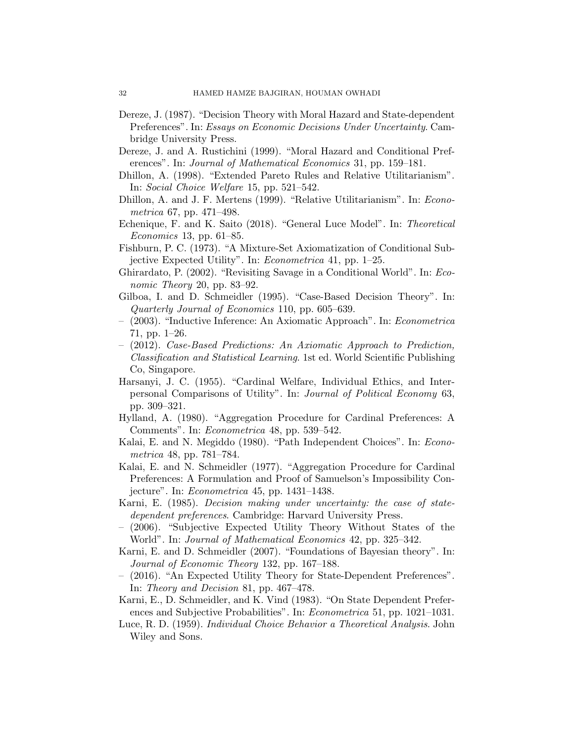Dereze, J. (1987). "Decision Theory with Moral Hazard and State-dependent Preferences". In: *Essays on Economic Decisions Under Uncertainty*. Cambridge University Press.

Dereze, J. and A. Rustichini (1999). "Moral Hazard and Conditional Preferences". In: *Journal of Mathematical Economics* 31, pp. 159–181.

Dhillon, A. (1998). "Extended Pareto Rules and Relative Utilitarianism". In: *Social Choice Welfare* 15, pp. 521–542.

Dhillon, A. and J. F. Mertens (1999). "Relative Utilitarianism". In: *Econometrica* 67, pp. 471–498.

Echenique, F. and K. Saito (2018). "General Luce Model". In: *Theoretical Economics* 13, pp. 61–85.

Fishburn, P. C. (1973). "A Mixture-Set Axiomatization of Conditional Subjective Expected Utility". In: *Econometrica* 41, pp. 1–25.

Ghirardato, P. (2002). "Revisiting Savage in a Conditional World". In: *Economic Theory* 20, pp. 83–92.

Gilboa, I. and D. Schmeidler (1995). "Case-Based Decision Theory". In: *Quarterly Journal of Economics* 110, pp. 605–639.

– (2003). "Inductive Inference: An Axiomatic Approach". In: *Econometrica* 71, pp. 1–26.

– (2012). *Case-Based Predictions: An Axiomatic Approach to Prediction, Classification and Statistical Learning*. 1st ed. World Scientific Publishing Co, Singapore.

Harsanyi, J. C. (1955). "Cardinal Welfare, Individual Ethics, and Interpersonal Comparisons of Utility". In: *Journal of Political Economy* 63, pp. 309–321.

Hylland, A. (1980). "Aggregation Procedure for Cardinal Preferences: A Comments". In: *Econometrica* 48, pp. 539–542.

Kalai, E. and N. Megiddo (1980). "Path Independent Choices". In: *Econometrica* 48, pp. 781–784.

Kalai, E. and N. Schmeidler (1977). "Aggregation Procedure for Cardinal Preferences: A Formulation and Proof of Samuelson's Impossibility Conjecture". In: *Econometrica* 45, pp. 1431–1438.

Karni, E. (1985). *Decision making under uncertainty: the case of state-dependent preferences*. Cambridge: Harvard University Press.

– (2006). "Subjective Expected Utility Theory Without States of the World". In: *Journal of Mathematical Economics* 42, pp. 325–342.

Karni, E. and D. Schmeidler (2007). "Foundations of Bayesian theory". In: *Journal of Economic Theory* 132, pp. 167–188.

– (2016). "An Expected Utility Theory for State-Dependent Preferences". In: *Theory and Decision* 81, pp. 467–478.

Karni, E., D. Schmeidler, and K. Vind (1983). "On State Dependent Preferences and Subjective Probabilities". In: *Econometrica* 51, pp. 1021–1031.

Luce, R. D. (1959). *Individual Choice Behavior a Theoretical Analysis*. John Wiley and Sons.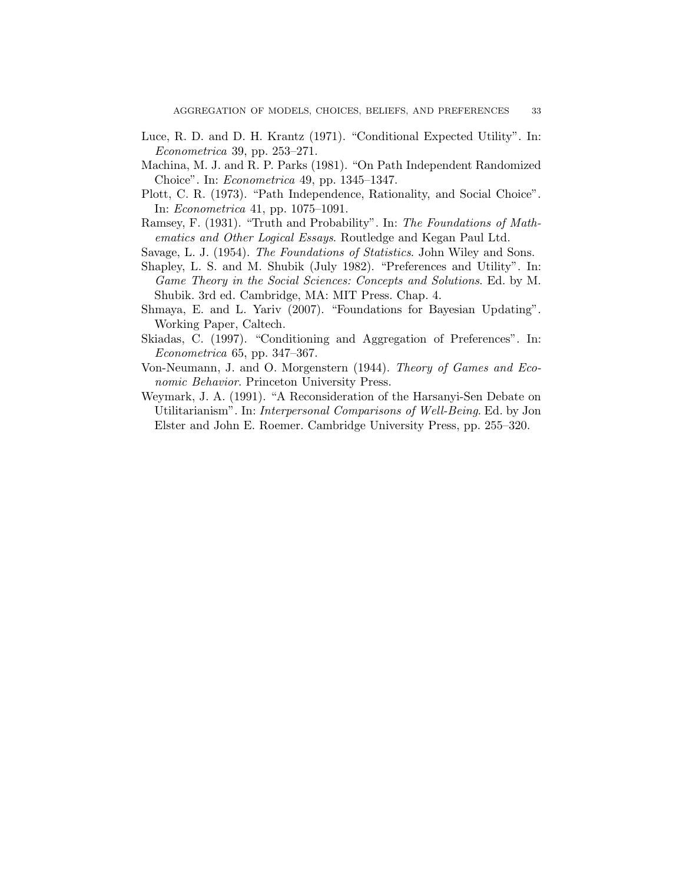Luce, R. D. and D. H. Krantz (1971). "Conditional Expected Utility". In: *Econometrica* 39, pp. 253–271.

Machina, M. J. and R. P. Parks (1981). "On Path Independent Randomized Choice". In: *Econometrica* 49, pp. 1345–1347.

Plott, C. R. (1973). "Path Independence, Rationality, and Social Choice". In: *Econometrica* 41, pp. 1075–1091.

Ramsey, F. (1931). "Truth and Probability". In: *The Foundations of Mathematics and Other Logical Essays*. Routledge and Kegan Paul Ltd.

Savage, L. J. (1954). *The Foundations of Statistics*. John Wiley and Sons.

Shapley, L. S. and M. Shubik (July 1982). "Preferences and Utility". In: *Game Theory in the Social Sciences: Concepts and Solutions*. Ed. by M. Shubik. 3rd ed. Cambridge, MA: MIT Press. Chap. 4.

Shmaya, E. and L. Yariv (2007). "Foundations for Bayesian Updating". Working Paper, Caltech.

Skiadas, C. (1997). "Conditioning and Aggregation of Preferences". In: *Econometrica* 65, pp. 347–367.

Von-Neumann, J. and O. Morgenstern (1944). *Theory of Games and Economic Behavior*. Princeton University Press.

Weymark, J. A. (1991). "A Reconsideration of the Harsanyi-Sen Debate on Utilitarianism". In: *Interpersonal Comparisons of Well-Being*. Ed. by Jon Elster and John E. Roemer. Cambridge University Press, pp. 255–320.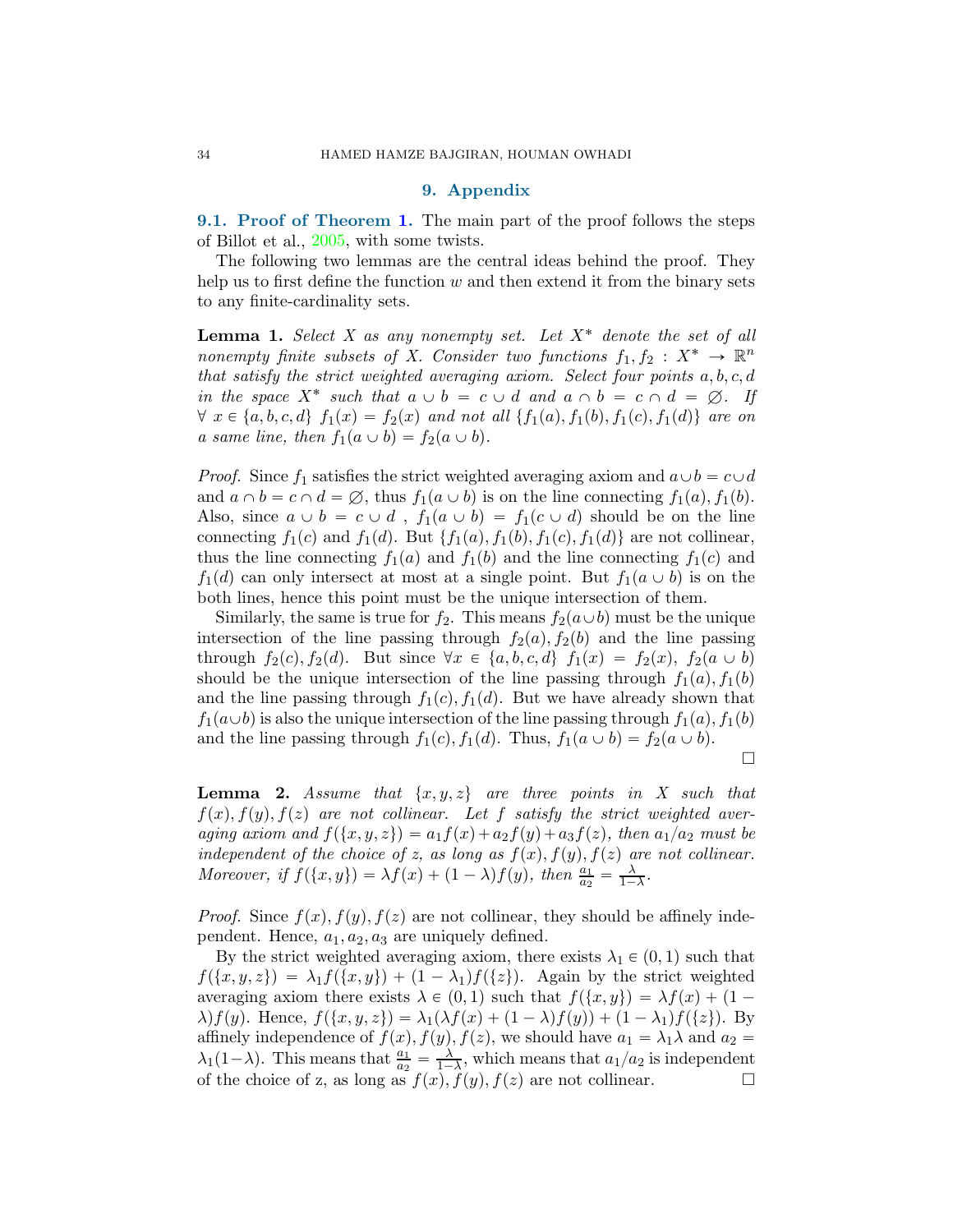## 9. Appendix

**9.1. Proof of Theorem 1.** The main part of the proof follows the steps of Billot et al., 2005, with some twists.

The following two lemmas are the central ideas behind the proof. They help us to first define the function $w$ and then extend it from the binary sets to any finite-cardinality sets.

**Lemma 1.** *Select $X$ as any nonempty set. Let $X^*$ denote the set of all nonempty finite subsets of $X$. Consider two functions $f_1, f_2 : X^* \to \mathbb{R}^n$ that satisfy the strict weighted averaging axiom. Select four points $a, b, c, d$ in the space $X^*$ such that $a \cup b = c \cup d$ and $a \cap b = c \cap d = \emptyset$. If $\forall\ x \in \{a, b, c, d\}$ $f_1(x) = f_2(x)$ and not all $\{f_1(a), f_1(b), f_1(c), f_1(d)\}$ are on a same line, then $f_1(a \cup b) = f_2(a \cup b)$.*

*Proof.* Since $f_1$ satisfies the strict weighted averaging axiom and $a \cup b = c \cup d$ and $a \cap b = c \cap d = \emptyset$, thus $f_1(a \cup b)$ is on the line connecting $f_1(a), f_1(b)$. Also, since $a \cup b = c \cup d$ , $f_1(a \cup b) = f_1(c \cup d)$ should be on the line connecting $f_1(c)$ and $f_1(d)$. But $\{f_1(a), f_1(b), f_1(c), f_1(d)\}$ are not collinear, thus the line connecting $f_1(a)$ and $f_1(b)$ and the line connecting $f_1(c)$ and $f_1(d)$ can only intersect at most at a single point. But $f_1(a \cup b)$ is on the both lines, hence this point must be the unique intersection of them.

Similarly, the same is true for $f_2$. This means $f_2(a \cup b)$ must be the unique intersection of the line passing through $f_2(a), f_2(b)$ and the line passing through $f_2(c), f_2(d)$. But since $\forall x \in \{a, b, c, d\}$ $f_1(x) = f_2(x)$, $f_2(a \cup b)$ should be the unique intersection of the line passing through $f_1(a), f_1(b)$ and the line passing through $f_1(c), f_1(d)$. But we have already shown that $f_1(a \cup b)$ is also the unique intersection of the line passing through $f_1(a), f_1(b)$ and the line passing through $f_1(c), f_1(d)$. Thus, $f_1(a \cup b) = f_2(a \cup b)$.

□

**Lemma 2.** *Assume that $\{x, y, z\}$ are three points in $X$ such that $f(x), f(y), f(z)$ are not collinear. Let $f$ satisfy the strict weighted averaging axiom and $f(\{x, y, z\}) = a_1 f(x) + a_2 f(y) + a_3 f(z)$, then $a_1/a_2$ must be independent of the choice of $z$, as long as $f(x), f(y), f(z)$ are not collinear. Moreover, if $f(\{x, y\}) = \lambda f(x) + (1 - \lambda) f(y)$, then $\frac{a_1}{a_2} = \frac{\lambda}{1-\lambda}$.*

*Proof.* Since $f(x), f(y), f(z)$ are not collinear, they should be affinely independent. Hence, $a_1, a_2, a_3$ are uniquely defined.

By the strict weighted averaging axiom, there exists $\lambda_1 \in (0, 1)$ such that $f(\{x, y, z\}) = \lambda_1 f(\{x, y\}) + (1 - \lambda_1) f(\{z\})$. Again by the strict weighted averaging axiom there exists $\lambda \in (0, 1)$ such that $f(\{x, y\}) = \lambda f(x) + (1 - \lambda) f(y)$. Hence, $f(\{x, y, z\}) = \lambda_1(\lambda f(x) + (1 - \lambda) f(y)) + (1 - \lambda_1) f(\{z\})$. By affinely independence of $f(x), f(y), f(z)$, we should have $a_1 = \lambda_1 \lambda$ and $a_2 = \lambda_1(1-\lambda)$. This means that $\frac{a_1}{a_2} = \frac{\lambda}{1-\lambda}$, which means that $a_1/a_2$ is independent of the choice of z, as long as $f(x), f(y), f(z)$ are not collinear. □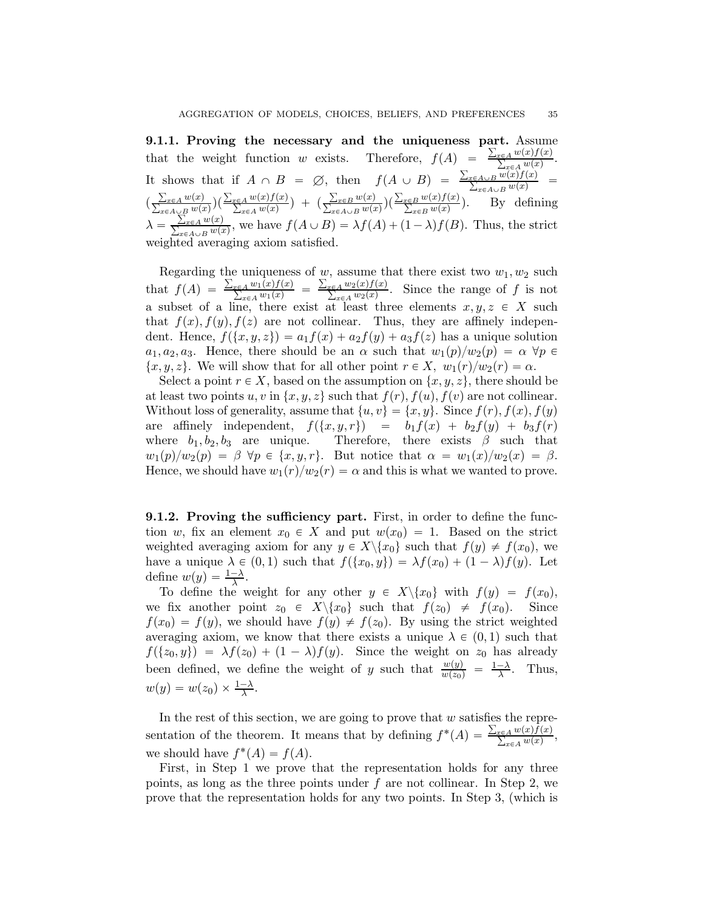### 9.1.1. Proving the necessary and the uniqueness part.

Assume that the weight function $w$ exists. Therefore, $f(A) = \frac{\sum_{x\in A} w(x)f(x)}{\sum_{x\in A} w(x)}$. It shows that if $A \cap B = \varnothing$, then $f(A \cup B) = \frac{\sum_{x\in A\cup B} w(x)f(x)}{\sum_{x\in A\cup B} w(x)} = (\frac{\sum_{x\in A} w(x)}{\sum_{x\in A\cup B} w(x)})(\frac{\sum_{x\in A} w(x)f(x)}{\sum_{x\in A} w(x)}) + (\frac{\sum_{x\in B} w(x)}{\sum_{x\in A\cup B} w(x)})(\frac{\sum_{x\in B} w(x)f(x)}{\sum_{x\in B} w(x)})$. By defining $\lambda = \frac{\sum_{x\in A} w(x)}{\sum_{x\in A\cup B} w(x)}$, we have $f(A \cup B) = \lambda f(A) + (1-\lambda)f(B)$. Thus, the strict weighted averaging axiom satisfied.

Regarding the uniqueness of $w$, assume that there exist two $w_1, w_2$ such that $f(A) = \frac{\sum_{x\in A} w_1(x)f(x)}{\sum_{x\in A} w_1(x)} = \frac{\sum_{x\in A} w_2(x)f(x)}{\sum_{x\in A} w_2(x)}$. Since the range of $f$ is not a subset of a line, there exist at least three elements $x, y, z \in X$ such that $f(x), f(y), f(z)$ are not collinear. Thus, they are affinely independent. Hence, $f(\{x, y, z\}) = a_1 f(x) + a_2 f(y) + a_3 f(z)$ has a unique solution $a_1, a_2, a_3$. Hence, there should be an $\alpha$ such that $w_1(p)/w_2(p) = \alpha \ \forall p \in \{x, y, z\}$. We will show that for all other point $r \in X$, $w_1(r)/w_2(r) = \alpha$.

Select a point $r \in X$, based on the assumption on $\{x, y, z\}$, there should be at least two points $u, v$ in $\{x, y, z\}$ such that $f(r), f(u), f(v)$ are not collinear. Without loss of generality, assume that $\{u, v\} = \{x, y\}$. Since $f(r), f(x), f(y)$ are affinely independent, $f(\{x, y, r\}) = b_1 f(x) + b_2 f(y) + b_3 f(r)$ where $b_1, b_2, b_3$ are unique. Therefore, there exists $\beta$ such that $w_1(p)/w_2(p) = \beta \ \forall p \in \{x, y, r\}$. But notice that $\alpha = w_1(x)/w_2(x) = \beta$. Hence, we should have $w_1(r)/w_2(r) = \alpha$ and this is what we wanted to prove.

### 9.1.2. Proving the sufficiency part.

First, in order to define the function $w$, fix an element $x_0 \in X$ and put $w(x_0) = 1$. Based on the strict weighted averaging axiom for any $y \in X\backslash\{x_0\}$ such that $f(y) \neq f(x_0)$, we have a unique $\lambda \in (0, 1)$ such that $f(\{x_0, y\}) = \lambda f(x_0) + (1-\lambda)f(y)$. Let define $w(y) = \frac{1-\lambda}{\lambda}$.

To define the weight for any other $y \in X\backslash\{x_0\}$ with $f(y) = f(x_0)$, we fix another point $z_0 \in X\backslash\{x_0\}$ such that $f(z_0) \neq f(x_0)$. Since $f(x_0) = f(y)$, we should have $f(y) \neq f(z_0)$. By using the strict weighted averaging axiom, we know that there exists a unique $\lambda \in (0, 1)$ such that $f(\{z_0, y\}) = \lambda f(z_0) + (1-\lambda)f(y)$. Since the weight on $z_0$ has already been defined, we define the weight of $y$ such that $\frac{w(y)}{w(z_0)} = \frac{1-\lambda}{\lambda}$. Thus, $w(y) = w(z_0) \times \frac{1-\lambda}{\lambda}$.

In the rest of this section, we are going to prove that $w$ satisfies the representation of the theorem. It means that by defining $f^*(A) = \frac{\sum_{x\in A} w(x)f(x)}{\sum_{x\in A} w(x)}$, we should have $f^*(A) = f(A)$.

First, in Step 1 we prove that the representation holds for any three points, as long as the three points under $f$ are not collinear. In Step 2, we prove that the representation holds for any two points. In Step 3, (which is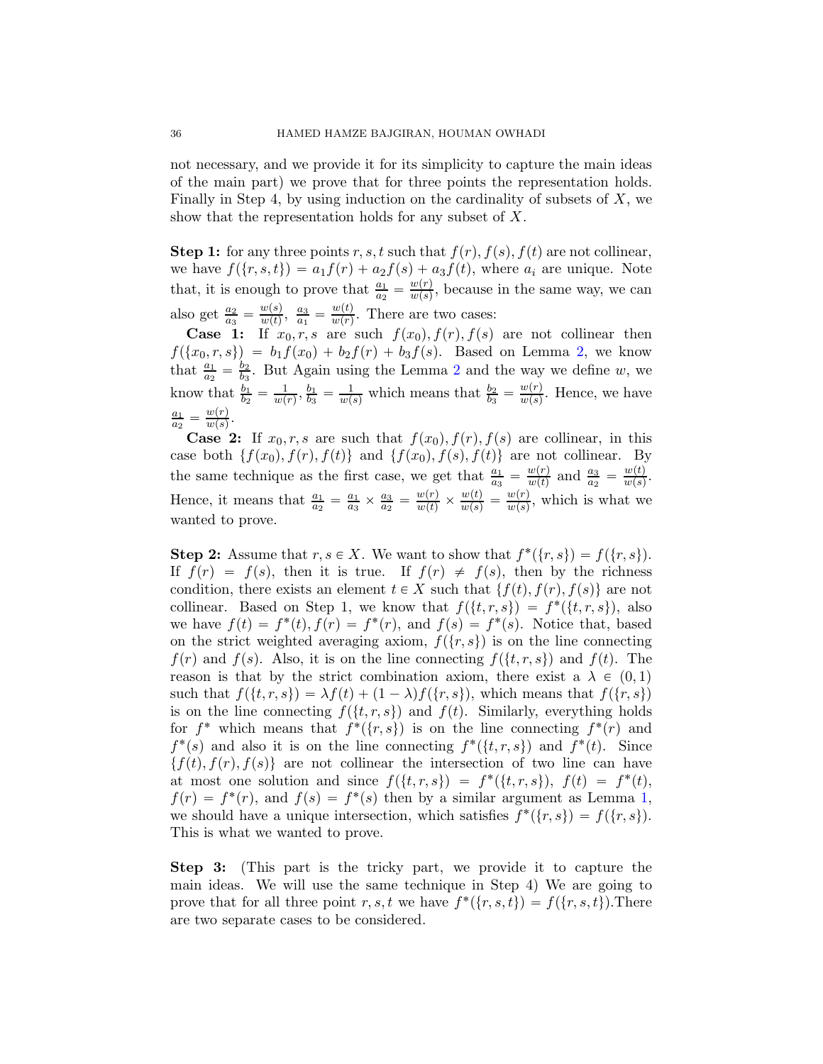not necessary, and we provide it for its simplicity to capture the main ideas of the main part) we prove that for three points the representation holds. Finally in Step 4, by using induction on the cardinality of subsets of $X$, we show that the representation holds for any subset of $X$.

**Step 1:** for any three points $r, s, t$ such that $f(r), f(s), f(t)$ are not collinear, we have $f(\{r, s, t\}) = a_1 f(r) + a_2 f(s) + a_3 f(t)$, where $a_i$ are unique. Note that, it is enough to prove that $\frac{a_1}{a_2} = \frac{w(r)}{w(s)}$, because in the same way, we can also get $\frac{a_2}{a_3} = \frac{w(s)}{w(t)}$, $\frac{a_3}{a_1} = \frac{w(t)}{w(r)}$. There are two cases:

**Case 1:** If $x_0, r, s$ are such $f(x_0), f(r), f(s)$ are not collinear then $f(\{x_0, r, s\}) = b_1 f(x_0) + b_2 f(r) + b_3 f(s)$. Based on Lemma 2, we know that $\frac{a_1}{a_2} = \frac{b_2}{b_3}$. But Again using the Lemma 2 and the way we define $w$, we know that $\frac{b_1}{b_2} = \frac{1}{w(r)}, \frac{b_1}{b_3} = \frac{1}{w(s)}$ which means that $\frac{b_2}{b_3} = \frac{w(r)}{w(s)}$. Hence, we have $\frac{a_1}{a_2} = \frac{w(r)}{w(s)}$.

**Case 2:** If $x_0, r, s$ are such that $f(x_0), f(r), f(s)$ are collinear, in this case both $\{f(x_0), f(r), f(t)\}$ and $\{f(x_0), f(s), f(t)\}$ are not collinear. By the same technique as the first case, we get that $\frac{a_1}{a_3} = \frac{w(r)}{w(t)}$ and $\frac{a_3}{a_2} = \frac{w(t)}{w(s)}$. Hence, it means that $\frac{a_1}{a_2} = \frac{a_1}{a_3} \times \frac{a_3}{a_2} = \frac{w(r)}{w(t)} \times \frac{w(t)}{w(s)} = \frac{w(r)}{w(s)}$, which is what we wanted to prove.

**Step 2:** Assume that $r, s \in X$. We want to show that $f^*(\{r, s\}) = f(\{r, s\})$. If $f(r) = f(s)$, then it is true. If $f(r) \neq f(s)$, then by the richness condition, there exists an element $t \in X$ such that $\{f(t), f(r), f(s)\}$ are not collinear. Based on Step 1, we know that $f(\{t, r, s\}) = f^*(\{t, r, s\})$, also we have $f(t) = f^*(t), f(r) = f^*(r)$, and $f(s) = f^*(s)$. Notice that, based on the strict weighted averaging axiom, $f(\{r, s\})$ is on the line connecting $f(r)$ and $f(s)$. Also, it is on the line connecting $f(\{t, r, s\})$ and $f(t)$. The reason is that by the strict combination axiom, there exist a $\lambda \in (0, 1)$ such that $f(\{t, r, s\}) = \lambda f(t) + (1 - \lambda) f(\{r, s\})$, which means that $f(\{r, s\})$ is on the line connecting $f(\{t, r, s\})$ and $f(t)$. Similarly, everything holds for $f^*$ which means that $f^*(\{r, s\})$ is on the line connecting $f^*(r)$ and $f^*(s)$ and also it is on the line connecting $f^*(\{t, r, s\})$ and $f^*(t)$. Since $\{f(t), f(r), f(s)\}$ are not collinear the intersection of two line can have at most one solution and since $f(\{t, r, s\}) = f^*(\{t, r, s\})$, $f(t) = f^*(t)$, $f(r) = f^*(r)$, and $f(s) = f^*(s)$ then by a similar argument as Lemma 1, we should have a unique intersection, which satisfies $f^*(\{r, s\}) = f(\{r, s\})$. This is what we wanted to prove.

**Step 3:** (This part is the tricky part, we provide it to capture the main ideas. We will use the same technique in Step 4) We are going to prove that for all three point $r, s, t$ we have $f^*(\{r, s, t\}) = f(\{r, s, t\})$.There are two separate cases to be considered.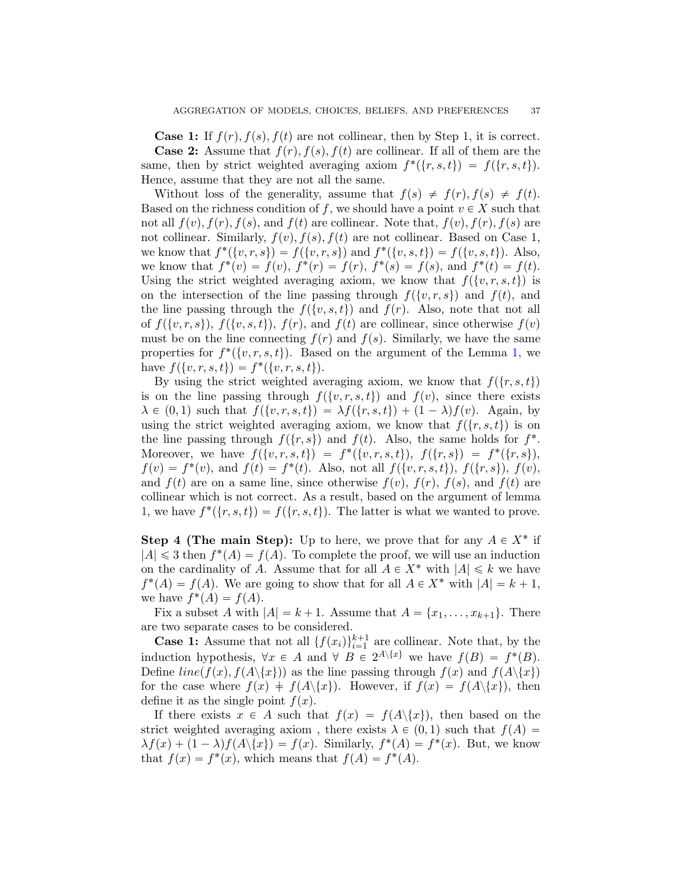**Case 1:** If $f(r), f(s), f(t)$ are not collinear, then by Step 1, it is correct.

**Case 2:** Assume that $f(r), f(s), f(t)$ are collinear. If all of them are the same, then by strict weighted averaging axiom $f^*(\{r,s,t\}) = f(\{r,s,t\})$. Hence, assume that they are not all the same.

Without loss of the generality, assume that $f(s) \neq f(r), f(s) \neq f(t)$. Based on the richness condition of $f$, we should have a point $v \in X$ such that not all $f(v), f(r), f(s)$, and $f(t)$ are collinear. Note that, $f(v), f(r), f(s)$ are not collinear. Similarly, $f(v), f(s), f(t)$ are not collinear. Based on Case 1, we know that $f^*(\{v,r,s\}) = f(\{v,r,s\})$ and $f^*(\{v,s,t\}) = f(\{v,s,t\})$. Also, we know that $f^*(v) = f(v)$, $f^*(r) = f(r)$, $f^*(s) = f(s)$, and $f^*(t) = f(t)$. Using the strict weighted averaging axiom, we know that $f(\{v,r,s,t\})$ is on the intersection of the line passing through $f(\{v,r,s\})$ and $f(t)$, and the line passing through the $f(\{v,s,t\})$ and $f(r)$. Also, note that not all of $f(\{v,r,s\})$, $f(\{v,s,t\})$, $f(r)$, and $f(t)$ are collinear, since otherwise $f(v)$ must be on the line connecting $f(r)$ and $f(s)$. Similarly, we have the same properties for $f^*(\{v,r,s,t\})$. Based on the argument of the Lemma 1, we have $f(\{v,r,s,t\}) = f^*(\{v,r,s,t\})$.

By using the strict weighted averaging axiom, we know that $f(\{r,s,t\})$ is on the line passing through $f(\{v,r,s,t\})$ and $f(v)$, since there exists $\lambda \in (0,1)$ such that $f(\{v,r,s,t\}) = \lambda f(\{r,s,t\}) + (1-\lambda) f(v)$. Again, by using the strict weighted averaging axiom, we know that $f(\{r,s,t\})$ is on the line passing through $f(\{r,s\})$ and $f(t)$. Also, the same holds for $f^*$. Moreover, we have $f(\{v,r,s,t\}) = f^*(\{v,r,s,t\})$, $f(\{r,s\}) = f^*(\{r,s\})$, $f(v) = f^*(v)$, and $f(t) = f^*(t)$. Also, not all $f(\{v,r,s,t\})$, $f(\{r,s\})$, $f(v)$, and $f(t)$ are on a same line, since otherwise $f(v)$, $f(r)$, $f(s)$, and $f(t)$ are collinear which is not correct. As a result, based on the argument of lemma 1, we have $f^*(\{r,s,t\}) = f(\{r,s,t\})$. The latter is what we wanted to prove.

**Step 4 (The main Step):** Up to here, we prove that for any $A \in X^*$ if $|A| \leqslant 3$ then $f^*(A) = f(A)$. To complete the proof, we will use an induction on the cardinality of $A$. Assume that for all $A \in X^*$ with $|A| \leqslant k$ we have $f^*(A) = f(A)$. We are going to show that for all $A \in X^*$ with $|A| = k+1$, we have $f^*(A) = f(A)$.

Fix a subset $A$ with $|A| = k+1$. Assume that $A = \{x_1, \ldots, x_{k+1}\}$. There are two separate cases to be considered.

**Case 1:** Assume that not all $\{f(x_i)\}_{i=1}^{k+1}$ are collinear. Note that, by the induction hypothesis, $\forall x \in A$ and $\forall\ B \in 2^{A\backslash\{x\}}$ we have $f(B) = f^*(B)$. Define $line(f(x), f(A\backslash\{x\}))$ as the line passing through $f(x)$ and $f(A\backslash\{x\})$ for the case where $f(x) \neq f(A\backslash\{x\})$. However, if $f(x) = f(A\backslash\{x\})$, then define it as the single point $f(x)$.

If there exists $x \in A$ such that $f(x) = f(A\backslash\{x\})$, then based on the strict weighted averaging axiom , there exists $\lambda \in (0,1)$ such that $f(A) = \lambda f(x) + (1-\lambda) f(A\backslash\{x\}) = f(x)$. Similarly, $f^*(A) = f^*(x)$. But, we know that $f(x) = f^*(x)$, which means that $f(A) = f^*(A)$.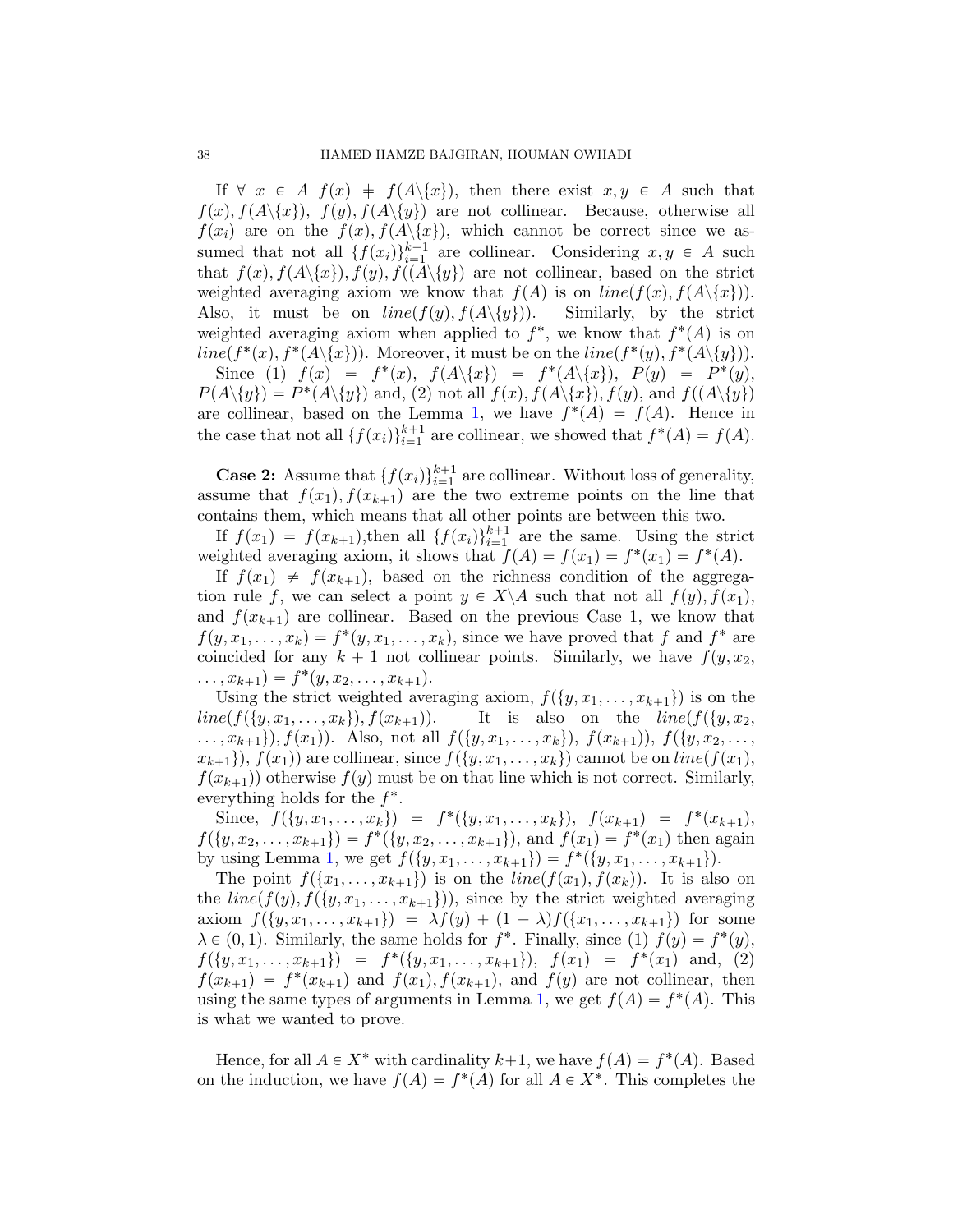If $\forall\ x \in A\ f(x) \neq f(A\backslash\{x\})$, then there exist $x, y \in A$ such that $f(x), f(A\backslash\{x\}),\ f(y), f(A\backslash\{y\})$ are not collinear. Because, otherwise all $f(x_i)$ are on the $f(x), f(A\backslash\{x\})$, which cannot be correct since we assumed that not all $\{f(x_i)\}_{i=1}^{k+1}$ are collinear. Considering $x, y \in A$ such that $f(x), f(A\backslash\{x\}), f(y), f((A\backslash\{y\})$ are not collinear, based on the strict weighted averaging axiom we know that $f(A)$ is on $line(f(x), f(A\backslash\{x\}))$. Also, it must be on $line(f(y), f(A\backslash\{y\}))$. Similarly, by the strict weighted averaging axiom when applied to $f^*$, we know that $f^*(A)$ is on $line(f^*(x), f^*(A\backslash\{x\}))$. Moreover, it must be on the $line(f^*(y), f^*(A\backslash\{y\}))$.

Since (1) $f(x) = f^*(x)$, $f(A\backslash\{x\}) = f^*(A\backslash\{x\})$, $P(y) = P^*(y)$, $P(A\backslash\{y\}) = P^*(A\backslash\{y\})$ and, (2) not all $f(x), f(A\backslash\{x\}), f(y)$, and $f((A\backslash\{y\})$ are collinear, based on the Lemma 1, we have $f^*(A) = f(A)$. Hence in the case that not all $\{f(x_i)\}_{i=1}^{k+1}$ are collinear, we showed that $f^*(A) = f(A)$.

**Case 2:** Assume that $\{f(x_i)\}_{i=1}^{k+1}$ are collinear. Without loss of generality, assume that $f(x_1), f(x_{k+1})$ are the two extreme points on the line that contains them, which means that all other points are between this two.

If $f(x_1) = f(x_{k+1})$,then all $\{f(x_i)\}_{i=1}^{k+1}$ are the same. Using the strict weighted averaging axiom, it shows that $f(A) = f(x_1) = f^*(x_1) = f^*(A)$.

If $f(x_1) \neq f(x_{k+1})$, based on the richness condition of the aggregation rule $f$, we can select a point $y \in X\backslash A$ such that not all $f(y), f(x_1)$, and $f(x_{k+1})$ are collinear. Based on the previous Case 1, we know that $f(y, x_1, \ldots, x_k) = f^*(y, x_1, \ldots, x_k)$, since we have proved that $f$ and $f^*$ are coincided for any $k+1$ not collinear points. Similarly, we have $f(y, x_2, \ldots, x_{k+1}) = f^*(y, x_2, \ldots, x_{k+1})$.

Using the strict weighted averaging axiom, $f(\{y, x_1, \ldots, x_{k+1}\})$ is on the $line(f(\{y, x_1, \ldots, x_k\}), f(x_{k+1}))$. It is also on the $line(f(\{y, x_2, \ldots, x_{k+1}\}), f(x_1))$. Also, not all $f(\{y, x_1, \ldots, x_k\})$, $f(x_{k+1}))$, $f(\{y, x_2, \ldots, x_{k+1}\})$, $f(x_1))$ are collinear, since $f(\{y, x_1, \ldots, x_k\})$ cannot be on $line(f(x_1), f(x_{k+1}))$ otherwise $f(y)$ must be on that line which is not correct. Similarly, everything holds for the $f^*$.

Since, $f(\{y, x_1, \ldots, x_k\}) = f^*(\{y, x_1, \ldots, x_k\})$, $f(x_{k+1}) = f^*(x_{k+1})$, $f(\{y, x_2, \ldots, x_{k+1}\}) = f^*(\{y, x_2, \ldots, x_{k+1}\})$, and $f(x_1) = f^*(x_1)$ then again by using Lemma 1, we get $f(\{y, x_1, \ldots, x_{k+1}\}) = f^*(\{y, x_1, \ldots, x_{k+1}\})$.

The point $f(\{x_1, \ldots, x_{k+1}\})$ is on the $line(f(x_1), f(x_k))$. It is also on the $line(f(y), f(\{y, x_1, \ldots, x_{k+1}\}))$, since by the strict weighted averaging axiom $f(\{y, x_1, \ldots, x_{k+1}\}) = \lambda f(y) + (1-\lambda) f(\{x_1, \ldots, x_{k+1}\})$ for some $\lambda \in (0,1)$. Similarly, the same holds for $f^*$. Finally, since (1) $f(y) = f^*(y)$, $f(\{y, x_1, \ldots, x_{k+1}\}) = f^*(\{y, x_1, \ldots, x_{k+1}\})$, $f(x_1) = f^*(x_1)$ and, (2) $f(x_{k+1}) = f^*(x_{k+1})$ and $f(x_1), f(x_{k+1})$, and $f(y)$ are not collinear, then using the same types of arguments in Lemma 1, we get $f(A) = f^*(A)$. This is what we wanted to prove.

Hence, for all $A \in X^*$ with cardinality $k+1$, we have $f(A) = f^*(A)$. Based on the induction, we have $f(A) = f^*(A)$ for all $A \in X^*$. This completes the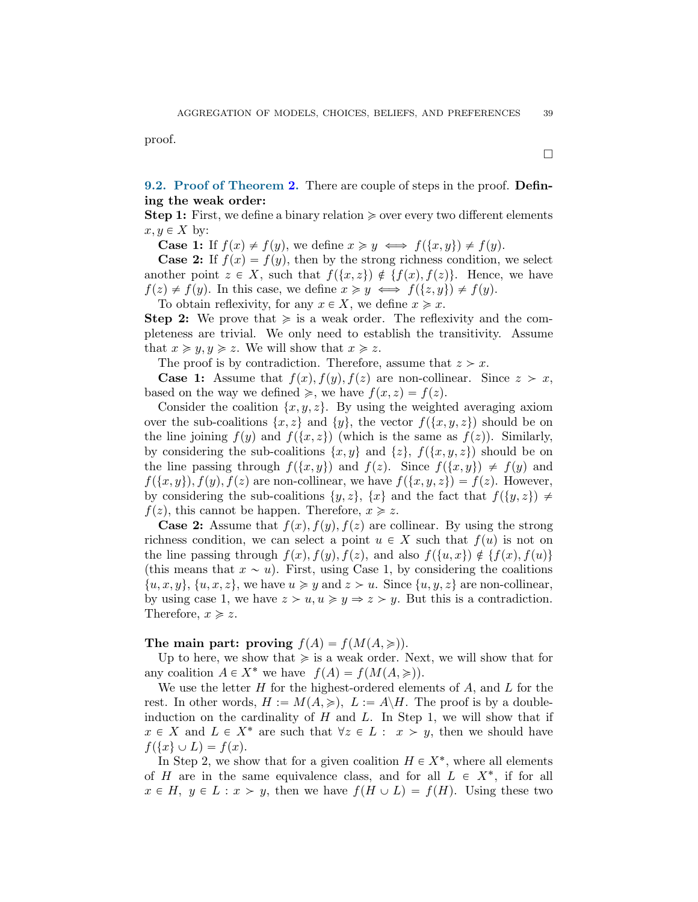proof.

□

**9.2. Proof of Theorem 2.** There are couple of steps in the proof. **Defining the weak order:**

**Step 1:** First, we define a binary relation $\succcurlyeq$ over every two different elements $x, y \in X$ by:

**Case 1:** If $f(x) \neq f(y)$, we define $x \succcurlyeq y \iff f(\{x,y\}) \neq f(y)$.

**Case 2:** If $f(x) = f(y)$, then by the strong richness condition, we select another point $z \in X$, such that $f(\{x,z\}) \notin \{f(x), f(z)\}$. Hence, we have $f(z) \neq f(y)$. In this case, we define $x \succcurlyeq y \iff f(\{z,y\}) \neq f(y)$.

To obtain reflexivity, for any $x \in X$, we define $x \succcurlyeq x$.

**Step 2:** We prove that $\succcurlyeq$ is a weak order. The reflexivity and the completeness are trivial. We only need to establish the transitivity. Assume that $x \succcurlyeq y, y \succcurlyeq z$. We will show that $x \succcurlyeq z$.

The proof is by contradiction. Therefore, assume that $z \succ x$.

**Case 1:** Assume that $f(x), f(y), f(z)$ are non-collinear. Since $z \succ x$, based on the way we defined $\succcurlyeq$, we have $f(x,z) = f(z)$.

Consider the coalition $\{x,y,z\}$. By using the weighted averaging axiom over the sub-coalitions $\{x,z\}$ and $\{y\}$, the vector $f(\{x,y,z\})$ should be on the line joining $f(y)$ and $f(\{x,z\})$ (which is the same as $f(z)$). Similarly, by considering the sub-coalitions $\{x,y\}$ and $\{z\}$, $f(\{x,y,z\})$ should be on the line passing through $f(\{x,y\})$ and $f(z)$. Since $f(\{x,y\}) \neq f(y)$ and $f(\{x,y\}), f(y), f(z)$ are non-collinear, we have $f(\{x,y,z\}) = f(z)$. However, by considering the sub-coalitions $\{y,z\}$, $\{x\}$ and the fact that $f(\{y,z\}) \neq f(z)$, this cannot be happen. Therefore, $x \succcurlyeq z$.

**Case 2:** Assume that $f(x), f(y), f(z)$ are collinear. By using the strong richness condition, we can select a point $u \in X$ such that $f(u)$ is not on the line passing through $f(x), f(y), f(z)$, and also $f(\{u,x\}) \notin \{f(x), f(u)\}$ (this means that $x \sim u$). First, using Case 1, by considering the coalitions $\{u,x,y\}$, $\{u,x,z\}$, we have $u \succcurlyeq y$ and $z \succ u$. Since $\{u,y,z\}$ are non-collinear, by using case 1, we have $z \succ u, u \succcurlyeq y \Rightarrow z \succ y$. But this is a contradiction. Therefore, $x \succcurlyeq z$.

**The main part: proving $f(A) = f(M(A, \succcurlyeq))$.**

Up to here, we show that $\succcurlyeq$ is a weak order. Next, we will show that for any coalition $A \in X^*$ we have $f(A) = f(M(A, \succcurlyeq))$.

We use the letter $H$ for the highest-ordered elements of $A$, and $L$ for the rest. In other words, $H := M(A, \succcurlyeq)$, $L := A \backslash H$. The proof is by a double-induction on the cardinality of $H$ and $L$. In Step 1, we will show that if $x \in X$ and $L \in X^*$ are such that $\forall z \in L: \ x \succ y$, then we should have $f(\{x\} \cup L) = f(x)$.

In Step 2, we show that for a given coalition $H \in X^*$, where all elements of $H$ are in the same equivalence class, and for all $L \in X^*$, if for all $x \in H$, $y \in L : x \succ y$, then we have $f(H \cup L) = f(H)$. Using these two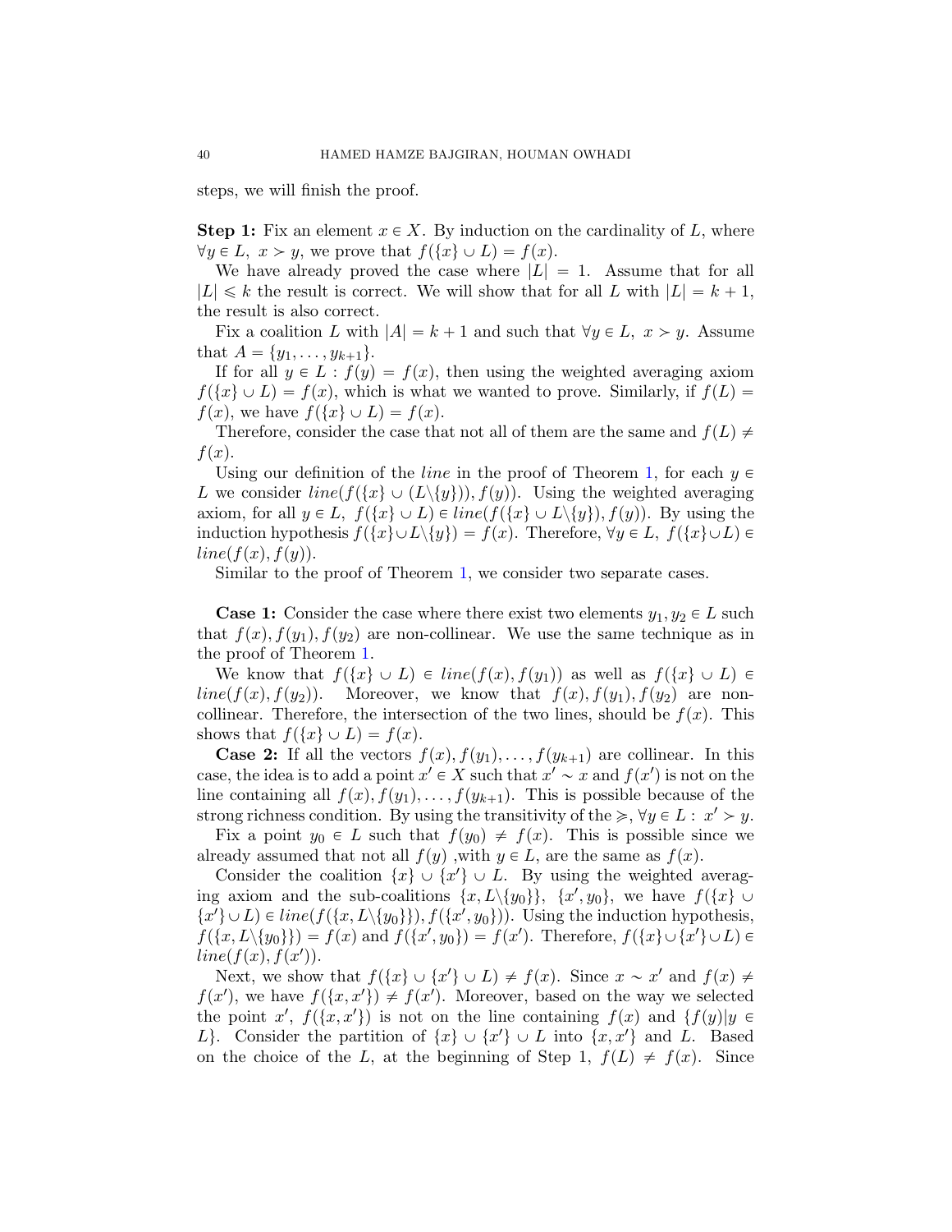steps, we will finish the proof.

**Step 1:** Fix an element $x \in X$. By induction on the cardinality of $L$, where $\forall y \in L,\ x \succ y$, we prove that $f(\{x\} \cup L) = f(x)$.

We have already proved the case where $|L| = 1$. Assume that for all $|L| \leqslant k$ the result is correct. We will show that for all $L$ with $|L| = k+1$, the result is also correct.

Fix a coalition $L$ with $|A| = k+1$ and such that $\forall y \in L,\ x \succ y$. Assume that $A = \{y_1, \ldots, y_{k+1}\}$.

If for all $y \in L : f(y) = f(x)$, then using the weighted averaging axiom $f(\{x\} \cup L) = f(x)$, which is what we wanted to prove. Similarly, if $f(L) = f(x)$, we have $f(\{x\} \cup L) = f(x)$.

Therefore, consider the case that not all of them are the same and $f(L) \neq f(x)$.

Using our definition of the *line* in the proof of Theorem 1, for each $y \in L$ we consider $line(f(\{x\} \cup (L\backslash\{y\})), f(y))$. Using the weighted averaging axiom, for all $y \in L,\ f(\{x\} \cup L) \in line(f(\{x\} \cup L\backslash\{y\}), f(y))$. By using the induction hypothesis $f(\{x\} \cup L\backslash\{y\}) = f(x)$. Therefore, $\forall y \in L,\ f(\{x\} \cup L) \in line(f(x), f(y))$.

Similar to the proof of Theorem 1, we consider two separate cases.

**Case 1:** Consider the case where there exist two elements $y_1, y_2 \in L$ such that $f(x), f(y_1), f(y_2)$ are non-collinear. We use the same technique as in the proof of Theorem 1.

We know that $f(\{x\} \cup L) \in line(f(x), f(y_1))$ as well as $f(\{x\} \cup L) \in line(f(x), f(y_2))$. Moreover, we know that $f(x), f(y_1), f(y_2)$ are non-collinear. Therefore, the intersection of the two lines, should be $f(x)$. This shows that $f(\{x\} \cup L) = f(x)$.

**Case 2:** If all the vectors $f(x), f(y_1), \ldots, f(y_{k+1})$ are collinear. In this case, the idea is to add a point $x' \in X$ such that $x' \sim x$ and $f(x')$ is not on the line containing all $f(x), f(y_1), \ldots, f(y_{k+1})$. This is possible because of the strong richness condition. By using the transitivity of the $\succcurlyeq$, $\forall y \in L :\ x' \succ y$.

Fix a point $y_0 \in L$ such that $f(y_0) \neq f(x)$. This is possible since we already assumed that not all $f(y)$ ,with $y \in L$, are the same as $f(x)$.

Consider the coalition $\{x\} \cup \{x'\} \cup L$. By using the weighted averaging axiom and the sub-coalitions $\{x, L\backslash\{y_0\}\}$, $\{x', y_0\}$, we have $f(\{x\} \cup \{x'\} \cup L) \in line(f(\{x, L\backslash\{y_0\}\}), f(\{x', y_0\}))$. Using the induction hypothesis, $f(\{x, L\backslash\{y_0\}\}) = f(x)$ and $f(\{x', y_0\}) = f(x')$. Therefore, $f(\{x\} \cup \{x'\} \cup L) \in line(f(x), f(x'))$.

Next, we show that $f(\{x\} \cup \{x'\} \cup L) \neq f(x)$. Since $x \sim x'$ and $f(x) \neq f(x')$, we have $f(\{x, x'\}) \neq f(x')$. Moreover, based on the way we selected the point $x'$, $f(\{x, x'\})$ is not on the line containing $f(x)$ and $\{f(y) | y \in L\}$. Consider the partition of $\{x\} \cup \{x'\} \cup L$ into $\{x, x'\}$ and $L$. Based on the choice of the $L$, at the beginning of Step 1, $f(L) \neq f(x)$. Since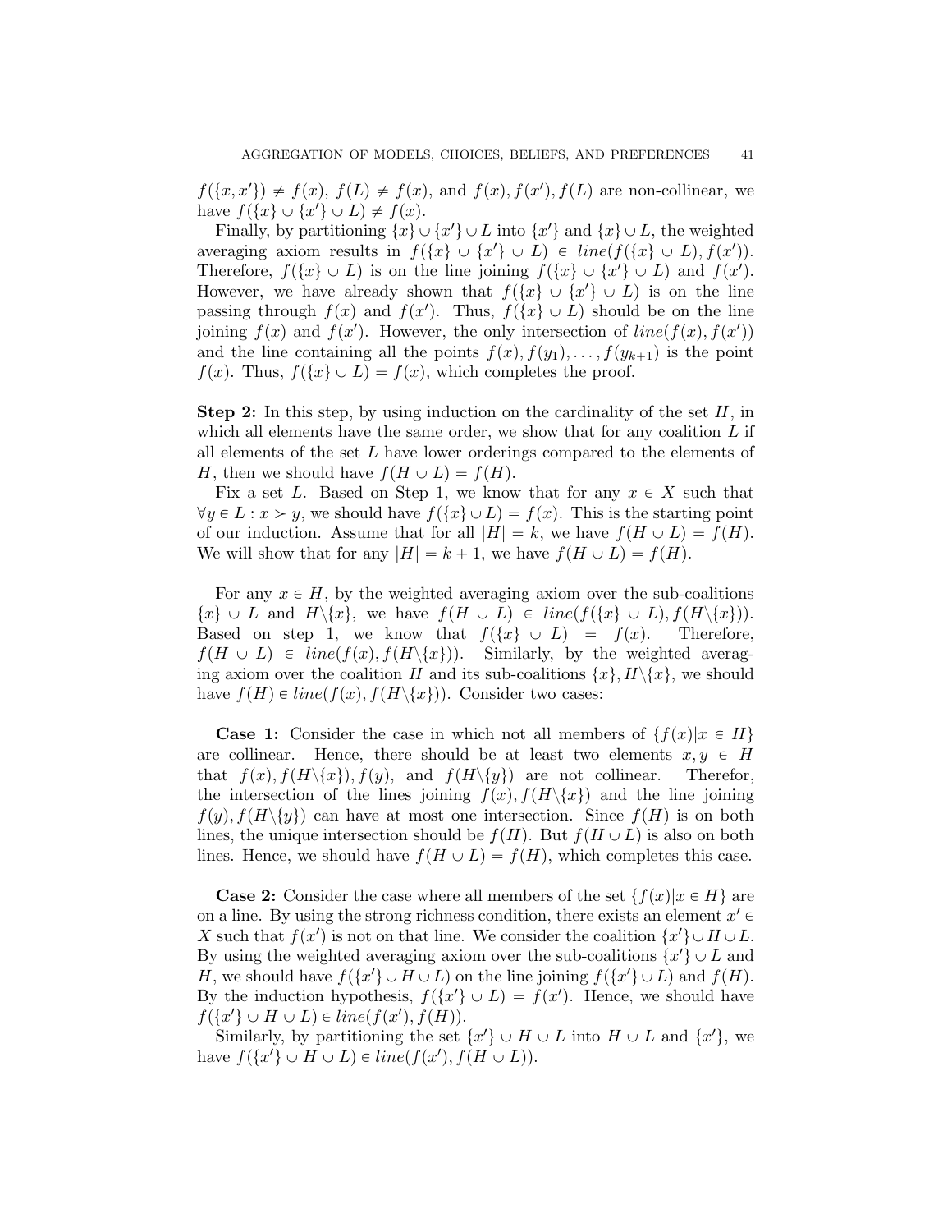$f(\{x, x'\}) \neq f(x)$, $f(L) \neq f(x)$, and $f(x), f(x'), f(L)$ are non-collinear, we have $f(\{x\} \cup \{x'\} \cup L) \neq f(x)$.

Finally, by partitioning $\{x\} \cup \{x'\} \cup L$ into $\{x'\}$ and $\{x\} \cup L$, the weighted averaging axiom results in $f(\{x\} \cup \{x'\} \cup L) \in line(f(\{x\} \cup L), f(x'))$. Therefore, $f(\{x\} \cup L)$ is on the line joining $f(\{x\} \cup \{x'\} \cup L)$ and $f(x')$. However, we have already shown that $f(\{x\} \cup \{x'\} \cup L)$ is on the line passing through $f(x)$ and $f(x')$. Thus, $f(\{x\} \cup L)$ should be on the line joining $f(x)$ and $f(x')$. However, the only intersection of $line(f(x), f(x'))$ and the line containing all the points $f(x), f(y_1), \ldots, f(y_{k+1})$ is the point $f(x)$. Thus, $f(\{x\} \cup L) = f(x)$, which completes the proof.

**Step 2:** In this step, by using induction on the cardinality of the set $H$, in which all elements have the same order, we show that for any coalition $L$ if all elements of the set $L$ have lower orderings compared to the elements of $H$, then we should have $f(H \cup L) = f(H)$.

Fix a set $L$. Based on Step 1, we know that for any $x \in X$ such that $\forall y \in L : x \succ y$, we should have $f(\{x\} \cup L) = f(x)$. This is the starting point of our induction. Assume that for all $|H| = k$, we have $f(H \cup L) = f(H)$. We will show that for any $|H| = k + 1$, we have $f(H \cup L) = f(H)$.

For any $x \in H$, by the weighted averaging axiom over the sub-coalitions $\{x\} \cup L$ and $H \backslash \{x\}$, we have $f(H \cup L) \in line(f(\{x\} \cup L), f(H \backslash \{x\}))$. Based on step 1, we know that $f(\{x\} \cup L) = f(x)$. Therefore, $f(H \cup L) \in line(f(x), f(H \backslash \{x\}))$. Similarly, by the weighted averaging axiom over the coalition $H$ and its sub-coalitions $\{x\}, H \backslash \{x\}$, we should have $f(H) \in line(f(x), f(H \backslash \{x\}))$. Consider two cases:

**Case 1:** Consider the case in which not all members of $\{f(x) | x \in H\}$ are collinear. Hence, there should be at least two elements $x, y \in H$ that $f(x), f(H \backslash \{x\}), f(y)$, and $f(H \backslash \{y\})$ are not collinear. Therefor, the intersection of the lines joining $f(x), f(H \backslash \{x\})$ and the line joining $f(y), f(H \backslash \{y\})$ can have at most one intersection. Since $f(H)$ is on both lines, the unique intersection should be $f(H)$. But $f(H \cup L)$ is also on both lines. Hence, we should have $f(H \cup L) = f(H)$, which completes this case.

**Case 2:** Consider the case where all members of the set $\{f(x) | x \in H\}$ are on a line. By using the strong richness condition, there exists an element $x' \in X$ such that $f(x')$ is not on that line. We consider the coalition $\{x'\} \cup H \cup L$. By using the weighted averaging axiom over the sub-coalitions $\{x'\} \cup L$ and $H$, we should have $f(\{x'\} \cup H \cup L)$ on the line joining $f(\{x'\} \cup L)$ and $f(H)$. By the induction hypothesis, $f(\{x'\} \cup L) = f(x')$. Hence, we should have $f(\{x'\} \cup H \cup L) \in line(f(x'), f(H))$.

Similarly, by partitioning the set $\{x'\} \cup H \cup L$ into $H \cup L$ and $\{x'\}$, we have $f(\{x'\} \cup H \cup L) \in line(f(x'), f(H \cup L))$.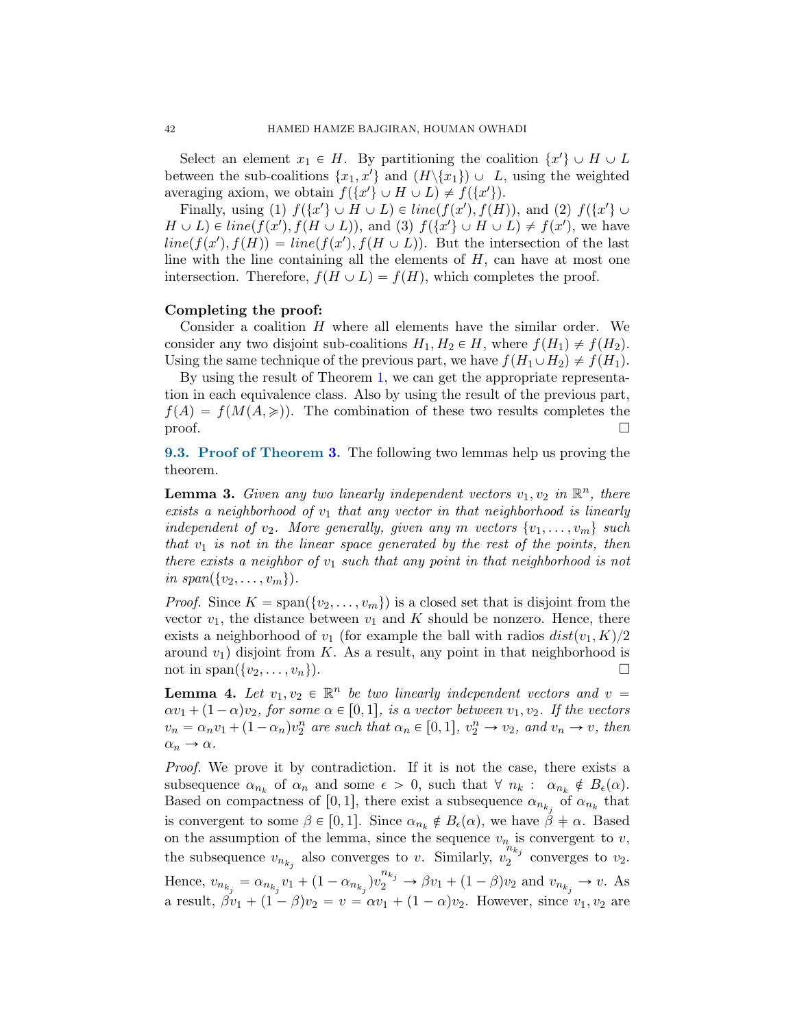Select an element $x_1 \in H$. By partitioning the coalition $\{x'\} \cup H \cup L$ between the sub-coalitions $\{x_1, x'\}$ and $(H\backslash\{x_1\}) \cup L$, using the weighted averaging axiom, we obtain $f(\{x'\} \cup H \cup L) \neq f(\{x'\})$.

Finally, using (1) $f(\{x'\} \cup H \cup L) \in line(f(x'), f(H))$, and (2) $f(\{x'\} \cup H \cup L) \in line(f(x'), f(H \cup L))$, and (3) $f(\{x'\} \cup H \cup L) \neq f(x')$, we have $line(f(x'), f(H)) = line(f(x'), f(H \cup L))$. But the intersection of the last line with the line containing all the elements of $H$, can have at most one intersection. Therefore, $f(H \cup L) = f(H)$, which completes the proof.

**Completing the proof:**

Consider a coalition $H$ where all elements have the similar order. We consider any two disjoint sub-coalitions $H_1, H_2 \in H$, where $f(H_1) \neq f(H_2)$. Using the same technique of the previous part, we have $f(H_1 \cup H_2) \neq f(H_1)$.

By using the result of Theorem 1, we can get the appropriate representation in each equivalence class. Also by using the result of the previous part, $f(A) = f(M(A, \succcurlyeq))$. The combination of these two results completes the proof. ☐

## 9.3. Proof of Theorem 3.

The following two lemmas help us proving the theorem.

**Lemma 3.** *Given any two linearly independent vectors $v_1, v_2$ in $\mathbb{R}^n$, there exists a neighborhood of $v_1$ that any vector in that neighborhood is linearly independent of $v_2$. More generally, given any $m$ vectors $\{v_1, \ldots, v_m\}$ such that $v_1$ is not in the linear space generated by the rest of the points, then there exists a neighbor of $v_1$ such that any point in that neighborhood is not in span$(\{v_2, \ldots, v_m\})$.*

*Proof.* Since $K = \text{span}(\{v_2, \ldots, v_m\})$ is a closed set that is disjoint from the vector $v_1$, the distance between $v_1$ and $K$ should be nonzero. Hence, there exists a neighborhood of $v_1$ (for example the ball with radios $dist(v_1, K)/2$ around $v_1$) disjoint from $K$. As a result, any point in that neighborhood is not in $\text{span}(\{v_2, \ldots, v_n\})$. ☐

**Lemma 4.** *Let $v_1, v_2 \in \mathbb{R}^n$ be two linearly independent vectors and $v = \alpha v_1 + (1-\alpha)v_2$, for some $\alpha \in [0,1]$, is a vector between $v_1, v_2$. If the vectors $v_n = \alpha_n v_1 + (1-\alpha_n)v_2^n$ are such that $\alpha_n \in [0,1]$, $v_2^n \to v_2$, and $v_n \to v$, then $\alpha_n \to \alpha$.*

*Proof.* We prove it by contradiction. If it is not the case, there exists a subsequence $\alpha_{n_k}$ of $\alpha_n$ and some $\epsilon > 0$, such that $\forall\ n_k : \ \alpha_{n_k} \notin B_\epsilon(\alpha)$. Based on compactness of $[0,1]$, there exist a subsequence $\alpha_{n_{k_j}}$ of $\alpha_{n_k}$ that is convergent to some $\beta \in [0,1]$. Since $\alpha_{n_k} \notin B_\epsilon(\alpha)$, we have $\beta \neq \alpha$. Based on the assumption of the lemma, since the sequence $v_n$ is convergent to $v$, the subsequence $v_{n_{k_j}}$ also converges to $v$. Similarly, $v_2^{n_{k_j}}$ converges to $v_2$. Hence, $v_{n_{k_j}} = \alpha_{n_{k_j}} v_1 + (1-\alpha_{n_{k_j}})v_2^{n_{k_j}} \to \beta v_1 + (1-\beta)v_2$ and $v_{n_{k_j}} \to v$. As a result, $\beta v_1 + (1-\beta)v_2 = v = \alpha v_1 + (1-\alpha)v_2$. However, since $v_1, v_2$ are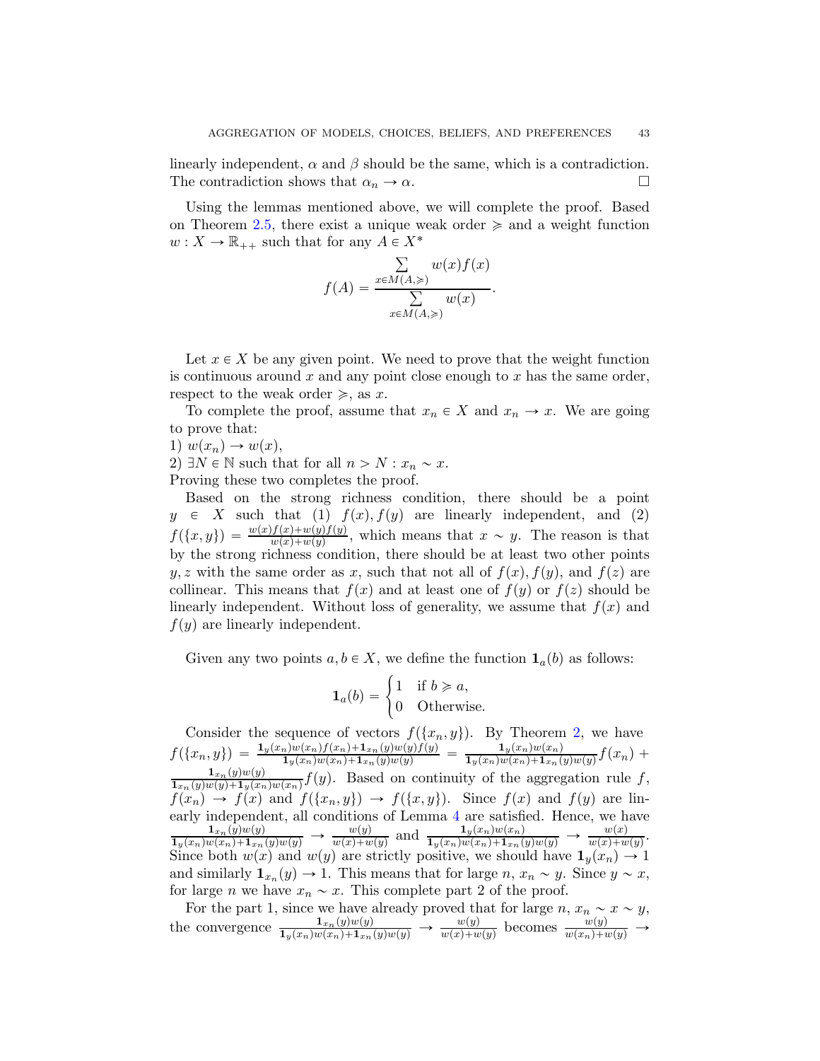linearly independent, $\alpha$ and $\beta$ should be the same, which is a contradiction. The contradiction shows that $\alpha_n \to \alpha$. $\square$

Using the lemmas mentioned above, we will complete the proof. Based on Theorem 2.5, there exist a unique weak order $\succcurlyeq$ and a weight function $w : X \to \mathbb{R}_{++}$ such that for any $A \in X^*$

$$f(A) = \frac{\sum\limits_{x \in M(A, \succcurlyeq)} w(x) f(x)}{\sum\limits_{x \in M(A, \succcurlyeq)} w(x)}.$$

Let $x \in X$ be any given point. We need to prove that the weight function is continuous around $x$ and any point close enough to $x$ has the same order, respect to the weak order $\succcurlyeq$, as $x$.

To complete the proof, assume that $x_n \in X$ and $x_n \to x$. We are going to prove that:

1) $w(x_n) \to w(x)$,

2) $\exists N \in \mathbb{N}$ such that for all $n > N : x_n \sim x$.

Proving these two completes the proof.

Based on the strong richness condition, there should be a point $y \in X$ such that (1) $f(x), f(y)$ are linearly independent, and (2) $f(\{x, y\}) = \frac{w(x)f(x) + w(y)f(y)}{w(x) + w(y)}$, which means that $x \sim y$. The reason is that by the strong richness condition, there should be at least two other points $y, z$ with the same order as $x$, such that not all of $f(x), f(y)$, and $f(z)$ are collinear. This means that $f(x)$ and at least one of $f(y)$ or $f(z)$ should be linearly independent. Without loss of generality, we assume that $f(x)$ and $f(y)$ are linearly independent.

Given any two points $a, b \in X$, we define the function $\mathbf{1}_a(b)$ as follows:

$$\mathbf{1}_a(b) = \begin{cases} 1 & \text{if } b \succcurlyeq a, \\ 0 & \text{Otherwise.} \end{cases}$$

Consider the sequence of vectors $f(\{x_n, y\})$. By Theorem 2, we have $f(\{x_n, y\}) = \frac{\mathbf{1}_y(x_n)w(x_n)f(x_n) + \mathbf{1}_{x_n}(y)w(y)f(y)}{\mathbf{1}_y(x_n)w(x_n) + \mathbf{1}_{x_n}(y)w(y)} = \frac{\mathbf{1}_y(x_n)w(x_n)}{\mathbf{1}_y(x_n)w(x_n) + \mathbf{1}_{x_n}(y)w(y)} f(x_n) + \frac{\mathbf{1}_{x_n}(y)w(y)}{\mathbf{1}_{x_n}(y)w(y) + \mathbf{1}_y(x_n)w(x_n)} f(y)$. Based on continuity of the aggregation rule $f$, $f(x_n) \to f(x)$ and $f(\{x_n, y\}) \to f(\{x, y\})$. Since $f(x)$ and $f(y)$ are linearly independent, all conditions of Lemma 4 are satisfied. Hence, we have $\frac{\mathbf{1}_{x_n}(y)w(y)}{\mathbf{1}_y(x_n)w(x_n) + \mathbf{1}_{x_n}(y)w(y)} \to \frac{w(y)}{w(x) + w(y)}$ and $\frac{\mathbf{1}_y(x_n)w(x_n)}{\mathbf{1}_y(x_n)w(x_n) + \mathbf{1}_{x_n}(y)w(y)} \to \frac{w(x)}{w(x) + w(y)}$. Since both $w(x)$ and $w(y)$ are strictly positive, we should have $\mathbf{1}_y(x_n) \to 1$ and similarly $\mathbf{1}_{x_n}(y) \to 1$. This means that for large $n$, $x_n \sim y$. Since $y \sim x$, for large $n$ we have $x_n \sim x$. This complete part 2 of the proof.

For the part 1, since we have already proved that for large $n$, $x_n \sim x \sim y$, the convergence $\frac{\mathbf{1}_{x_n}(y)w(y)}{\mathbf{1}_y(x_n)w(x_n) + \mathbf{1}_{x_n}(y)w(y)} \to \frac{w(y)}{w(x) + w(y)}$ becomes $\frac{w(y)}{w(x_n) + w(y)} \to$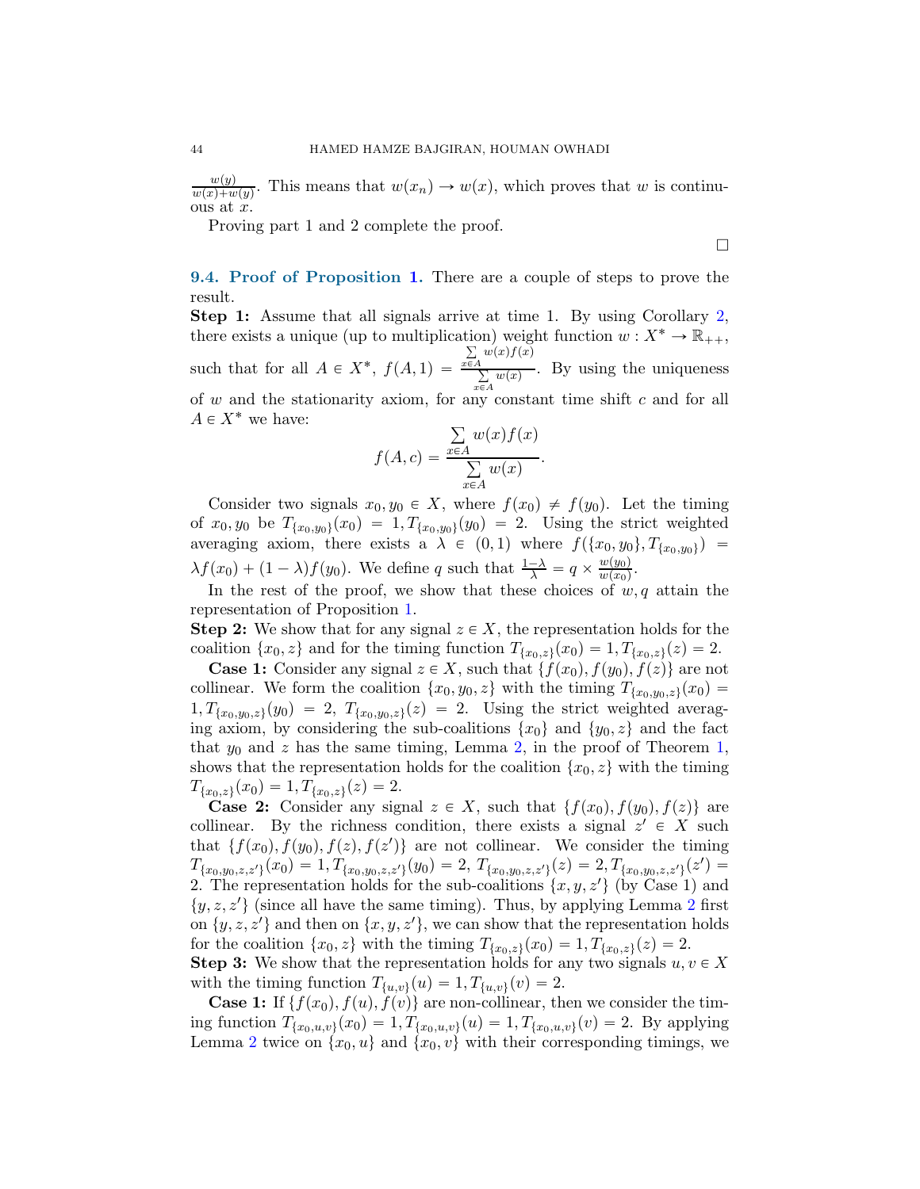$\frac{w(y)}{w(x)+w(y)}$. This means that $w(x_n) \to w(x)$, which proves that $w$ is continuous at $x$.

Proving part 1 and 2 complete the proof.

$\square$

**9.4. Proof of Proposition 1.** There are a couple of steps to prove the result.

**Step 1:** Assume that all signals arrive at time 1. By using Corollary 2, there exists a unique (up to multiplication) weight function $w : X^* \to \mathbb{R}_{++}$, such that for all $A \in X^*$, $f(A, 1) = \frac{\sum_{x\in A} w(x)f(x)}{\sum_{x\in A} w(x)}$. By using the uniqueness of $w$ and the stationarity axiom, for any constant time shift $c$ and for all $A \in X^*$ we have:

$$f(A, c) = \frac{\sum_{x\in A} w(x)f(x)}{\sum_{x\in A} w(x)}.$$

Consider two signals $x_0, y_0 \in X$, where $f(x_0) \neq f(y_0)$. Let the timing of $x_0, y_0$ be $T_{\{x_0,y_0\}}(x_0) = 1, T_{\{x_0,y_0\}}(y_0) = 2$. Using the strict weighted averaging axiom, there exists a $\lambda \in (0, 1)$ where $f(\{x_0, y_0\}, T_{\{x_0,y_0\}}) = \lambda f(x_0) + (1 - \lambda)f(y_0)$. We define $q$ such that $\frac{1-\lambda}{\lambda} = q \times \frac{w(y_0)}{w(x_0)}$.

In the rest of the proof, we show that these choices of $w, q$ attain the representation of Proposition 1.

**Step 2:** We show that for any signal $z \in X$, the representation holds for the coalition $\{x_0, z\}$ and for the timing function $T_{\{x_0,z\}}(x_0) = 1, T_{\{x_0,z\}}(z) = 2$.

**Case 1:** Consider any signal $z \in X$, such that $\{f(x_0), f(y_0), f(z)\}$ are not collinear. We form the coalition $\{x_0, y_0, z\}$ with the timing $T_{\{x_0,y_0,z\}}(x_0) = 1, T_{\{x_0,y_0,z\}}(y_0) = 2$, $T_{\{x_0,y_0,z\}}(z) = 2$. Using the strict weighted averaging axiom, by considering the sub-coalitions $\{x_0\}$ and $\{y_0, z\}$ and the fact that $y_0$ and $z$ has the same timing, Lemma 2, in the proof of Theorem 1, shows that the representation holds for the coalition $\{x_0, z\}$ with the timing $T_{\{x_0,z\}}(x_0) = 1, T_{\{x_0,z\}}(z) = 2$.

**Case 2:** Consider any signal $z \in X$, such that $\{f(x_0), f(y_0), f(z)\}$ are collinear. By the richness condition, there exists a signal $z' \in X$ such that $\{f(x_0), f(y_0), f(z), f(z')\}$ are not collinear. We consider the timing $T_{\{x_0,y_0,z,z'\}}(x_0) = 1, T_{\{x_0,y_0,z,z'\}}(y_0) = 2$, $T_{\{x_0,y_0,z,z'\}}(z) = 2, T_{\{x_0,y_0,z,z'\}}(z') = 2$. The representation holds for the sub-coalitions $\{x, y, z'\}$ (by Case 1) and $\{y, z, z'\}$ (since all have the same timing). Thus, by applying Lemma 2 first on $\{y, z, z'\}$ and then on $\{x, y, z'\}$, we can show that the representation holds for the coalition $\{x_0, z\}$ with the timing $T_{\{x_0,z\}}(x_0) = 1, T_{\{x_0,z\}}(z) = 2$.

**Step 3:** We show that the representation holds for any two signals $u, v \in X$ with the timing function $T_{\{u,v\}}(u) = 1, T_{\{u,v\}}(v) = 2$.

**Case 1:** If $\{f(x_0), f(u), f(v)\}$ are non-collinear, then we consider the timing function $T_{\{x_0,u,v\}}(x_0) = 1, T_{\{x_0,u,v\}}(u) = 1, T_{\{x_0,u,v\}}(v) = 2$. By applying Lemma 2 twice on $\{x_0, u\}$ and $\{x_0, v\}$ with their corresponding timings, we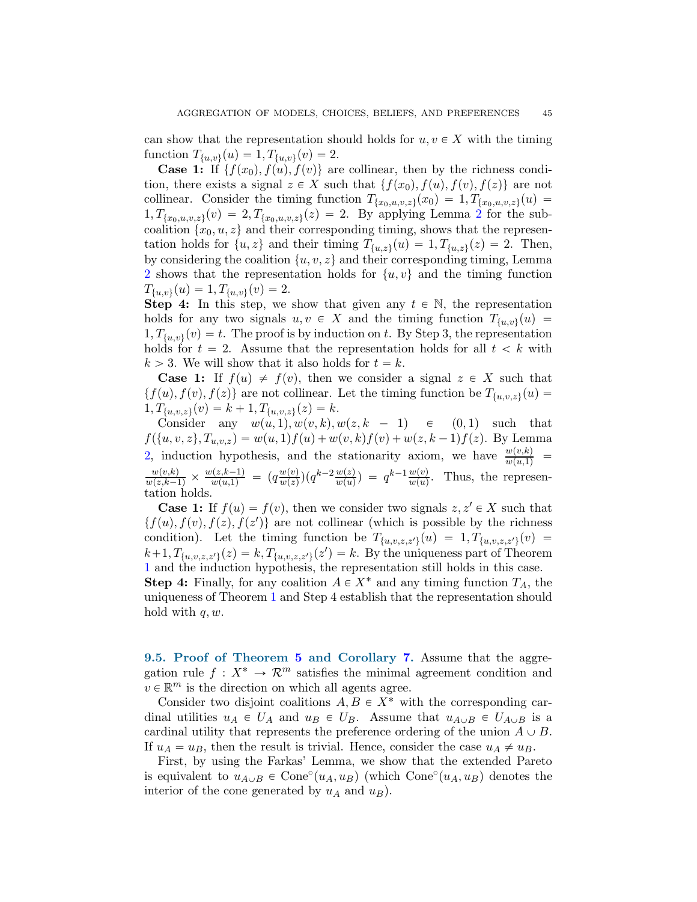can show that the representation should holds for $u, v \in X$ with the timing function $T_{\{u,v\}}(u) = 1, T_{\{u,v\}}(v) = 2$.

**Case 1:** If $\{f(x_0), f(u), f(v)\}$ are collinear, then by the richness condition, there exists a signal $z \in X$ such that $\{f(x_0), f(u), f(v), f(z)\}$ are not collinear. Consider the timing function $T_{\{x_0,u,v,z\}}(x_0) = 1, T_{\{x_0,u,v,z\}}(u) = 1, T_{\{x_0,u,v,z\}}(v) = 2, T_{\{x_0,u,v,z\}}(z) = 2$. By applying Lemma 2 for the subcoalition $\{x_0, u, z\}$ and their corresponding timing, shows that the representation holds for $\{u, z\}$ and their timing $T_{\{u,z\}}(u) = 1, T_{\{u,z\}}(z) = 2$. Then, by considering the coalition $\{u, v, z\}$ and their corresponding timing, Lemma 2 shows that the representation holds for $\{u, v\}$ and the timing function $T_{\{u,v\}}(u) = 1, T_{\{u,v\}}(v) = 2$.

**Step 4:** In this step, we show that given any $t \in \mathbb{N}$, the representation holds for any two signals $u, v \in X$ and the timing function $T_{\{u,v\}}(u) = 1, T_{\{u,v\}}(v) = t$. The proof is by induction on $t$. By Step 3, the representation holds for $t = 2$. Assume that the representation holds for all $t < k$ with $k > 3$. We will show that it also holds for $t = k$.

**Case 1:** If $f(u) \neq f(v)$, then we consider a signal $z \in X$ such that $\{f(u), f(v), f(z)\}$ are not collinear. Let the timing function be $T_{\{u,v,z\}}(u) = 1, T_{\{u,v,z\}}(v) = k+1, T_{\{u,v,z\}}(z) = k$.

Consider any $w(u,1), w(v,k), w(z,k-1) \in (0,1)$ such that $f(\{u,v,z\}, T_{u,v,z}) = w(u,1)f(u) + w(v,k)f(v) + w(z,k-1)f(z)$. By Lemma 2, induction hypothesis, and the stationarity axiom, we have $\frac{w(v,k)}{w(u,1)} = \frac{w(v,k)}{w(z,k-1)} \times \frac{w(z,k-1)}{w(u,1)} = (q\frac{w(v)}{w(z)})(q^{k-2}\frac{w(z)}{w(u)}) = q^{k-1}\frac{w(v)}{w(u)}$. Thus, the representation holds.

**Case 1:** If $f(u) = f(v)$, then we consider two signals $z, z' \in X$ such that $\{f(u), f(v), f(z), f(z')\}$ are not collinear (which is possible by the richness condition). Let the timing function be $T_{\{u,v,z,z'\}}(u) = 1, T_{\{u,v,z,z'\}}(v) = k+1, T_{\{u,v,z,z'\}}(z) = k, T_{\{u,v,z,z'\}}(z') = k$. By the uniqueness part of Theorem 1 and the induction hypothesis, the representation still holds in this case.

**Step 4:** Finally, for any coalition $A \in X^*$ and any timing function $T_A$, the uniqueness of Theorem 1 and Step 4 establish that the representation should hold with $q, w$.

### 9.5. Proof of Theorem 5 and Corollary 7.

Assume that the aggregation rule $f : X^* \to \mathcal{R}^m$ satisfies the minimal agreement condition and $v \in \mathbb{R}^m$ is the direction on which all agents agree.

Consider two disjoint coalitions $A, B \in X^*$ with the corresponding cardinal utilities $u_A \in U_A$ and $u_B \in U_B$. Assume that $u_{A\cup B} \in U_{A\cup B}$ is a cardinal utility that represents the preference ordering of the union $A \cup B$. If $u_A = u_B$, then the result is trivial. Hence, consider the case $u_A \neq u_B$.

First, by using the Farkas' Lemma, we show that the extended Pareto is equivalent to $u_{A\cup B} \in \text{Cone}^\circ(u_A, u_B)$ (which $\text{Cone}^\circ(u_A, u_B)$ denotes the interior of the cone generated by $u_A$ and $u_B$).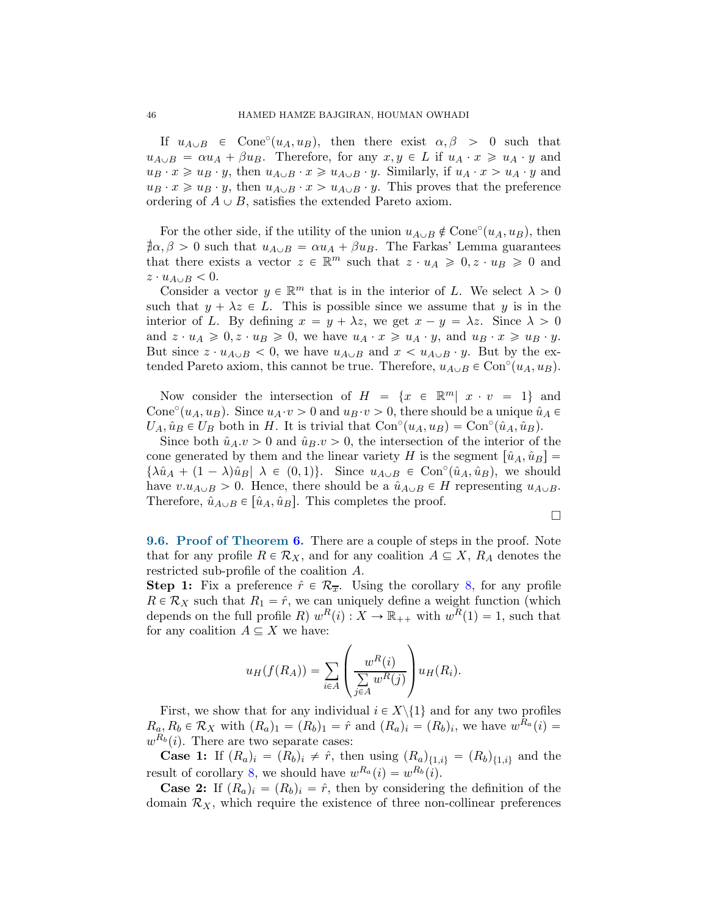If $u_{A \cup B} \in \text{Cone}^{\circ}(u_A, u_B)$, then there exist $\alpha, \beta > 0$ such that $u_{A\cup B} = \alpha u_A + \beta u_B$. Therefore, for any $x, y \in L$ if $u_A \cdot x \geqslant u_A \cdot y$ and $u_B \cdot x \geqslant u_B \cdot y$, then $u_{A\cup B} \cdot x \geqslant u_{A\cup B} \cdot y$. Similarly, if $u_A \cdot x > u_A \cdot y$ and $u_B \cdot x \geqslant u_B \cdot y$, then $u_{A\cup B} \cdot x > u_{A\cup B} \cdot y$. This proves that the preference ordering of $A \cup B$, satisfies the extended Pareto axiom.

For the other side, if the utility of the union $u_{A\cup B} \notin \text{Cone}^{\circ}(u_A, u_B)$, then $\nexists \alpha, \beta > 0$ such that $u_{A\cup B} = \alpha u_A + \beta u_B$. The Farkas' Lemma guarantees that there exists a vector $z \in \mathbb{R}^m$ such that $z \cdot u_A \geqslant 0, z \cdot u_B \geqslant 0$ and $z \cdot u_{A\cup B} < 0$.

Consider a vector $y \in \mathbb{R}^m$ that is in the interior of $L$. We select $\lambda > 0$ such that $y + \lambda z \in L$. This is possible since we assume that $y$ is in the interior of $L$. By defining $x = y + \lambda z$, we get $x - y = \lambda z$. Since $\lambda > 0$ and $z \cdot u_A \geqslant 0, z \cdot u_B \geqslant 0$, we have $u_A \cdot x \geqslant u_A \cdot y$, and $u_B \cdot x \geqslant u_B \cdot y$. But since $z \cdot u_{A\cup B} < 0$, we have $u_{A\cup B}$ and $x < u_{A\cup B} \cdot y$. But by the extended Pareto axiom, this cannot be true. Therefore, $u_{A\cup B} \in \text{Con}^{\circ}(u_A, u_B)$.

Now consider the intersection of $H = \{x \in \mathbb{R}^m | \; x \cdot v = 1\}$ and $\text{Cone}^{\circ}(u_A, u_B)$. Since $u_A \cdot v > 0$ and $u_B \cdot v > 0$, there should be a unique $\hat{u}_A \in U_A, \hat{u}_B \in U_B$ both in $H$. It is trivial that $\text{Con}^{\circ}(u_A, u_B) = \text{Con}^{\circ}(\hat{u}_A, \hat{u}_B)$.

Since both $\hat{u}_A.v > 0$ and $\hat{u}_B.v > 0$, the intersection of the interior of the cone generated by them and the linear variety $H$ is the segment $[\hat{u}_A, \hat{u}_B] = \{\lambda \hat{u}_A + (1-\lambda)\hat{u}_B | \; \lambda \in (0,1)\}$. Since $u_{A\cup B} \in \text{Con}^{\circ}(\hat{u}_A, \hat{u}_B)$, we should have $v.u_{A\cup B} > 0$. Hence, there should be a $\hat{u}_{A\cup B} \in H$ representing $u_{A\cup B}$. Therefore, $\hat{u}_{A\cup B} \in [\hat{u}_A, \hat{u}_B]$. This completes the proof.

∎

**9.6. Proof of Theorem 6.** There are a couple of steps in the proof. Note that for any profile $R \in \mathcal{R}_X$, and for any coalition $A \subseteq X$, $R_A$ denotes the restricted sub-profile of the coalition $A$.

**Step 1:** Fix a preference $\hat{r} \in \mathcal{R}_{\overline{x}}$. Using the corollary 8, for any profile $R \in \mathcal{R}_X$ such that $R_1 = \hat{r}$, we can uniquely define a weight function (which depends on the full profile $R$) $w^R(i) : X \to \mathbb{R}_{++}$ with $w^R(1) = 1$, such that for any coalition $A \subseteq X$ we have:

$$u_H(f(R_A)) = \sum_{i \in A} \left( \frac{w^R(i)}{\sum\limits_{j \in A} w^R(j)} \right) u_H(R_i).$$

First, we show that for any individual $i \in X \backslash \{1\}$ and for any two profiles $R_a, R_b \in \mathcal{R}_X$ with $(R_a)_1 = (R_b)_1 = \hat{r}$ and $(R_a)_i = (R_b)_i$, we have $w^{R_a}(i) = w^{R_b}(i)$. There are two separate cases:

**Case 1:** If $(R_a)_i = (R_b)_i \neq \hat{r}$, then using $(R_a)_{\{1,i\}} = (R_b)_{\{1,i\}}$ and the result of corollary 8, we should have $w^{R_a}(i) = w^{R_b}(i)$.

**Case 2:** If $(R_a)_i = (R_b)_i = \hat{r}$, then by considering the definition of the domain $\mathcal{R}_X$, which require the existence of three non-collinear preferences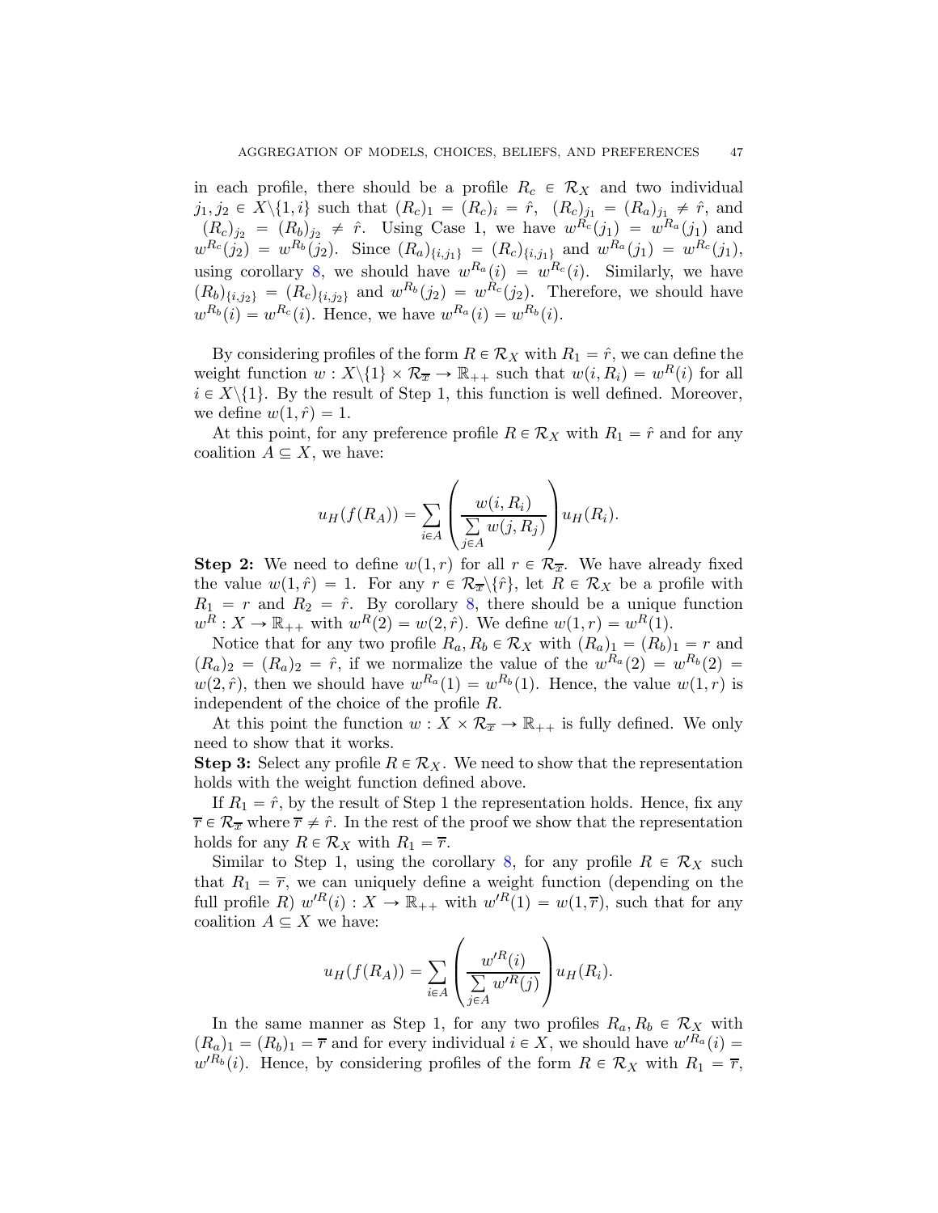in each profile, there should be a profile $R_c \in \mathcal{R}_X$ and two individual $j_1, j_2 \in X\backslash\{1, i\}$ such that $(R_c)_1 = (R_c)_i = \hat{r}$, $(R_c)_{j_1} = (R_a)_{j_1} \neq \hat{r}$, and $(R_c)_{j_2} = (R_b)_{j_2} \neq \hat{r}$. Using Case 1, we have $w^{R_c}(j_1) = w^{R_a}(j_1)$ and $w^{R_c}(j_2) = w^{R_b}(j_2)$. Since $(R_a)_{\{i,j_1\}} = (R_c)_{\{i,j_1\}}$ and $w^{R_a}(j_1) = w^{R_c}(j_1)$, using corollary 8, we should have $w^{R_a}(i) = w^{R_c}(i)$. Similarly, we have $(R_b)_{\{i,j_2\}} = (R_c)_{\{i,j_2\}}$ and $w^{R_b}(j_2) = w^{R_c}(j_2)$. Therefore, we should have $w^{R_b}(i) = w^{R_c}(i)$. Hence, we have $w^{R_a}(i) = w^{R_b}(i)$.

By considering profiles of the form $R \in \mathcal{R}_X$ with $R_1 = \hat{r}$, we can define the weight function $w : X\backslash\{1\} \times \mathcal{R}_{\overline{x}} \to \mathbb{R}_{++}$ such that $w(i, R_i) = w^R(i)$ for all $i \in X\backslash\{1\}$. By the result of Step 1, this function is well defined. Moreover, we define $w(1, \hat{r}) = 1$.

At this point, for any preference profile $R \in \mathcal{R}_X$ with $R_1 = \hat{r}$ and for any coalition $A \subseteq X$, we have:

$$u_H(f(R_A)) = \sum_{i\in A}\left(\frac{w(i, R_i)}{\sum\limits_{j\in A} w(j, R_j)}\right)u_H(R_i).$$

**Step 2:** We need to define $w(1, r)$ for all $r \in \mathcal{R}_{\overline{x}}$. We have already fixed the value $w(1, \hat{r}) = 1$. For any $r \in \mathcal{R}_{\overline{x}}\backslash\{\hat{r}\}$, let $R \in \mathcal{R}_X$ be a profile with $R_1 = r$ and $R_2 = \hat{r}$. By corollary 8, there should be a unique function $w^R : X \to \mathbb{R}_{++}$ with $w^R(2) = w(2, \hat{r})$. We define $w(1, r) = w^R(1)$.

Notice that for any two profile $R_a, R_b \in \mathcal{R}_X$ with $(R_a)_1 = (R_b)_1 = r$ and $(R_a)_2 = (R_a)_2 = \hat{r}$, if we normalize the value of the $w^{R_a}(2) = w^{R_b}(2) = w(2, \hat{r})$, then we should have $w^{R_a}(1) = w^{R_b}(1)$. Hence, the value $w(1, r)$ is independent of the choice of the profile $R$.

At this point the function $w : X \times \mathcal{R}_{\overline{x}} \to \mathbb{R}_{++}$ is fully defined. We only need to show that it works.

**Step 3:** Select any profile $R \in \mathcal{R}_X$. We need to show that the representation holds with the weight function defined above.

If $R_1 = \hat{r}$, by the result of Step 1 the representation holds. Hence, fix any $\overline{r} \in \mathcal{R}_{\overline{x}}$ where $\overline{r} \neq \hat{r}$. In the rest of the proof we show that the representation holds for any $R \in \mathcal{R}_X$ with $R_1 = \overline{r}$.

Similar to Step 1, using the corollary 8, for any profile $R \in \mathcal{R}_X$ such that $R_1 = \overline{r}$, we can uniquely define a weight function (depending on the full profile $R$) $w'^R(i) : X \to \mathbb{R}_{++}$ with $w'^R(1) = w(1, \overline{r})$, such that for any coalition $A \subseteq X$ we have:

$$u_H(f(R_A)) = \sum_{i\in A}\left(\frac{w'^R(i)}{\sum\limits_{j\in A} w'^R(j)}\right)u_H(R_i).$$

In the same manner as Step 1, for any two profiles $R_a, R_b \in \mathcal{R}_X$ with $(R_a)_1 = (R_b)_1 = \overline{r}$ and for every individual $i \in X$, we should have $w'^{R_a}(i) = w'^{R_b}(i)$. Hence, by considering profiles of the form $R \in \mathcal{R}_X$ with $R_1 = \overline{r}$,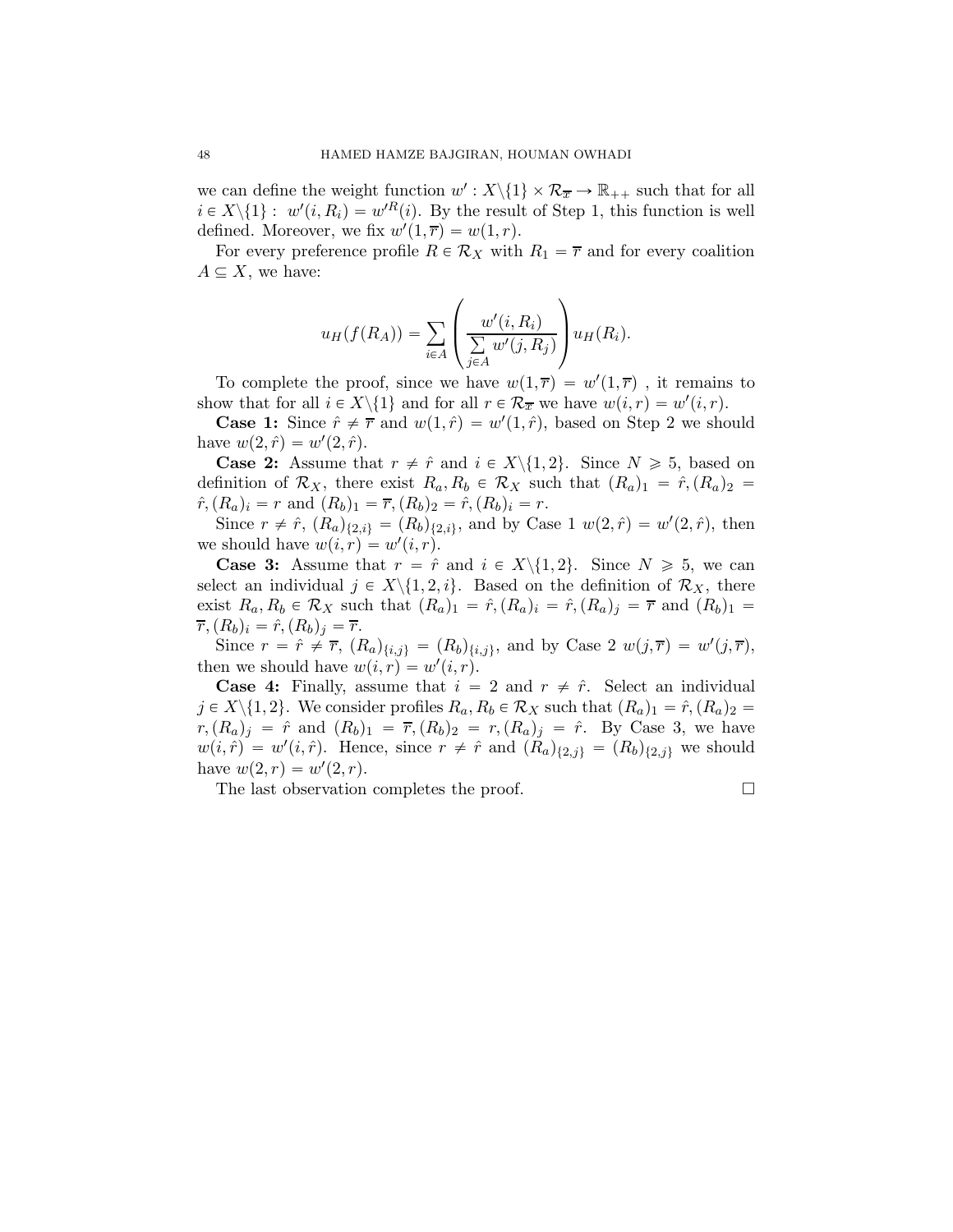we can define the weight function $w' : X\backslash\{1\} \times \mathcal{R}_{\overline{x}} \to \mathbb{R}_{++}$ such that for all $i \in X\backslash\{1\}: \ w'(i, R_i) = w'^{R}(i)$. By the result of Step 1, this function is well defined. Moreover, we fix $w'(1, \overline{r}) = w(1, r)$.

For every preference profile $R \in \mathcal{R}_X$ with $R_1 = \overline{r}$ and for every coalition $A \subseteq X$, we have:

$$u_H(f(R_A)) = \sum_{i \in A} \left( \frac{w'(i, R_i)}{\sum\limits_{j \in A} w'(j, R_j)} \right) u_H(R_i).$$

To complete the proof, since we have $w(1, \overline{r}) = w'(1, \overline{r})$ , it remains to show that for all $i \in X\backslash\{1\}$ and for all $r \in \mathcal{R}_{\overline{x}}$ we have $w(i, r) = w'(i, r)$.

**Case 1:** Since $\hat{r} \neq \overline{r}$ and $w(1, \hat{r}) = w'(1, \hat{r})$, based on Step 2 we should have $w(2, \hat{r}) = w'(2, \hat{r})$.

**Case 2:** Assume that $r \neq \hat{r}$ and $i \in X\backslash\{1, 2\}$. Since $N \geqslant 5$, based on definition of $\mathcal{R}_X$, there exist $R_a, R_b \in \mathcal{R}_X$ such that $(R_a)_1 = \hat{r}, (R_a)_2 = \hat{r}, (R_a)_i = r$ and $(R_b)_1 = \overline{r}, (R_b)_2 = \hat{r}, (R_b)_i = r$.

Since $r \neq \hat{r}$, $(R_a)_{\{2,i\}} = (R_b)_{\{2,i\}}$, and by Case 1 $w(2, \hat{r}) = w'(2, \hat{r})$, then we should have $w(i, r) = w'(i, r)$.

**Case 3:** Assume that $r = \hat{r}$ and $i \in X\backslash\{1, 2\}$. Since $N \geqslant 5$, we can select an individual $j \in X\backslash\{1, 2, i\}$. Based on the definition of $\mathcal{R}_X$, there exist $R_a, R_b \in \mathcal{R}_X$ such that $(R_a)_1 = \hat{r}, (R_a)_i = \hat{r}, (R_a)_j = \overline{r}$ and $(R_b)_1 = \overline{r}, (R_b)_i = \hat{r}, (R_b)_j = \overline{r}$.

Since $r = \hat{r} \neq \overline{r}$, $(R_a)_{\{i,j\}} = (R_b)_{\{i,j\}}$, and by Case 2 $w(j, \overline{r}) = w'(j, \overline{r})$, then we should have $w(i, r) = w'(i, r)$.

**Case 4:** Finally, assume that $i = 2$ and $r \neq \hat{r}$. Select an individual $j \in X\backslash\{1, 2\}$. We consider profiles $R_a, R_b \in \mathcal{R}_X$ such that $(R_a)_1 = \hat{r}, (R_a)_2 = r, (R_a)_j = \hat{r}$ and $(R_b)_1 = \overline{r}, (R_b)_2 = r, (R_a)_j = \hat{r}$. By Case 3, we have $w(i, \hat{r}) = w'(i, \hat{r})$. Hence, since $r \neq \hat{r}$ and $(R_a)_{\{2,j\}} = (R_b)_{\{2,j\}}$ we should have $w(2, r) = w'(2, r)$.

The last observation completes the proof. $\square$